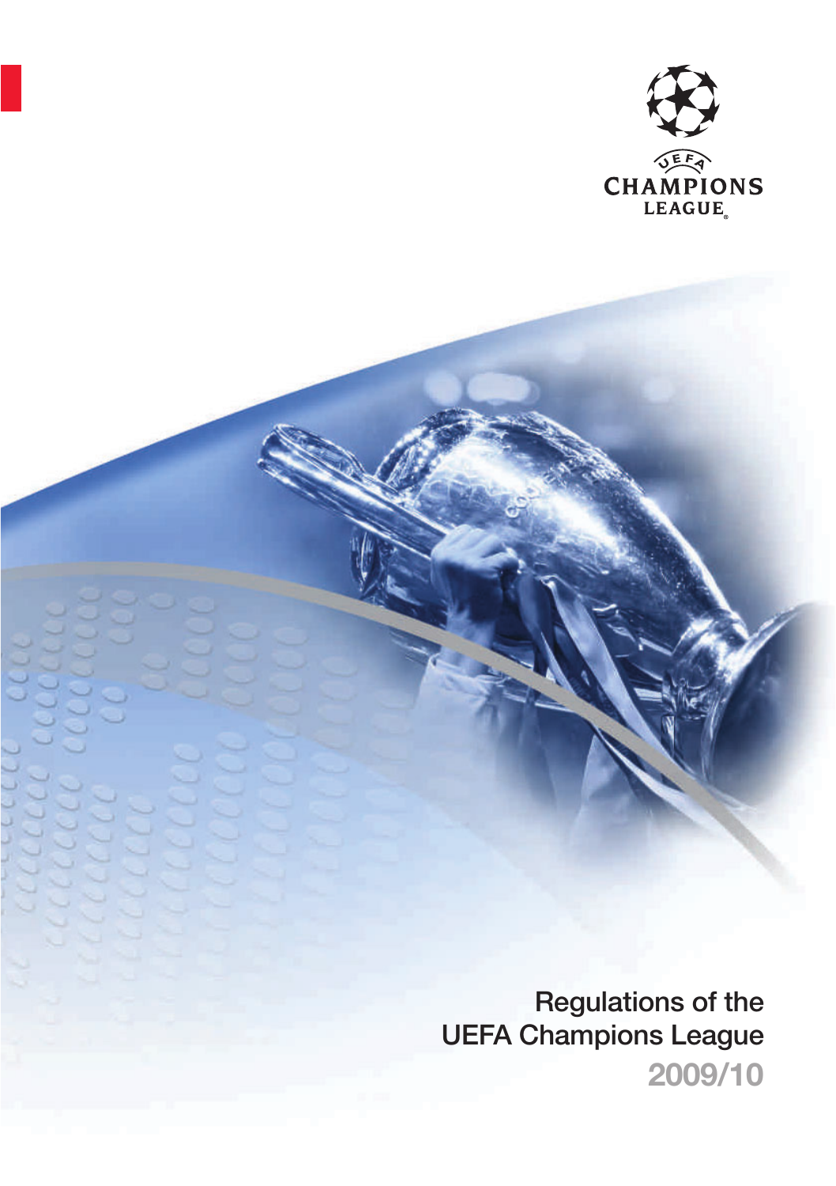UEFA CHAMPIONS LEAGUE

# Regulations of the UEFA Champions League

## 2009/10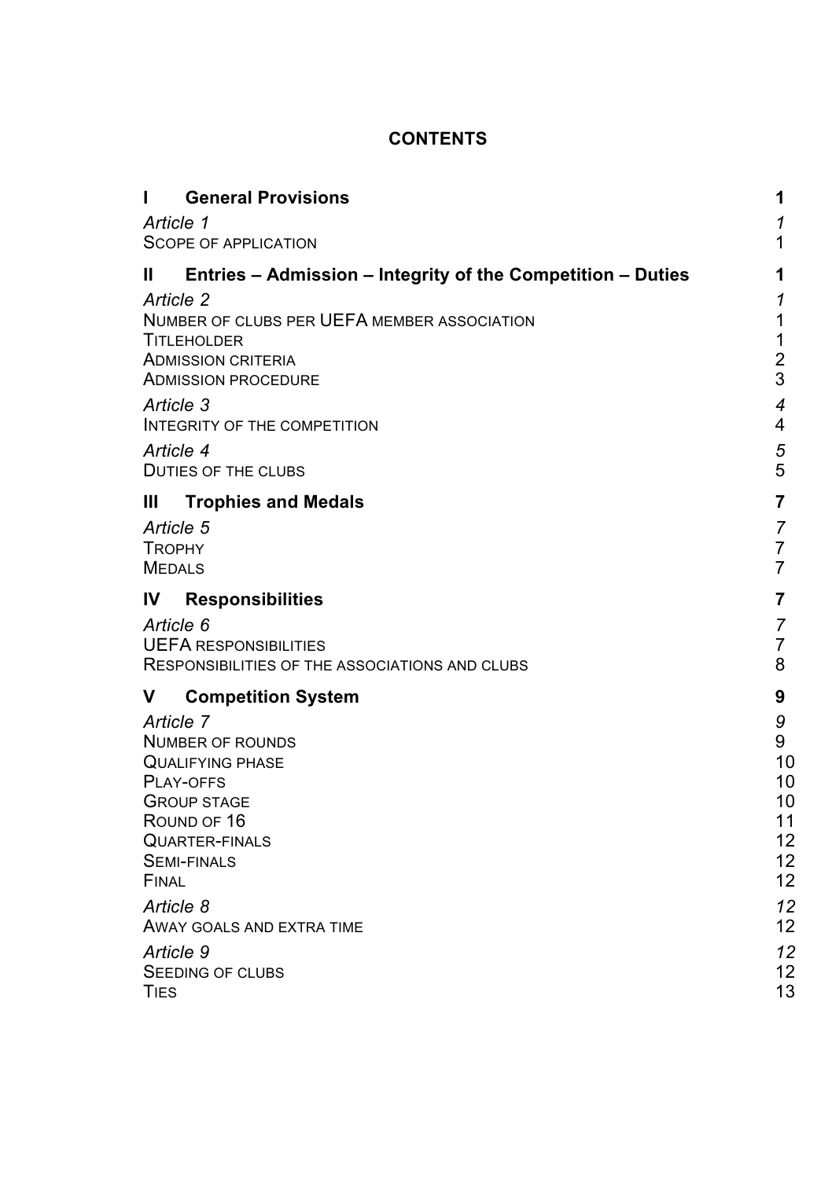# CONTENTS

| | |
|---|---|
| **I General Provisions** | **1** |
| *Article 1* | *1* |
| Scope of application | 1 |
| **II Entries – Admission – Integrity of the Competition – Duties** | **1** |
| *Article 2* | *1* |
| Number of clubs per UEFA member association | 1 |
| Titleholder | 1 |
| Admission criteria | 2 |
| Admission procedure | 3 |
| *Article 3* | *4* |
| Integrity of the competition | 4 |
| *Article 4* | *5* |
| Duties of the clubs | 5 |
| **III Trophies and Medals** | **7** |
| *Article 5* | *7* |
| Trophy | 7 |
| Medals | 7 |
| **IV Responsibilities** | **7** |
| *Article 6* | *7* |
| UEFA responsibilities | 7 |
| Responsibilities of the associations and clubs | 8 |
| **V Competition System** | **9** |
| *Article 7* | *9* |
| Number of rounds | 9 |
| Qualifying phase | 10 |
| Play-offs | 10 |
| Group stage | 10 |
| Round of 16 | 11 |
| Quarter-finals | 12 |
| Semi-finals | 12 |
| Final | 12 |
| *Article 8* | *12* |
| Away goals and extra time | 12 |
| *Article 9* | *12* |
| Seeding of clubs | 12 |
| Ties | 13 |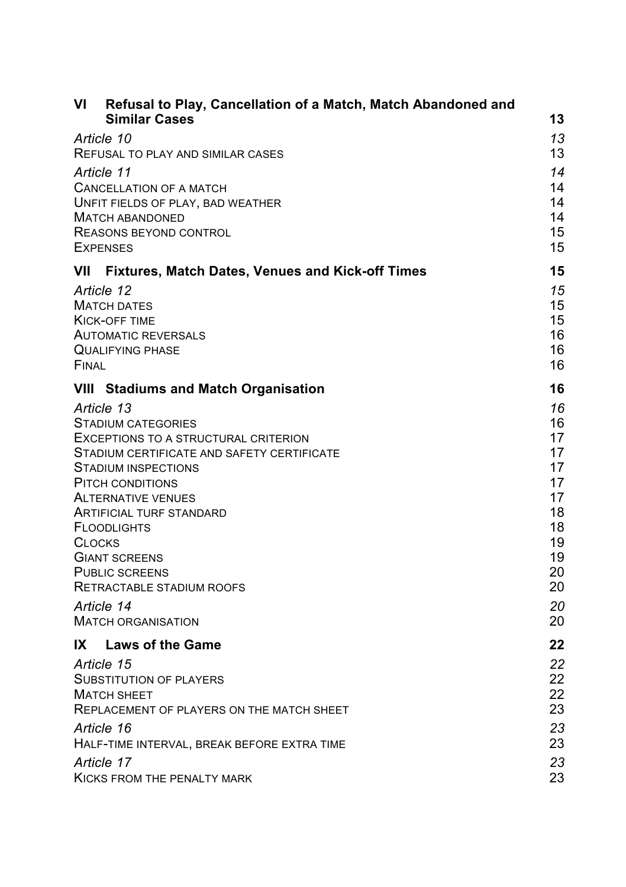| | |
|---|---|
| **VI Refusal to Play, Cancellation of a Match, Match Abandoned and Similar Cases** | **13** |
| *Article 10* | *13* |
| Refusal to play and similar cases | 13 |
| *Article 11* | *14* |
| Cancellation of a match | 14 |
| Unfit fields of play, bad weather | 14 |
| Match abandoned | 14 |
| Reasons beyond control | 15 |
| Expenses | 15 |
| **VII Fixtures, Match Dates, Venues and Kick-off Times** | **15** |
| *Article 12* | *15* |
| Match dates | 15 |
| Kick-off time | 15 |
| Automatic reversals | 16 |
| Qualifying phase | 16 |
| Final | 16 |
| **VIII Stadiums and Match Organisation** | **16** |
| *Article 13* | *16* |
| Stadium categories | 16 |
| Exceptions to a structural criterion | 17 |
| Stadium certificate and safety certificate | 17 |
| Stadium inspections | 17 |
| Pitch conditions | 17 |
| Alternative venues | 17 |
| Artificial turf standard | 18 |
| Floodlights | 18 |
| Clocks | 19 |
| Giant screens | 19 |
| Public screens | 20 |
| Retractable stadium roofs | 20 |
| *Article 14* | *20* |
| Match organisation | 20 |
| **IX Laws of the Game** | **22** |
| *Article 15* | *22* |
| Substitution of players | 22 |
| Match sheet | 22 |
| Replacement of players on the match sheet | 23 |
| *Article 16* | *23* |
| Half-time interval, break before extra time | 23 |
| *Article 17* | *23* |
| Kicks from the penalty mark | 23 |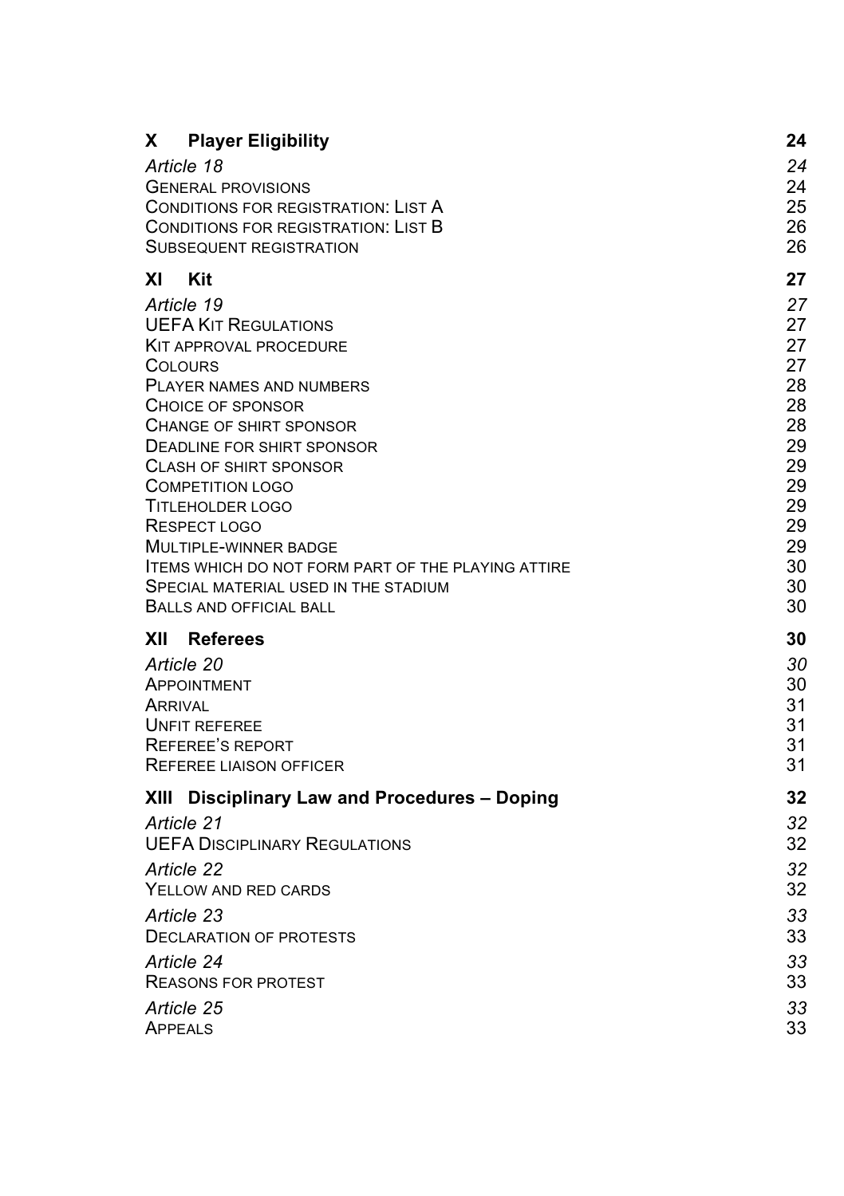| | |
|---|---|
| **X Player Eligibility** | **24** |
| *Article 18* | *24* |
| General provisions | 24 |
| Conditions for registration: List A | 25 |
| Conditions for registration: List B | 26 |
| Subsequent registration | 26 |
| **XI Kit** | **27** |
| *Article 19* | *27* |
| UEFA Kit Regulations | 27 |
| Kit approval procedure | 27 |
| Colours | 27 |
| Player names and numbers | 28 |
| Choice of sponsor | 28 |
| Change of shirt sponsor | 28 |
| Deadline for shirt sponsor | 29 |
| Clash of shirt sponsor | 29 |
| Competition logo | 29 |
| Titleholder logo | 29 |
| Respect logo | 29 |
| Multiple-winner badge | 29 |
| Items which do not form part of the playing attire | 30 |
| Special material used in the stadium | 30 |
| Balls and official ball | 30 |
| **XII Referees** | **30** |
| *Article 20* | *30* |
| Appointment | 30 |
| Arrival | 31 |
| Unfit referee | 31 |
| Referee's report | 31 |
| Referee liaison officer | 31 |
| **XIII Disciplinary Law and Procedures – Doping** | **32** |
| *Article 21* | *32* |
| UEFA Disciplinary Regulations | 32 |
| *Article 22* | *32* |
| Yellow and red cards | 32 |
| *Article 23* | *33* |
| Declaration of protests | 33 |
| *Article 24* | *33* |
| Reasons for protest | 33 |
| *Article 25* | *33* |
| Appeals | 33 |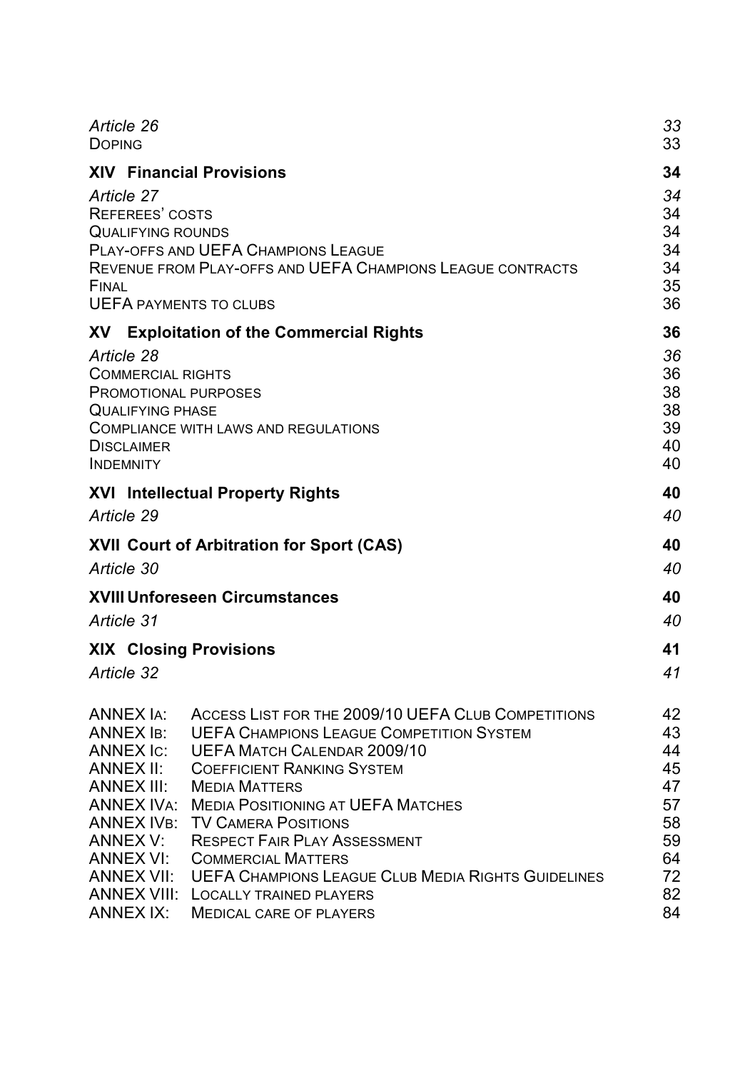| | |
|---|---|
| *Article 26* | *33* |
| DOPING | 33 |
| **XIV Financial Provisions** | **34** |
| *Article 27* | *34* |
| REFEREES' COSTS | 34 |
| QUALIFYING ROUNDS | 34 |
| PLAY-OFFS AND UEFA CHAMPIONS LEAGUE | 34 |
| REVENUE FROM PLAY-OFFS AND UEFA CHAMPIONS LEAGUE CONTRACTS | 34 |
| FINAL | 35 |
| UEFA PAYMENTS TO CLUBS | 36 |
| **XV Exploitation of the Commercial Rights** | **36** |
| *Article 28* | *36* |
| COMMERCIAL RIGHTS | 36 |
| PROMOTIONAL PURPOSES | 38 |
| QUALIFYING PHASE | 38 |
| COMPLIANCE WITH LAWS AND REGULATIONS | 39 |
| DISCLAIMER | 40 |
| INDEMNITY | 40 |
| **XVI Intellectual Property Rights** | **40** |
| *Article 29* | *40* |
| **XVII Court of Arbitration for Sport (CAS)** | **40** |
| *Article 30* | *40* |
| **XVIII Unforeseen Circumstances** | **40** |
| *Article 31* | *40* |
| **XIX Closing Provisions** | **41** |
| *Article 32* | *41* |

| | | |
|---|---|---|
| ANNEX IA: | ACCESS LIST FOR THE 2009/10 UEFA CLUB COMPETITIONS | 42 |
| ANNEX IB: | UEFA CHAMPIONS LEAGUE COMPETITION SYSTEM | 43 |
| ANNEX IC: | UEFA MATCH CALENDAR 2009/10 | 44 |
| ANNEX II: | COEFFICIENT RANKING SYSTEM | 45 |
| ANNEX III: | MEDIA MATTERS | 47 |
| ANNEX IVA: | MEDIA POSITIONING AT UEFA MATCHES | 57 |
| ANNEX IVB: | TV CAMERA POSITIONS | 58 |
| ANNEX V: | RESPECT FAIR PLAY ASSESSMENT | 59 |
| ANNEX VI: | COMMERCIAL MATTERS | 64 |
| ANNEX VII: | UEFA CHAMPIONS LEAGUE CLUB MEDIA RIGHTS GUIDELINES | 72 |
| ANNEX VIII: | LOCALLY TRAINED PLAYERS | 82 |
| ANNEX IX: | MEDICAL CARE OF PLAYERS | 84 |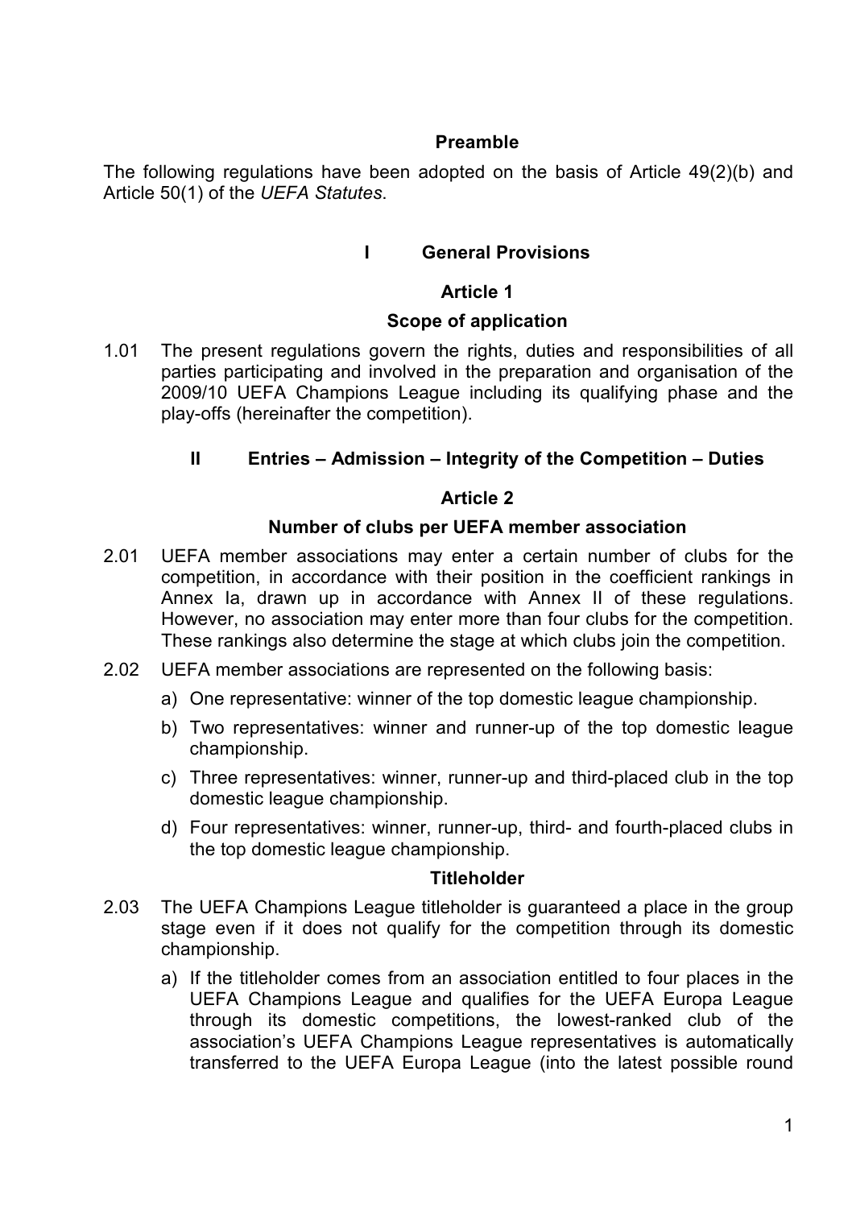## Preamble

The following regulations have been adopted on the basis of Article 49(2)(b) and Article 50(1) of the *UEFA Statutes.*

# I General Provisions

## Article 1

### Scope of application

1.01 The present regulations govern the rights, duties and responsibilities of all parties participating and involved in the preparation and organisation of the 2009/10 UEFA Champions League including its qualifying phase and the play-offs (hereinafter the competition).

# II Entries – Admission – Integrity of the Competition – Duties

## Article 2

### Number of clubs per UEFA member association

2.01 UEFA member associations may enter a certain number of clubs for the competition, in accordance with their position in the coefficient rankings in Annex Ia, drawn up in accordance with Annex II of these regulations. However, no association may enter more than four clubs for the competition. These rankings also determine the stage at which clubs join the competition.

2.02 UEFA member associations are represented on the following basis:

a) One representative: winner of the top domestic league championship.

b) Two representatives: winner and runner-up of the top domestic league championship.

c) Three representatives: winner, runner-up and third-placed club in the top domestic league championship.

d) Four representatives: winner, runner-up, third- and fourth-placed clubs in the top domestic league championship.

### Titleholder

2.03 The UEFA Champions League titleholder is guaranteed a place in the group stage even if it does not qualify for the competition through its domestic championship.

a) If the titleholder comes from an association entitled to four places in the UEFA Champions League and qualifies for the UEFA Europa League through its domestic competitions, the lowest-ranked club of the association's UEFA Champions League representatives is automatically transferred to the UEFA Europa League (into the latest possible round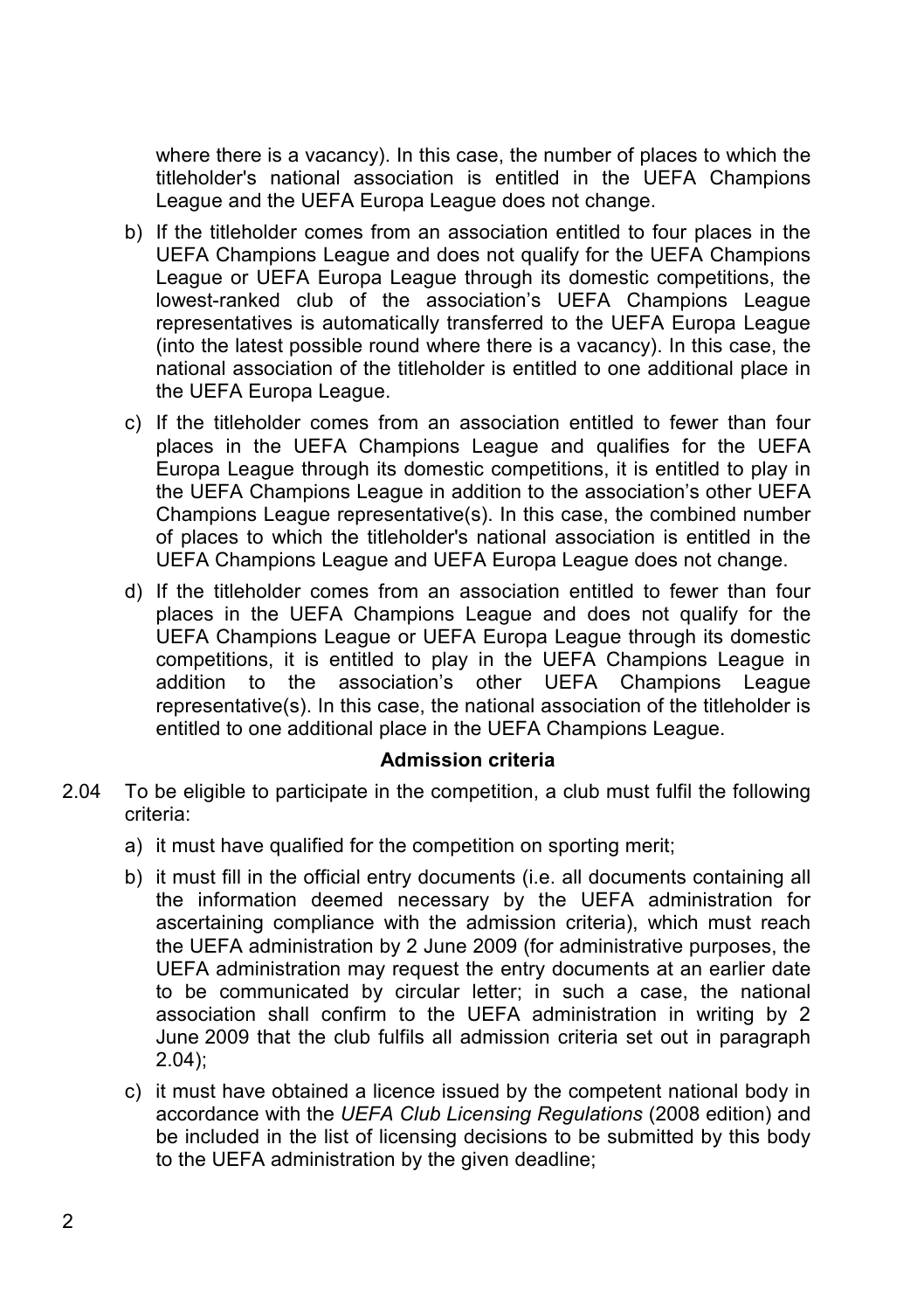where there is a vacancy). In this case, the number of places to which the titleholder's national association is entitled in the UEFA Champions League and the UEFA Europa League does not change.

b) If the titleholder comes from an association entitled to four places in the UEFA Champions League and does not qualify for the UEFA Champions League or UEFA Europa League through its domestic competitions, the lowest-ranked club of the association's UEFA Champions League representatives is automatically transferred to the UEFA Europa League (into the latest possible round where there is a vacancy). In this case, the national association of the titleholder is entitled to one additional place in the UEFA Europa League.

c) If the titleholder comes from an association entitled to fewer than four places in the UEFA Champions League and qualifies for the UEFA Europa League through its domestic competitions, it is entitled to play in the UEFA Champions League in addition to the association's other UEFA Champions League representative(s). In this case, the combined number of places to which the titleholder's national association is entitled in the UEFA Champions League and UEFA Europa League does not change.

d) If the titleholder comes from an association entitled to fewer than four places in the UEFA Champions League and does not qualify for the UEFA Champions League or UEFA Europa League through its domestic competitions, it is entitled to play in the UEFA Champions League in addition to the association's other UEFA Champions League representative(s). In this case, the national association of the titleholder is entitled to one additional place in the UEFA Champions League.

**Admission criteria**

2.04 To be eligible to participate in the competition, a club must fulfil the following criteria:

a) it must have qualified for the competition on sporting merit;

b) it must fill in the official entry documents (i.e. all documents containing all the information deemed necessary by the UEFA administration for ascertaining compliance with the admission criteria), which must reach the UEFA administration by 2 June 2009 (for administrative purposes, the UEFA administration may request the entry documents at an earlier date to be communicated by circular letter; in such a case, the national association shall confirm to the UEFA administration in writing by 2 June 2009 that the club fulfils all admission criteria set out in paragraph 2.04);

c) it must have obtained a licence issued by the competent national body in accordance with the *UEFA Club Licensing Regulations* (2008 edition) and be included in the list of licensing decisions to be submitted by this body to the UEFA administration by the given deadline;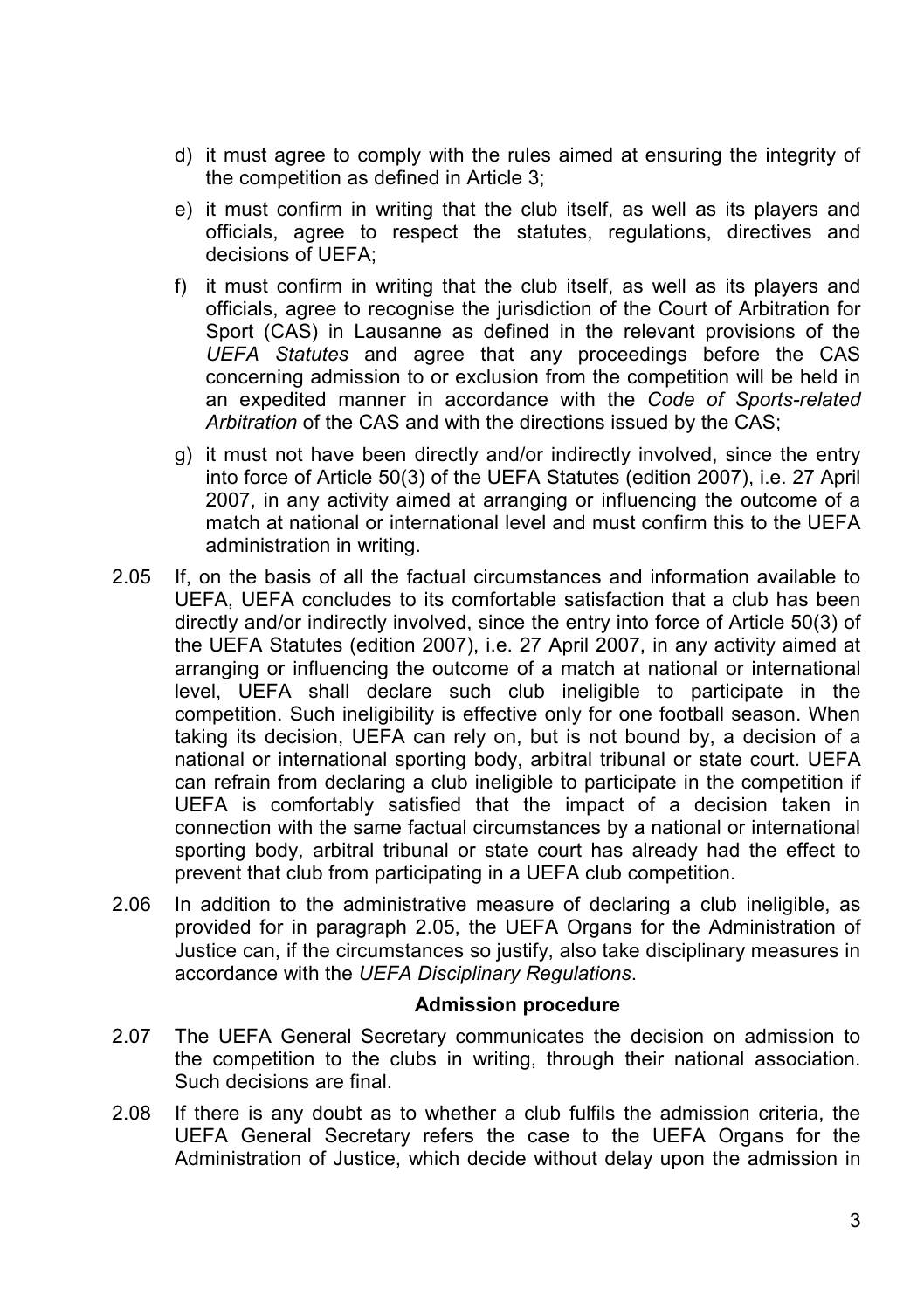d) it must agree to comply with the rules aimed at ensuring the integrity of the competition as defined in Article 3;

e) it must confirm in writing that the club itself, as well as its players and officials, agree to respect the statutes, regulations, directives and decisions of UEFA;

f) it must confirm in writing that the club itself, as well as its players and officials, agree to recognise the jurisdiction of the Court of Arbitration for Sport (CAS) in Lausanne as defined in the relevant provisions of the *UEFA Statutes* and agree that any proceedings before the CAS concerning admission to or exclusion from the competition will be held in an expedited manner in accordance with the *Code of Sports-related Arbitration* of the CAS and with the directions issued by the CAS;

g) it must not have been directly and/or indirectly involved, since the entry into force of Article 50(3) of the UEFA Statutes (edition 2007), i.e. 27 April 2007, in any activity aimed at arranging or influencing the outcome of a match at national or international level and must confirm this to the UEFA administration in writing.

2.05 If, on the basis of all the factual circumstances and information available to UEFA, UEFA concludes to its comfortable satisfaction that a club has been directly and/or indirectly involved, since the entry into force of Article 50(3) of the UEFA Statutes (edition 2007), i.e. 27 April 2007, in any activity aimed at arranging or influencing the outcome of a match at national or international level, UEFA shall declare such club ineligible to participate in the competition. Such ineligibility is effective only for one football season. When taking its decision, UEFA can rely on, but is not bound by, a decision of a national or international sporting body, arbitral tribunal or state court. UEFA can refrain from declaring a club ineligible to participate in the competition if UEFA is comfortably satisfied that the impact of a decision taken in connection with the same factual circumstances by a national or international sporting body, arbitral tribunal or state court has already had the effect to prevent that club from participating in a UEFA club competition.

2.06 In addition to the administrative measure of declaring a club ineligible, as provided for in paragraph 2.05, the UEFA Organs for the Administration of Justice can, if the circumstances so justify, also take disciplinary measures in accordance with the *UEFA Disciplinary Regulations*.

**Admission procedure**

2.07 The UEFA General Secretary communicates the decision on admission to the competition to the clubs in writing, through their national association. Such decisions are final.

2.08 If there is any doubt as to whether a club fulfils the admission criteria, the UEFA General Secretary refers the case to the UEFA Organs for the Administration of Justice, which decide without delay upon the admission in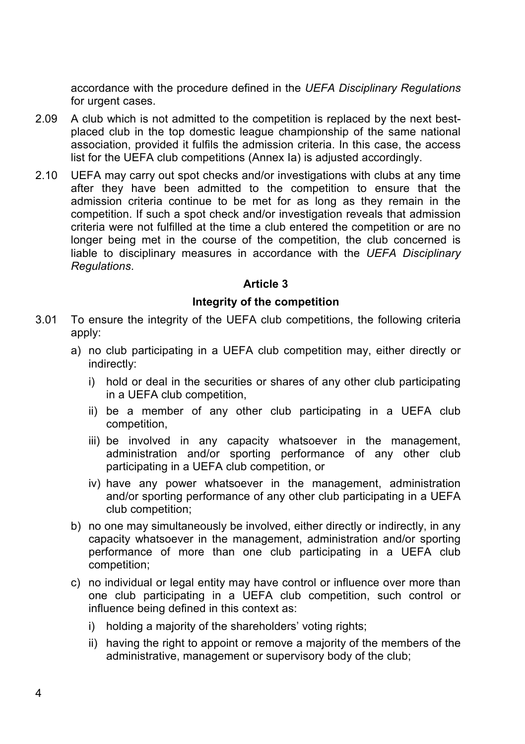accordance with the procedure defined in the *UEFA Disciplinary Regulations* for urgent cases.

2.09 A club which is not admitted to the competition is replaced by the next best-placed club in the top domestic league championship of the same national association, provided it fulfils the admission criteria. In this case, the access list for the UEFA club competitions (Annex Ia) is adjusted accordingly.

2.10 UEFA may carry out spot checks and/or investigations with clubs at any time after they have been admitted to the competition to ensure that the admission criteria continue to be met for as long as they remain in the competition. If such a spot check and/or investigation reveals that admission criteria were not fulfilled at the time a club entered the competition or are no longer being met in the course of the competition, the club concerned is liable to disciplinary measures in accordance with the *UEFA Disciplinary Regulations*.

## Article 3

## Integrity of the competition

3.01 To ensure the integrity of the UEFA club competitions, the following criteria apply:

a) no club participating in a UEFA club competition may, either directly or indirectly:

   i) hold or deal in the securities or shares of any other club participating in a UEFA club competition,

   ii) be a member of any other club participating in a UEFA club competition,

   iii) be involved in any capacity whatsoever in the management, administration and/or sporting performance of any other club participating in a UEFA club competition, or

   iv) have any power whatsoever in the management, administration and/or sporting performance of any other club participating in a UEFA club competition;

b) no one may simultaneously be involved, either directly or indirectly, in any capacity whatsoever in the management, administration and/or sporting performance of more than one club participating in a UEFA club competition;

c) no individual or legal entity may have control or influence over more than one club participating in a UEFA club competition, such control or influence being defined in this context as:

   i) holding a majority of the shareholders' voting rights;

   ii) having the right to appoint or remove a majority of the members of the administrative, management or supervisory body of the club;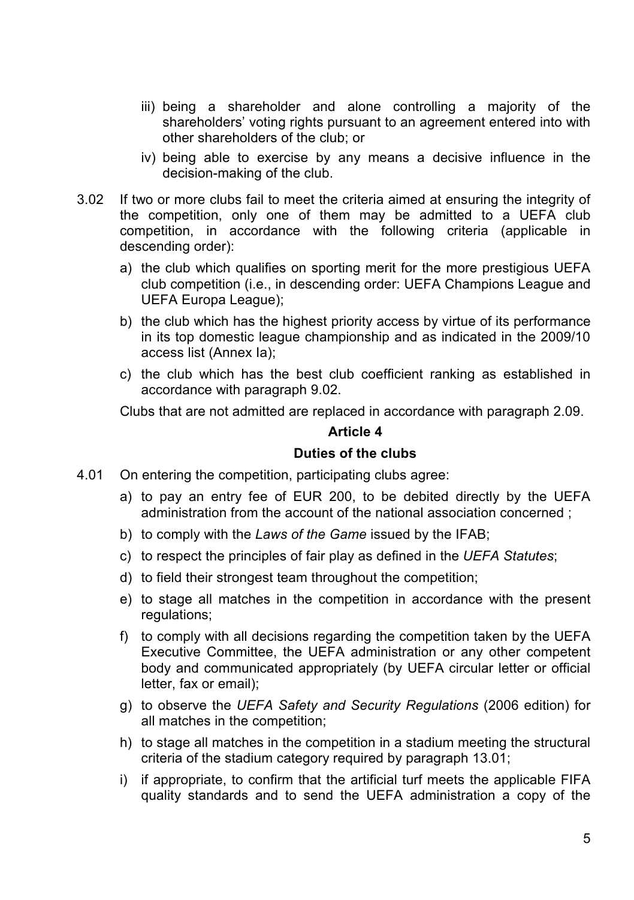iii) being a shareholder and alone controlling a majority of the shareholders' voting rights pursuant to an agreement entered into with other shareholders of the club; or

iv) being able to exercise by any means a decisive influence in the decision-making of the club.

3.02 If two or more clubs fail to meet the criteria aimed at ensuring the integrity of the competition, only one of them may be admitted to a UEFA club competition, in accordance with the following criteria (applicable in descending order):

a) the club which qualifies on sporting merit for the more prestigious UEFA club competition (i.e., in descending order: UEFA Champions League and UEFA Europa League);

b) the club which has the highest priority access by virtue of its performance in its top domestic league championship and as indicated in the 2009/10 access list (Annex Ia);

c) the club which has the best club coefficient ranking as established in accordance with paragraph 9.02.

Clubs that are not admitted are replaced in accordance with paragraph 2.09.

## Article 4

## Duties of the clubs

4.01 On entering the competition, participating clubs agree:

a) to pay an entry fee of EUR 200, to be debited directly by the UEFA administration from the account of the national association concerned ;

b) to comply with the *Laws of the Game* issued by the IFAB;

c) to respect the principles of fair play as defined in the *UEFA Statutes*;

d) to field their strongest team throughout the competition;

e) to stage all matches in the competition in accordance with the present regulations;

f) to comply with all decisions regarding the competition taken by the UEFA Executive Committee, the UEFA administration or any other competent body and communicated appropriately (by UEFA circular letter or official letter, fax or email);

g) to observe the *UEFA Safety and Security Regulations* (2006 edition) for all matches in the competition;

h) to stage all matches in the competition in a stadium meeting the structural criteria of the stadium category required by paragraph 13.01;

i) if appropriate, to confirm that the artificial turf meets the applicable FIFA quality standards and to send the UEFA administration a copy of the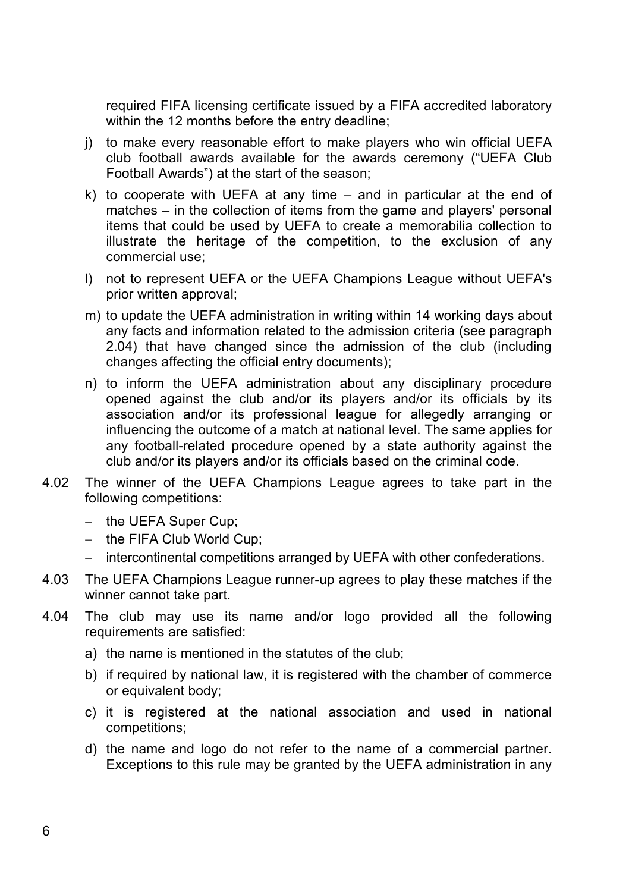required FIFA licensing certificate issued by a FIFA accredited laboratory within the 12 months before the entry deadline;

j) to make every reasonable effort to make players who win official UEFA club football awards available for the awards ceremony ("UEFA Club Football Awards") at the start of the season;

k) to cooperate with UEFA at any time – and in particular at the end of matches – in the collection of items from the game and players' personal items that could be used by UEFA to create a memorabilia collection to illustrate the heritage of the competition, to the exclusion of any commercial use;

l) not to represent UEFA or the UEFA Champions League without UEFA's prior written approval;

m) to update the UEFA administration in writing within 14 working days about any facts and information related to the admission criteria (see paragraph 2.04) that have changed since the admission of the club (including changes affecting the official entry documents);

n) to inform the UEFA administration about any disciplinary procedure opened against the club and/or its players and/or its officials by its association and/or its professional league for allegedly arranging or influencing the outcome of a match at national level. The same applies for any football-related procedure opened by a state authority against the club and/or its players and/or its officials based on the criminal code.

4.02 The winner of the UEFA Champions League agrees to take part in the following competitions:

- the UEFA Super Cup;
- the FIFA Club World Cup;
- intercontinental competitions arranged by UEFA with other confederations.

4.03 The UEFA Champions League runner-up agrees to play these matches if the winner cannot take part.

4.04 The club may use its name and/or logo provided all the following requirements are satisfied:

a) the name is mentioned in the statutes of the club;

b) if required by national law, it is registered with the chamber of commerce or equivalent body;

c) it is registered at the national association and used in national competitions;

d) the name and logo do not refer to the name of a commercial partner. Exceptions to this rule may be granted by the UEFA administration in any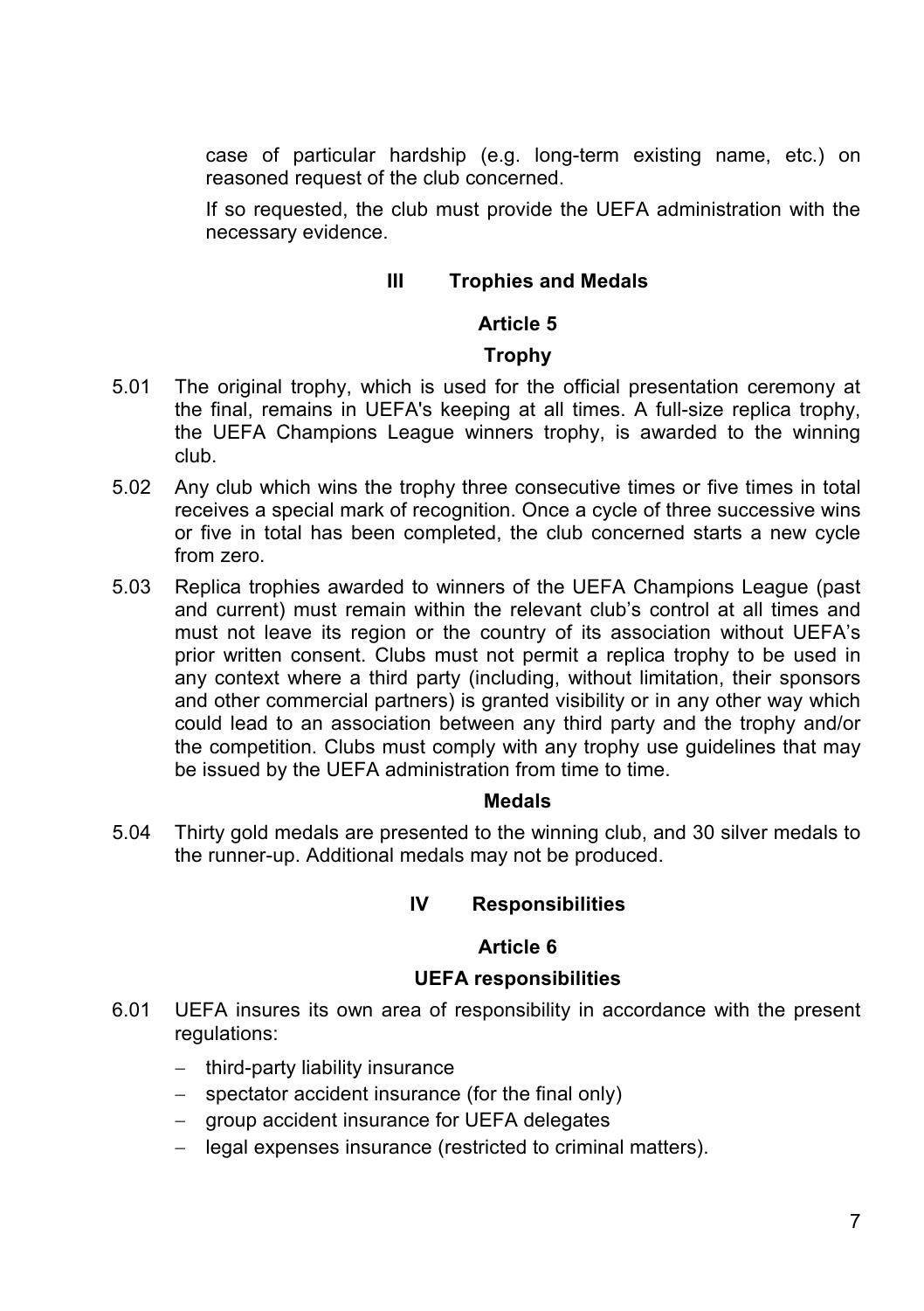case of particular hardship (e.g. long-term existing name, etc.) on reasoned request of the club concerned.

If so requested, the club must provide the UEFA administration with the necessary evidence.

## III Trophies and Medals

### Article 5

#### Trophy

5.01 The original trophy, which is used for the official presentation ceremony at the final, remains in UEFA's keeping at all times. A full-size replica trophy, the UEFA Champions League winners trophy, is awarded to the winning club.

5.02 Any club which wins the trophy three consecutive times or five times in total receives a special mark of recognition. Once a cycle of three successive wins or five in total has been completed, the club concerned starts a new cycle from zero.

5.03 Replica trophies awarded to winners of the UEFA Champions League (past and current) must remain within the relevant club's control at all times and must not leave its region or the country of its association without UEFA's prior written consent. Clubs must not permit a replica trophy to be used in any context where a third party (including, without limitation, their sponsors and other commercial partners) is granted visibility or in any other way which could lead to an association between any third party and the trophy and/or the competition. Clubs must comply with any trophy use guidelines that may be issued by the UEFA administration from time to time.

#### Medals

5.04 Thirty gold medals are presented to the winning club, and 30 silver medals to the runner-up. Additional medals may not be produced.

## IV Responsibilities

### Article 6

#### UEFA responsibilities

6.01 UEFA insures its own area of responsibility in accordance with the present regulations:

- third-party liability insurance
- spectator accident insurance (for the final only)
- group accident insurance for UEFA delegates
- legal expenses insurance (restricted to criminal matters).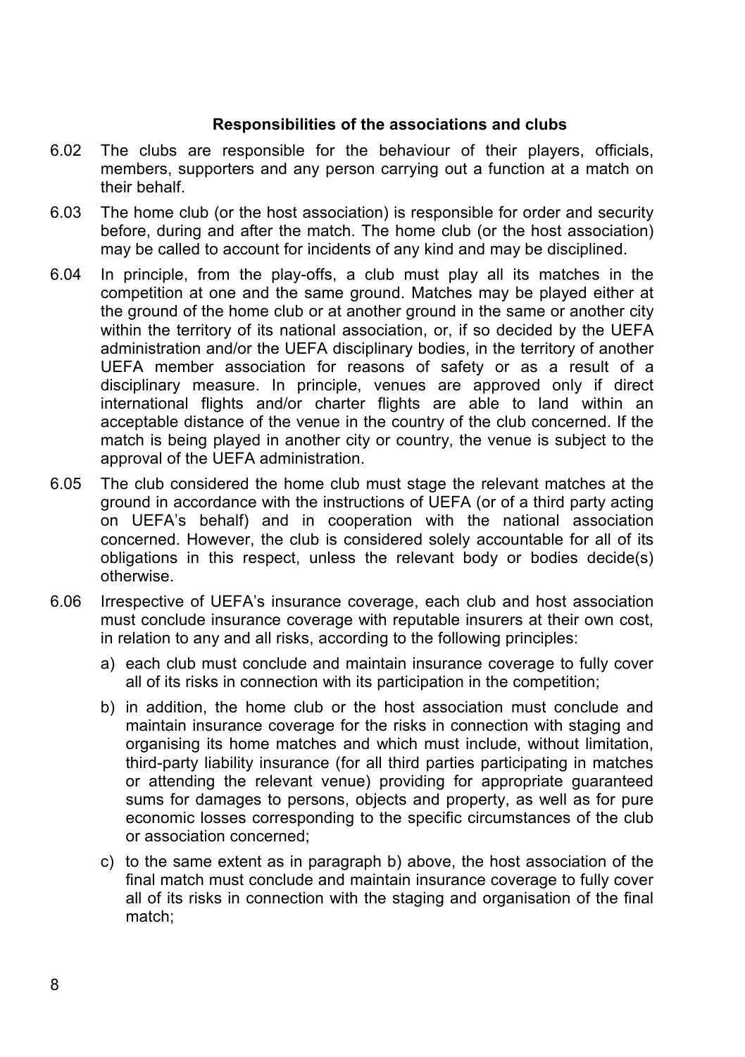### Responsibilities of the associations and clubs

6.02 The clubs are responsible for the behaviour of their players, officials, members, supporters and any person carrying out a function at a match on their behalf.

6.03 The home club (or the host association) is responsible for order and security before, during and after the match. The home club (or the host association) may be called to account for incidents of any kind and may be disciplined.

6.04 In principle, from the play-offs, a club must play all its matches in the competition at one and the same ground. Matches may be played either at the ground of the home club or at another ground in the same or another city within the territory of its national association, or, if so decided by the UEFA administration and/or the UEFA disciplinary bodies, in the territory of another UEFA member association for reasons of safety or as a result of a disciplinary measure. In principle, venues are approved only if direct international flights and/or charter flights are able to land within an acceptable distance of the venue in the country of the club concerned. If the match is being played in another city or country, the venue is subject to the approval of the UEFA administration.

6.05 The club considered the home club must stage the relevant matches at the ground in accordance with the instructions of UEFA (or of a third party acting on UEFA's behalf) and in cooperation with the national association concerned. However, the club is considered solely accountable for all of its obligations in this respect, unless the relevant body or bodies decide(s) otherwise.

6.06 Irrespective of UEFA's insurance coverage, each club and host association must conclude insurance coverage with reputable insurers at their own cost, in relation to any and all risks, according to the following principles:

a) each club must conclude and maintain insurance coverage to fully cover all of its risks in connection with its participation in the competition;

b) in addition, the home club or the host association must conclude and maintain insurance coverage for the risks in connection with staging and organising its home matches and which must include, without limitation, third-party liability insurance (for all third parties participating in matches or attending the relevant venue) providing for appropriate guaranteed sums for damages to persons, objects and property, as well as for pure economic losses corresponding to the specific circumstances of the club or association concerned;

c) to the same extent as in paragraph b) above, the host association of the final match must conclude and maintain insurance coverage to fully cover all of its risks in connection with the staging and organisation of the final match;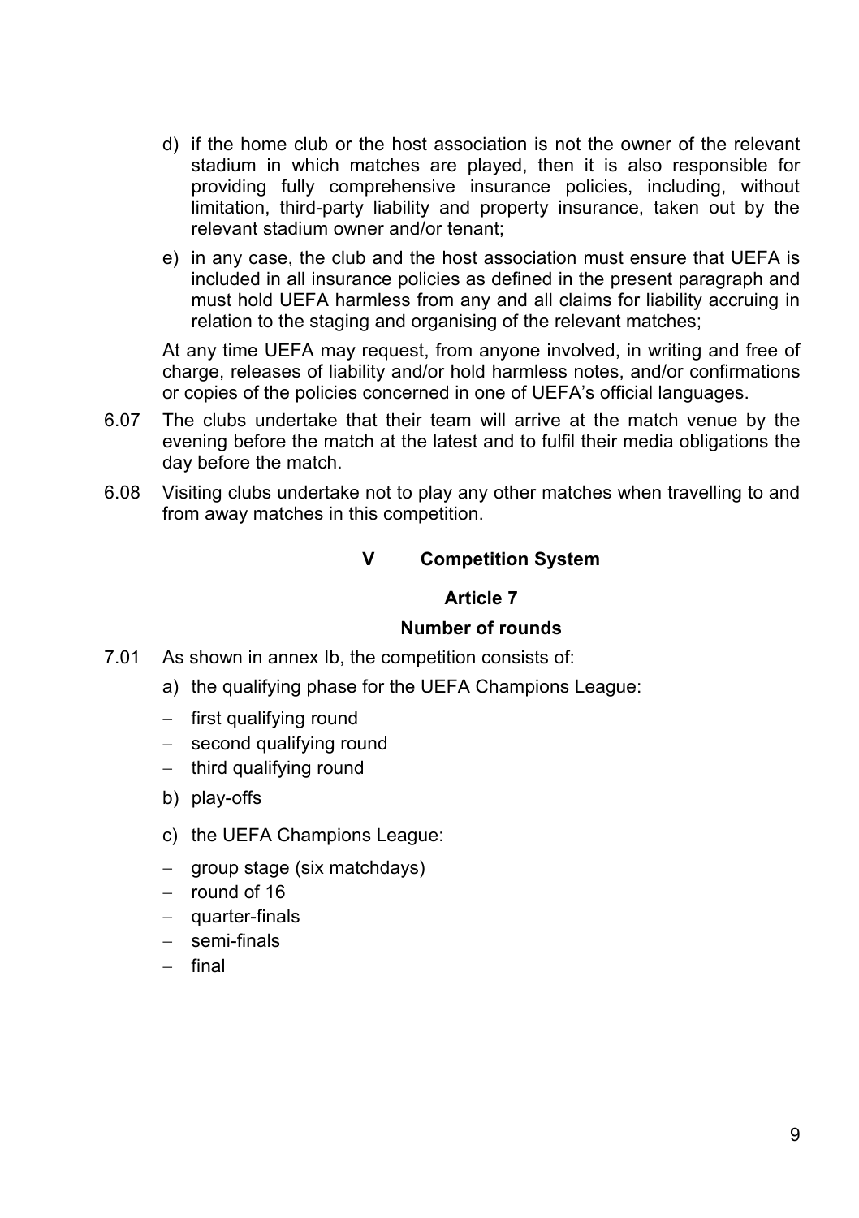d) if the home club or the host association is not the owner of the relevant stadium in which matches are played, then it is also responsible for providing fully comprehensive insurance policies, including, without limitation, third-party liability and property insurance, taken out by the relevant stadium owner and/or tenant;

e) in any case, the club and the host association must ensure that UEFA is included in all insurance policies as defined in the present paragraph and must hold UEFA harmless from any and all claims for liability accruing in relation to the staging and organising of the relevant matches;

At any time UEFA may request, from anyone involved, in writing and free of charge, releases of liability and/or hold harmless notes, and/or confirmations or copies of the policies concerned in one of UEFA's official languages.

6.07 The clubs undertake that their team will arrive at the match venue by the evening before the match at the latest and to fulfil their media obligations the day before the match.

6.08 Visiting clubs undertake not to play any other matches when travelling to and from away matches in this competition.

## V Competition System

### Article 7

### Number of rounds

7.01 As shown in annex Ib, the competition consists of:

a) the qualifying phase for the UEFA Champions League:

- first qualifying round
- second qualifying round
- third qualifying round

b) play-offs

c) the UEFA Champions League:

- group stage (six matchdays)
- round of 16
- quarter-finals
- semi-finals
- final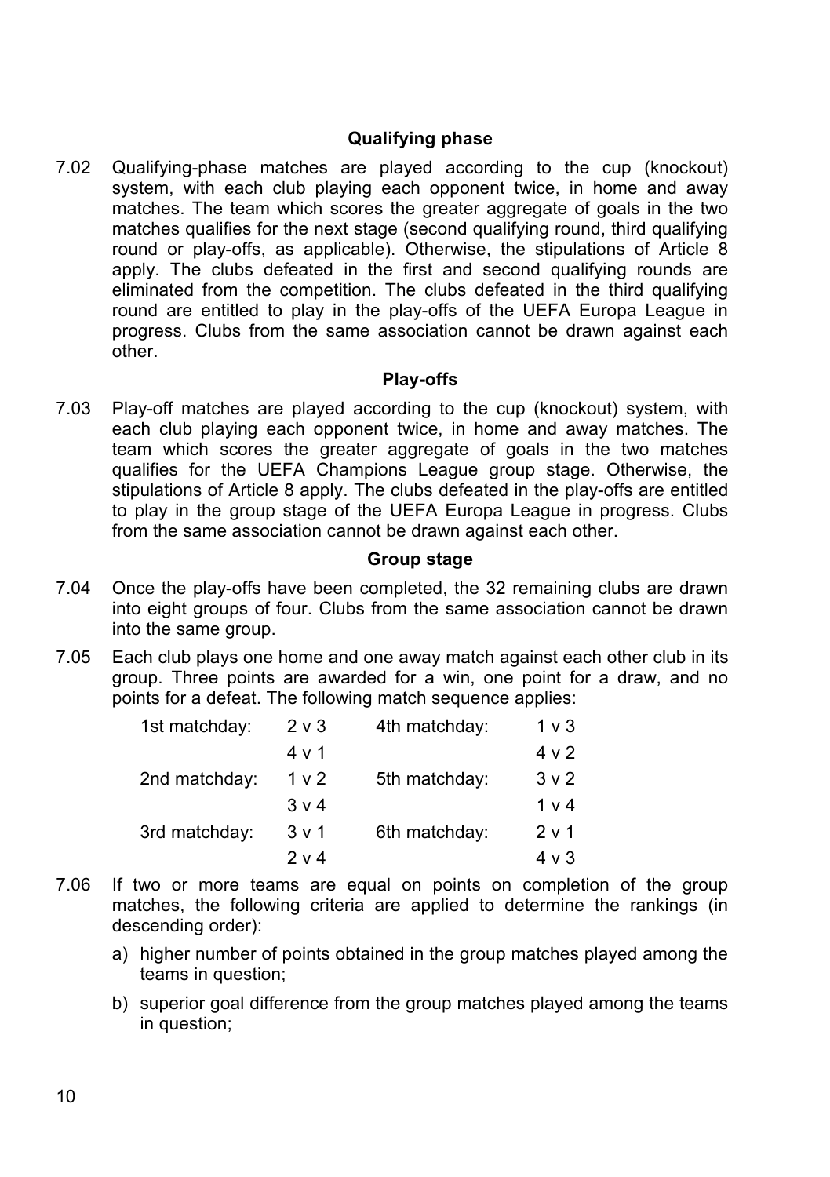### Qualifying phase

7.02 Qualifying-phase matches are played according to the cup (knockout) system, with each club playing each opponent twice, in home and away matches. The team which scores the greater aggregate of goals in the two matches qualifies for the next stage (second qualifying round, third qualifying round or play-offs, as applicable). Otherwise, the stipulations of Article 8 apply. The clubs defeated in the first and second qualifying rounds are eliminated from the competition. The clubs defeated in the third qualifying round are entitled to play in the play-offs of the UEFA Europa League in progress. Clubs from the same association cannot be drawn against each other.

### Play-offs

7.03 Play-off matches are played according to the cup (knockout) system, with each club playing each opponent twice, in home and away matches. The team which scores the greater aggregate of goals in the two matches qualifies for the UEFA Champions League group stage. Otherwise, the stipulations of Article 8 apply. The clubs defeated in the play-offs are entitled to play in the group stage of the UEFA Europa League in progress. Clubs from the same association cannot be drawn against each other.

### Group stage

7.04 Once the play-offs have been completed, the 32 remaining clubs are drawn into eight groups of four. Clubs from the same association cannot be drawn into the same group.

7.05 Each club plays one home and one away match against each other club in its group. Three points are awarded for a win, one point for a draw, and no points for a defeat. The following match sequence applies:

| | | | |
|---|---|---|---|
| 1st matchday: | 2 v 3 | 4th matchday: | 1 v 3 |
| | 4 v 1 | | 4 v 2 |
| 2nd matchday: | 1 v 2 | 5th matchday: | 3 v 2 |
| | 3 v 4 | | 1 v 4 |
| 3rd matchday: | 3 v 1 | 6th matchday: | 2 v 1 |
| | 2 v 4 | | 4 v 3 |

7.06 If two or more teams are equal on points on completion of the group matches, the following criteria are applied to determine the rankings (in descending order):

a) higher number of points obtained in the group matches played among the teams in question;

b) superior goal difference from the group matches played among the teams in question;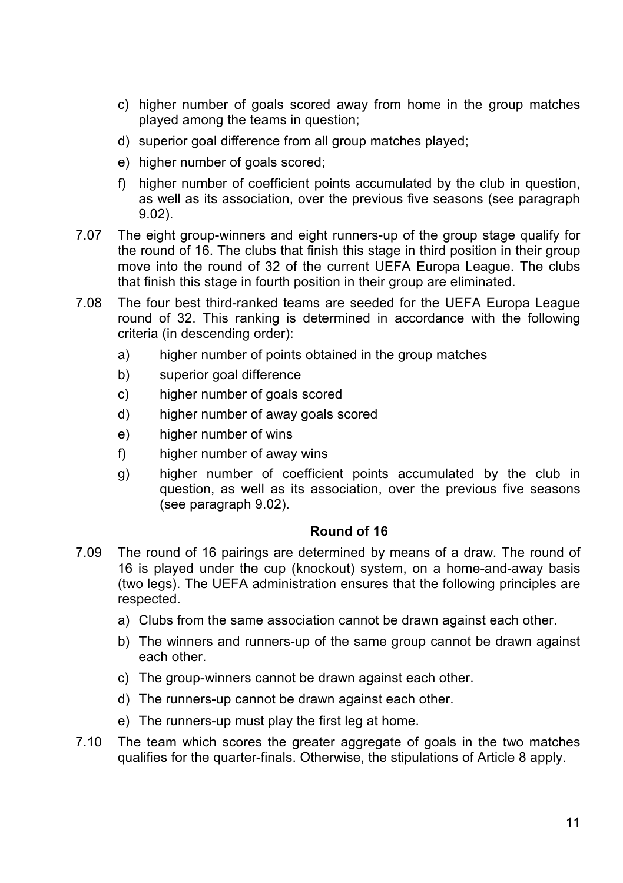c) higher number of goals scored away from home in the group matches played among the teams in question;

d) superior goal difference from all group matches played;

e) higher number of goals scored;

f) higher number of coefficient points accumulated by the club in question, as well as its association, over the previous five seasons (see paragraph 9.02).

7.07 The eight group-winners and eight runners-up of the group stage qualify for the round of 16. The clubs that finish this stage in third position in their group move into the round of 32 of the current UEFA Europa League. The clubs that finish this stage in fourth position in their group are eliminated.

7.08 The four best third-ranked teams are seeded for the UEFA Europa League round of 32. This ranking is determined in accordance with the following criteria (in descending order):

a) higher number of points obtained in the group matches

b) superior goal difference

c) higher number of goals scored

d) higher number of away goals scored

e) higher number of wins

f) higher number of away wins

g) higher number of coefficient points accumulated by the club in question, as well as its association, over the previous five seasons (see paragraph 9.02).

### Round of 16

7.09 The round of 16 pairings are determined by means of a draw. The round of 16 is played under the cup (knockout) system, on a home-and-away basis (two legs). The UEFA administration ensures that the following principles are respected.

a) Clubs from the same association cannot be drawn against each other.

b) The winners and runners-up of the same group cannot be drawn against each other.

c) The group-winners cannot be drawn against each other.

d) The runners-up cannot be drawn against each other.

e) The runners-up must play the first leg at home.

7.10 The team which scores the greater aggregate of goals in the two matches qualifies for the quarter-finals. Otherwise, the stipulations of Article 8 apply.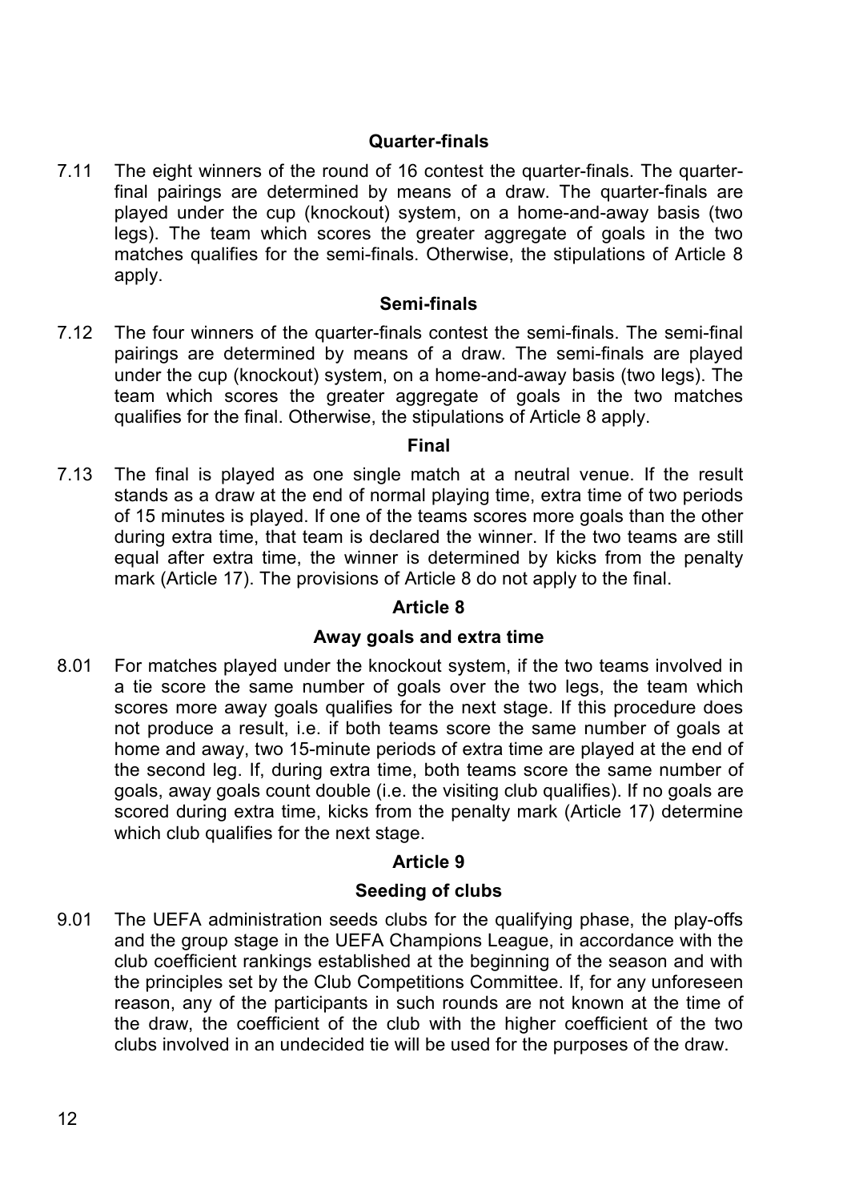### Quarter-finals

7.11 The eight winners of the round of 16 contest the quarter-finals. The quarter-final pairings are determined by means of a draw. The quarter-finals are played under the cup (knockout) system, on a home-and-away basis (two legs). The team which scores the greater aggregate of goals in the two matches qualifies for the semi-finals. Otherwise, the stipulations of Article 8 apply.

### Semi-finals

7.12 The four winners of the quarter-finals contest the semi-finals. The semi-final pairings are determined by means of a draw. The semi-finals are played under the cup (knockout) system, on a home-and-away basis (two legs). The team which scores the greater aggregate of goals in the two matches qualifies for the final. Otherwise, the stipulations of Article 8 apply.

### Final

7.13 The final is played as one single match at a neutral venue. If the result stands as a draw at the end of normal playing time, extra time of two periods of 15 minutes is played. If one of the teams scores more goals than the other during extra time, that team is declared the winner. If the two teams are still equal after extra time, the winner is determined by kicks from the penalty mark (Article 17). The provisions of Article 8 do not apply to the final.

## Article 8

### Away goals and extra time

8.01 For matches played under the knockout system, if the two teams involved in a tie score the same number of goals over the two legs, the team which scores more away goals qualifies for the next stage. If this procedure does not produce a result, i.e. if both teams score the same number of goals at home and away, two 15-minute periods of extra time are played at the end of the second leg. If, during extra time, both teams score the same number of goals, away goals count double (i.e. the visiting club qualifies). If no goals are scored during extra time, kicks from the penalty mark (Article 17) determine which club qualifies for the next stage.

## Article 9

### Seeding of clubs

9.01 The UEFA administration seeds clubs for the qualifying phase, the play-offs and the group stage in the UEFA Champions League, in accordance with the club coefficient rankings established at the beginning of the season and with the principles set by the Club Competitions Committee. If, for any unforeseen reason, any of the participants in such rounds are not known at the time of the draw, the coefficient of the club with the higher coefficient of the two clubs involved in an undecided tie will be used for the purposes of the draw.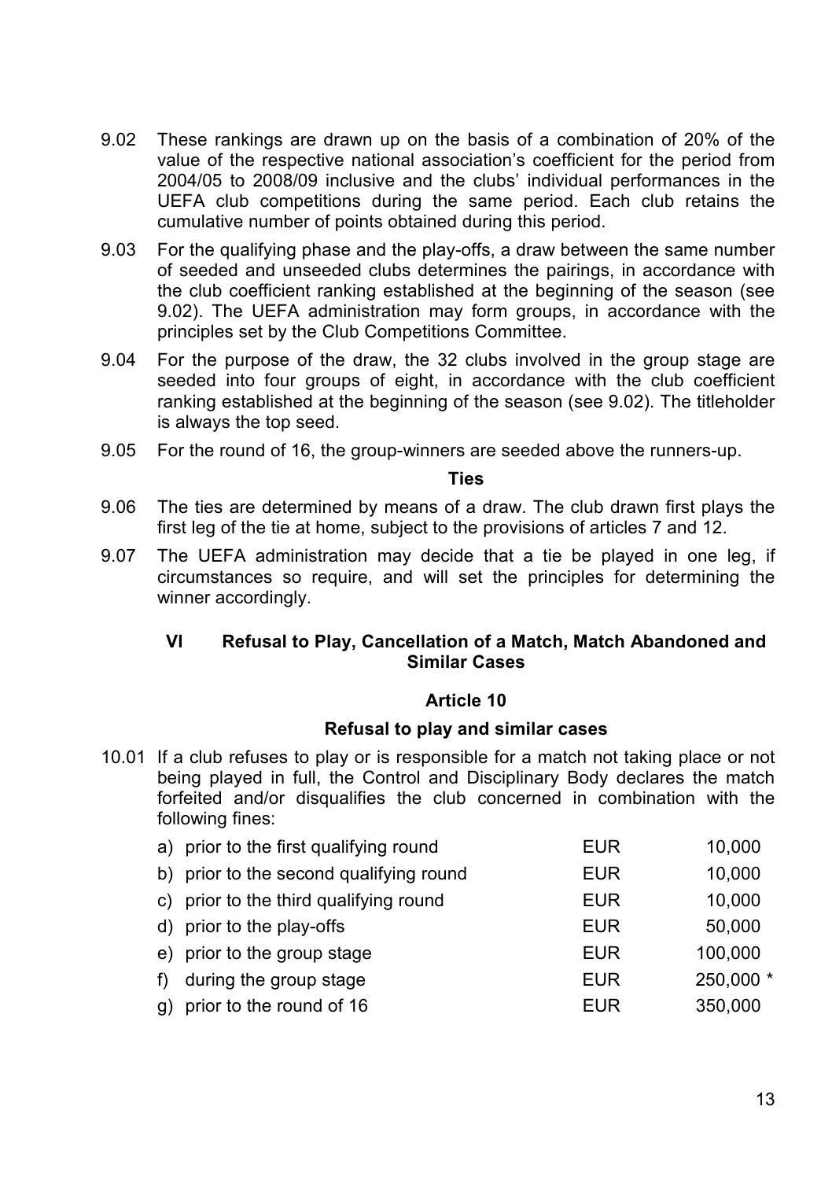9.02 These rankings are drawn up on the basis of a combination of 20% of the value of the respective national association's coefficient for the period from 2004/05 to 2008/09 inclusive and the clubs' individual performances in the UEFA club competitions during the same period. Each club retains the cumulative number of points obtained during this period.

9.03 For the qualifying phase and the play-offs, a draw between the same number of seeded and unseeded clubs determines the pairings, in accordance with the club coefficient ranking established at the beginning of the season (see 9.02). The UEFA administration may form groups, in accordance with the principles set by the Club Competitions Committee.

9.04 For the purpose of the draw, the 32 clubs involved in the group stage are seeded into four groups of eight, in accordance with the club coefficient ranking established at the beginning of the season (see 9.02). The titleholder is always the top seed.

9.05 For the round of 16, the group-winners are seeded above the runners-up.

**Ties**

9.06 The ties are determined by means of a draw. The club drawn first plays the first leg of the tie at home, subject to the provisions of articles 7 and 12.

9.07 The UEFA administration may decide that a tie be played in one leg, if circumstances so require, and will set the principles for determining the winner accordingly.

## VI Refusal to Play, Cancellation of a Match, Match Abandoned and Similar Cases

### Article 10

### Refusal to play and similar cases

10.01 If a club refuses to play or is responsible for a match not taking place or not being played in full, the Control and Disciplinary Body declares the match forfeited and/or disqualifies the club concerned in combination with the following fines:

| | | |
|---|---|---|
| a) prior to the first qualifying round | EUR | 10,000 |
| b) prior to the second qualifying round | EUR | 10,000 |
| c) prior to the third qualifying round | EUR | 10,000 |
| d) prior to the play-offs | EUR | 50,000 |
| e) prior to the group stage | EUR | 100,000 |
| f) during the group stage | EUR | 250,000 * |
| g) prior to the round of 16 | EUR | 350,000 |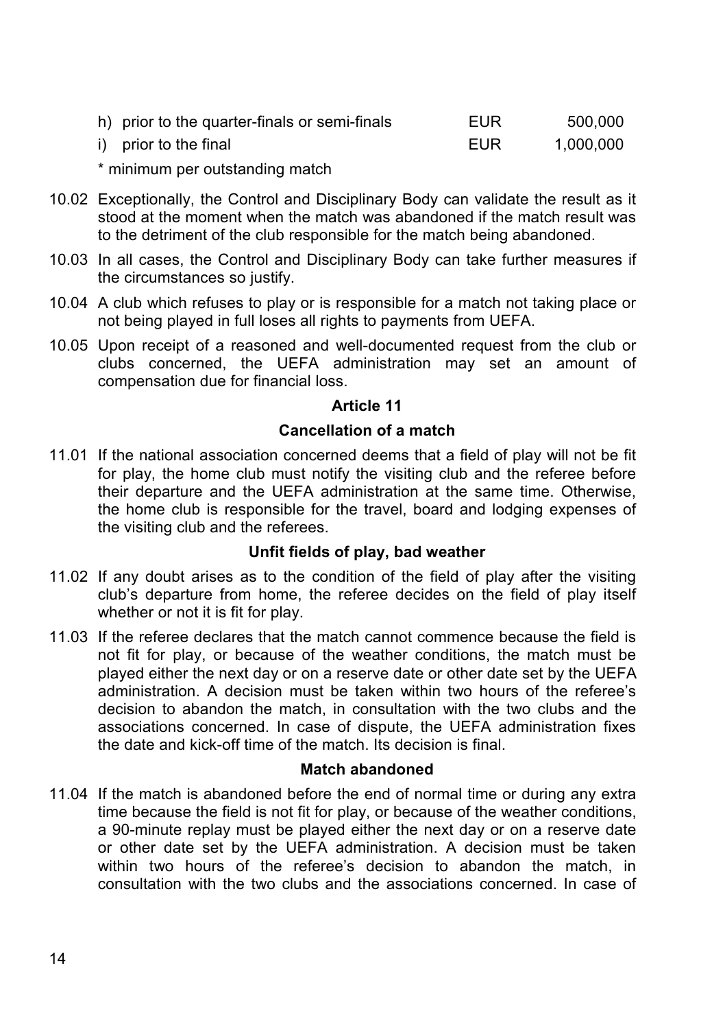| | | |
|---|---|---|
| h) prior to the quarter-finals or semi-finals | EUR | 500,000 |
| i) prior to the final | EUR | 1,000,000 |

* minimum per outstanding match

10.02 Exceptionally, the Control and Disciplinary Body can validate the result as it stood at the moment when the match was abandoned if the match result was to the detriment of the club responsible for the match being abandoned.

10.03 In all cases, the Control and Disciplinary Body can take further measures if the circumstances so justify.

10.04 A club which refuses to play or is responsible for a match not taking place or not being played in full loses all rights to payments from UEFA.

10.05 Upon receipt of a reasoned and well-documented request from the club or clubs concerned, the UEFA administration may set an amount of compensation due for financial loss.

## Article 11

## Cancellation of a match

11.01 If the national association concerned deems that a field of play will not be fit for play, the home club must notify the visiting club and the referee before their departure and the UEFA administration at the same time. Otherwise, the home club is responsible for the travel, board and lodging expenses of the visiting club and the referees.

### Unfit fields of play, bad weather

11.02 If any doubt arises as to the condition of the field of play after the visiting club's departure from home, the referee decides on the field of play itself whether or not it is fit for play.

11.03 If the referee declares that the match cannot commence because the field is not fit for play, or because of the weather conditions, the match must be played either the next day or on a reserve date or other date set by the UEFA administration. A decision must be taken within two hours of the referee's decision to abandon the match, in consultation with the two clubs and the associations concerned. In case of dispute, the UEFA administration fixes the date and kick-off time of the match. Its decision is final.

### Match abandoned

11.04 If the match is abandoned before the end of normal time or during any extra time because the field is not fit for play, or because of the weather conditions, a 90-minute replay must be played either the next day or on a reserve date or other date set by the UEFA administration. A decision must be taken within two hours of the referee's decision to abandon the match, in consultation with the two clubs and the associations concerned. In case of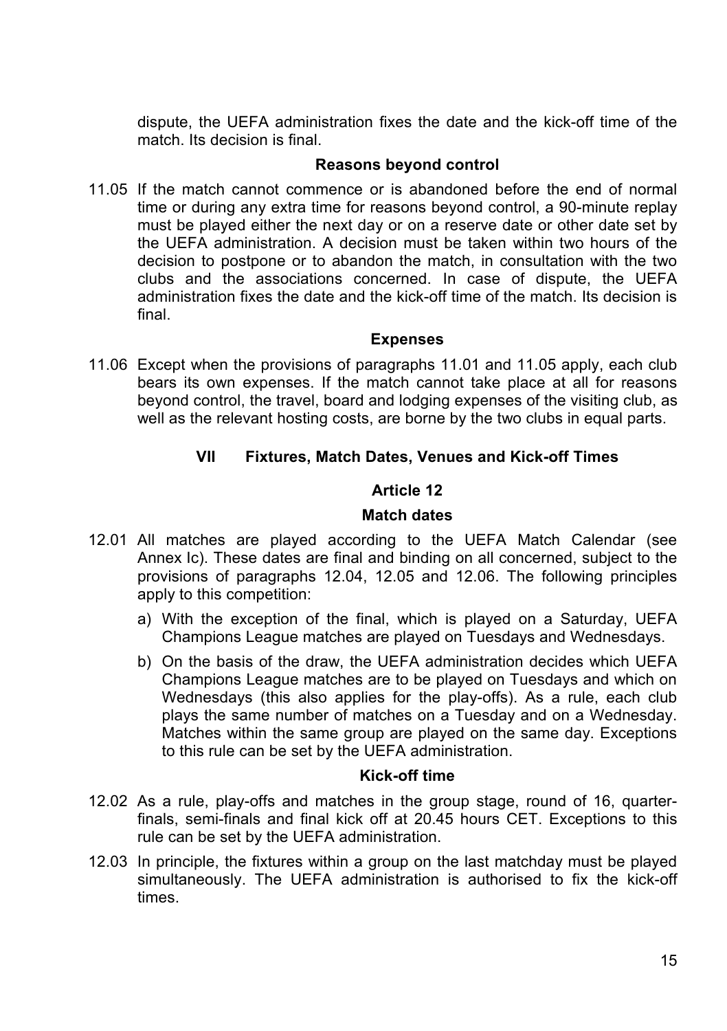dispute, the UEFA administration fixes the date and the kick-off time of the match. Its decision is final.

**Reasons beyond control**

11.05 If the match cannot commence or is abandoned before the end of normal time or during any extra time for reasons beyond control, a 90-minute replay must be played either the next day or on a reserve date or other date set by the UEFA administration. A decision must be taken within two hours of the decision to postpone or to abandon the match, in consultation with the two clubs and the associations concerned. In case of dispute, the UEFA administration fixes the date and the kick-off time of the match. Its decision is final.

**Expenses**

11.06 Except when the provisions of paragraphs 11.01 and 11.05 apply, each club bears its own expenses. If the match cannot take place at all for reasons beyond control, the travel, board and lodging expenses of the visiting club, as well as the relevant hosting costs, are borne by the two clubs in equal parts.

## VII Fixtures, Match Dates, Venues and Kick-off Times

### Article 12

**Match dates**

12.01 All matches are played according to the UEFA Match Calendar (see Annex Ic). These dates are final and binding on all concerned, subject to the provisions of paragraphs 12.04, 12.05 and 12.06. The following principles apply to this competition:

a) With the exception of the final, which is played on a Saturday, UEFA Champions League matches are played on Tuesdays and Wednesdays.

b) On the basis of the draw, the UEFA administration decides which UEFA Champions League matches are to be played on Tuesdays and which on Wednesdays (this also applies for the play-offs). As a rule, each club plays the same number of matches on a Tuesday and on a Wednesday. Matches within the same group are played on the same day. Exceptions to this rule can be set by the UEFA administration.

**Kick-off time**

12.02 As a rule, play-offs and matches in the group stage, round of 16, quarter-finals, semi-finals and final kick off at 20.45 hours CET. Exceptions to this rule can be set by the UEFA administration.

12.03 In principle, the fixtures within a group on the last matchday must be played simultaneously. The UEFA administration is authorised to fix the kick-off times.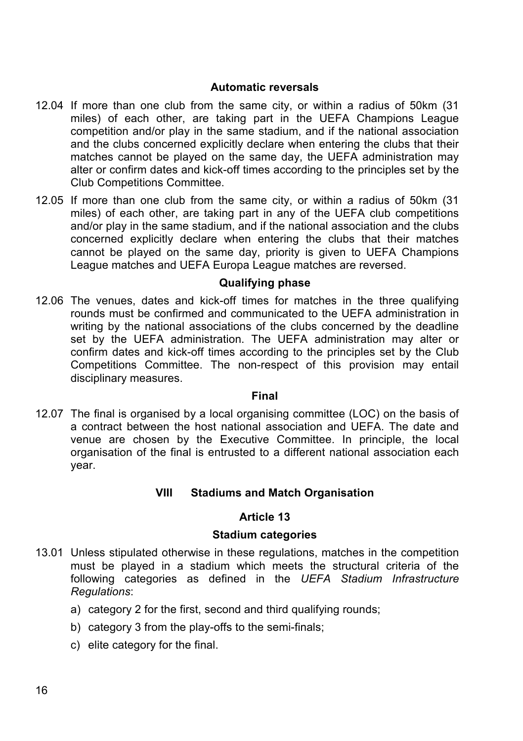### Automatic reversals

12.04 If more than one club from the same city, or within a radius of 50km (31 miles) of each other, are taking part in the UEFA Champions League competition and/or play in the same stadium, and if the national association and the clubs concerned explicitly declare when entering the clubs that their matches cannot be played on the same day, the UEFA administration may alter or confirm dates and kick-off times according to the principles set by the Club Competitions Committee.

12.05 If more than one club from the same city, or within a radius of 50km (31 miles) of each other, are taking part in any of the UEFA club competitions and/or play in the same stadium, and if the national association and the clubs concerned explicitly declare when entering the clubs that their matches cannot be played on the same day, priority is given to UEFA Champions League matches and UEFA Europa League matches are reversed.

### Qualifying phase

12.06 The venues, dates and kick-off times for matches in the three qualifying rounds must be confirmed and communicated to the UEFA administration in writing by the national associations of the clubs concerned by the deadline set by the UEFA administration. The UEFA administration may alter or confirm dates and kick-off times according to the principles set by the Club Competitions Committee. The non-respect of this provision may entail disciplinary measures.

### Final

12.07 The final is organised by a local organising committee (LOC) on the basis of a contract between the host national association and UEFA. The date and venue are chosen by the Executive Committee. In principle, the local organisation of the final is entrusted to a different national association each year.

## VIII Stadiums and Match Organisation

### Article 13

### Stadium categories

13.01 Unless stipulated otherwise in these regulations, matches in the competition must be played in a stadium which meets the structural criteria of the following categories as defined in the *UEFA Stadium Infrastructure Regulations*:

a) category 2 for the first, second and third qualifying rounds;

b) category 3 from the play-offs to the semi-finals;

c) elite category for the final.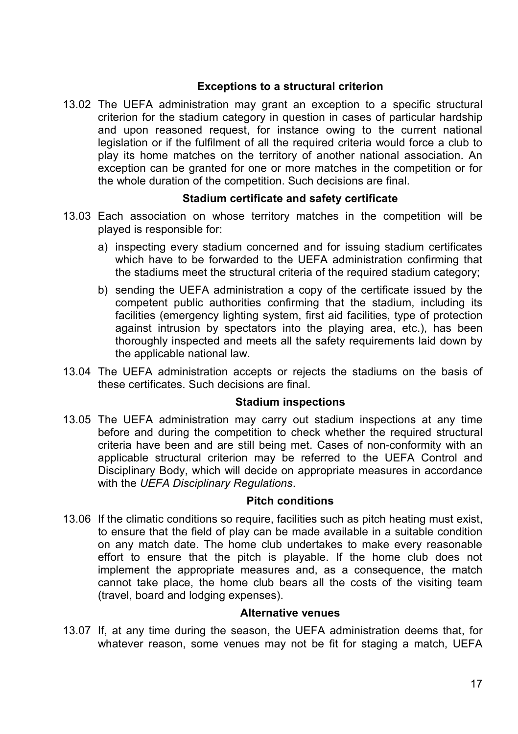### Exceptions to a structural criterion

13.02 The UEFA administration may grant an exception to a specific structural criterion for the stadium category in question in cases of particular hardship and upon reasoned request, for instance owing to the current national legislation or if the fulfilment of all the required criteria would force a club to play its home matches on the territory of another national association. An exception can be granted for one or more matches in the competition or for the whole duration of the competition. Such decisions are final.

### Stadium certificate and safety certificate

13.03 Each association on whose territory matches in the competition will be played is responsible for:

a) inspecting every stadium concerned and for issuing stadium certificates which have to be forwarded to the UEFA administration confirming that the stadiums meet the structural criteria of the required stadium category;

b) sending the UEFA administration a copy of the certificate issued by the competent public authorities confirming that the stadium, including its facilities (emergency lighting system, first aid facilities, type of protection against intrusion by spectators into the playing area, etc.), has been thoroughly inspected and meets all the safety requirements laid down by the applicable national law.

13.04 The UEFA administration accepts or rejects the stadiums on the basis of these certificates. Such decisions are final.

### Stadium inspections

13.05 The UEFA administration may carry out stadium inspections at any time before and during the competition to check whether the required structural criteria have been and are still being met. Cases of non-conformity with an applicable structural criterion may be referred to the UEFA Control and Disciplinary Body, which will decide on appropriate measures in accordance with the *UEFA Disciplinary Regulations*.

### Pitch conditions

13.06 If the climatic conditions so require, facilities such as pitch heating must exist, to ensure that the field of play can be made available in a suitable condition on any match date. The home club undertakes to make every reasonable effort to ensure that the pitch is playable. If the home club does not implement the appropriate measures and, as a consequence, the match cannot take place, the home club bears all the costs of the visiting team (travel, board and lodging expenses).

### Alternative venues

13.07 If, at any time during the season, the UEFA administration deems that, for whatever reason, some venues may not be fit for staging a match, UEFA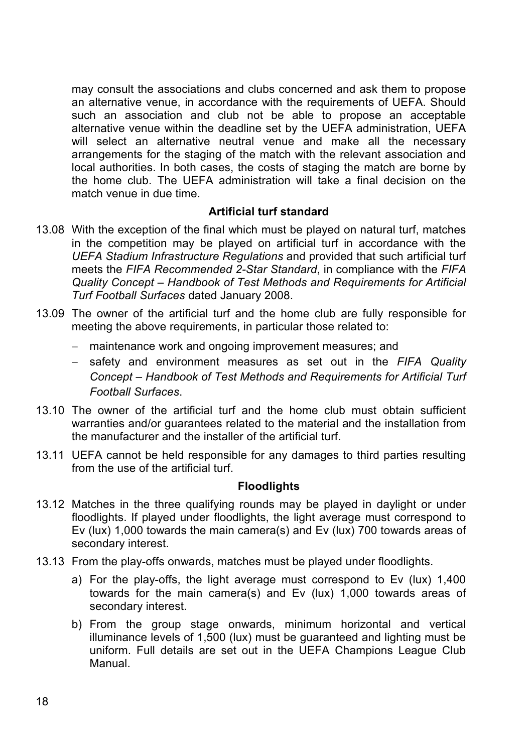may consult the associations and clubs concerned and ask them to propose an alternative venue, in accordance with the requirements of UEFA. Should such an association and club not be able to propose an acceptable alternative venue within the deadline set by the UEFA administration, UEFA will select an alternative neutral venue and make all the necessary arrangements for the staging of the match with the relevant association and local authorities. In both cases, the costs of staging the match are borne by the home club. The UEFA administration will take a final decision on the match venue in due time.

**Artificial turf standard**

13.08 With the exception of the final which must be played on natural turf, matches in the competition may be played on artificial turf in accordance with the *UEFA Stadium Infrastructure Regulations* and provided that such artificial turf meets the *FIFA Recommended 2-Star Standard*, in compliance with the *FIFA Quality Concept – Handbook of Test Methods and Requirements for Artificial Turf Football Surfaces* dated January 2008.

13.09 The owner of the artificial turf and the home club are fully responsible for meeting the above requirements, in particular those related to:

- maintenance work and ongoing improvement measures; and
- safety and environment measures as set out in the *FIFA Quality Concept – Handbook of Test Methods and Requirements for Artificial Turf Football Surfaces*.

13.10 The owner of the artificial turf and the home club must obtain sufficient warranties and/or guarantees related to the material and the installation from the manufacturer and the installer of the artificial turf.

13.11 UEFA cannot be held responsible for any damages to third parties resulting from the use of the artificial turf.

**Floodlights**

13.12 Matches in the three qualifying rounds may be played in daylight or under floodlights. If played under floodlights, the light average must correspond to Ev (lux) 1,000 towards the main camera(s) and Ev (lux) 700 towards areas of secondary interest.

13.13 From the play-offs onwards, matches must be played under floodlights.

a) For the play-offs, the light average must correspond to Ev (lux) 1,400 towards for the main camera(s) and Ev (lux) 1,000 towards areas of secondary interest.

b) From the group stage onwards, minimum horizontal and vertical illuminance levels of 1,500 (lux) must be guaranteed and lighting must be uniform. Full details are set out in the UEFA Champions League Club Manual.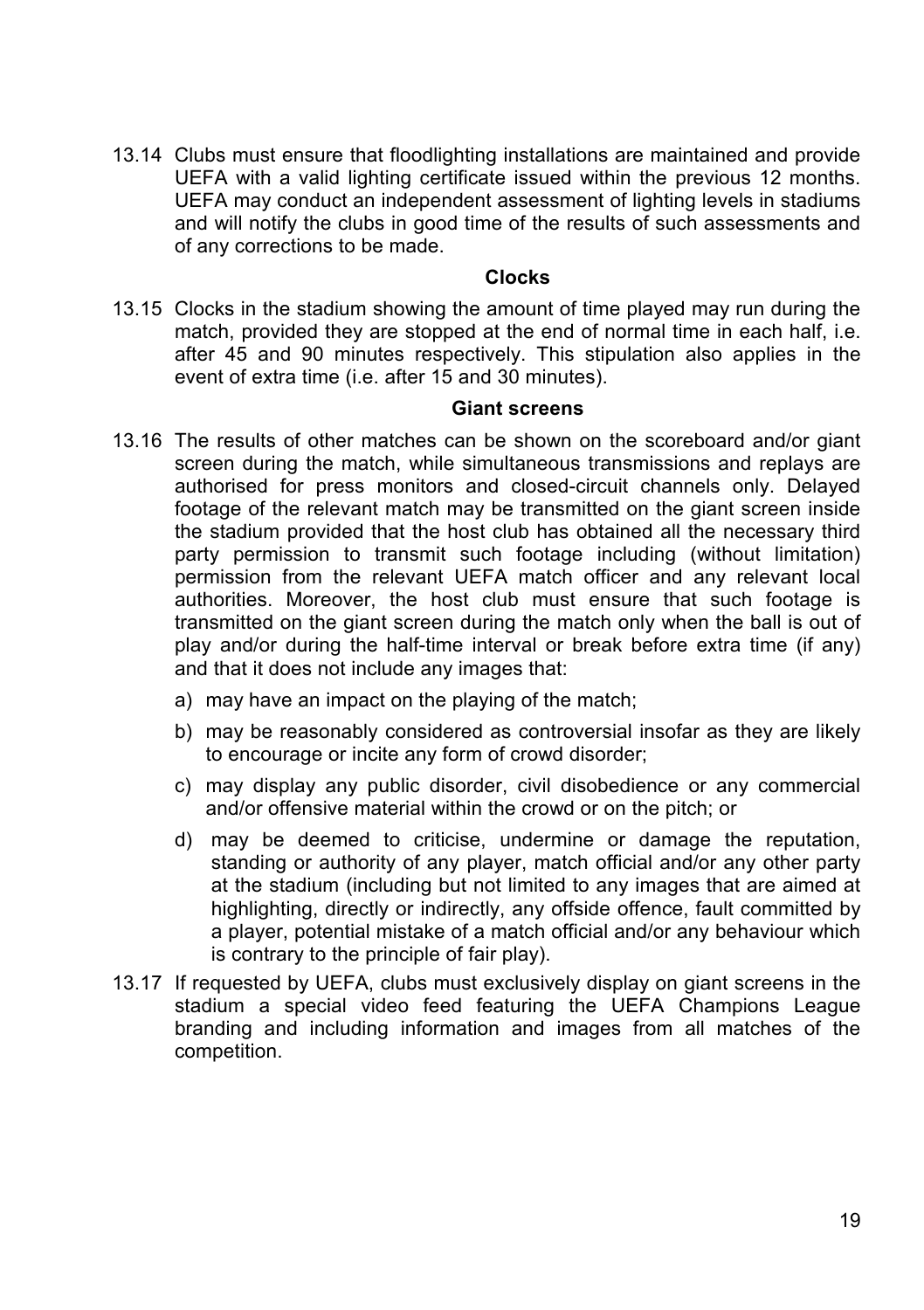13.14 Clubs must ensure that floodlighting installations are maintained and provide UEFA with a valid lighting certificate issued within the previous 12 months. UEFA may conduct an independent assessment of lighting levels in stadiums and will notify the clubs in good time of the results of such assessments and of any corrections to be made.

**Clocks**

13.15 Clocks in the stadium showing the amount of time played may run during the match, provided they are stopped at the end of normal time in each half, i.e. after 45 and 90 minutes respectively. This stipulation also applies in the event of extra time (i.e. after 15 and 30 minutes).

**Giant screens**

13.16 The results of other matches can be shown on the scoreboard and/or giant screen during the match, while simultaneous transmissions and replays are authorised for press monitors and closed-circuit channels only. Delayed footage of the relevant match may be transmitted on the giant screen inside the stadium provided that the host club has obtained all the necessary third party permission to transmit such footage including (without limitation) permission from the relevant UEFA match officer and any relevant local authorities. Moreover, the host club must ensure that such footage is transmitted on the giant screen during the match only when the ball is out of play and/or during the half-time interval or break before extra time (if any) and that it does not include any images that:

a) may have an impact on the playing of the match;

b) may be reasonably considered as controversial insofar as they are likely to encourage or incite any form of crowd disorder;

c) may display any public disorder, civil disobedience or any commercial and/or offensive material within the crowd or on the pitch; or

d) may be deemed to criticise, undermine or damage the reputation, standing or authority of any player, match official and/or any other party at the stadium (including but not limited to any images that are aimed at highlighting, directly or indirectly, any offside offence, fault committed by a player, potential mistake of a match official and/or any behaviour which is contrary to the principle of fair play).

13.17 If requested by UEFA, clubs must exclusively display on giant screens in the stadium a special video feed featuring the UEFA Champions League branding and including information and images from all matches of the competition.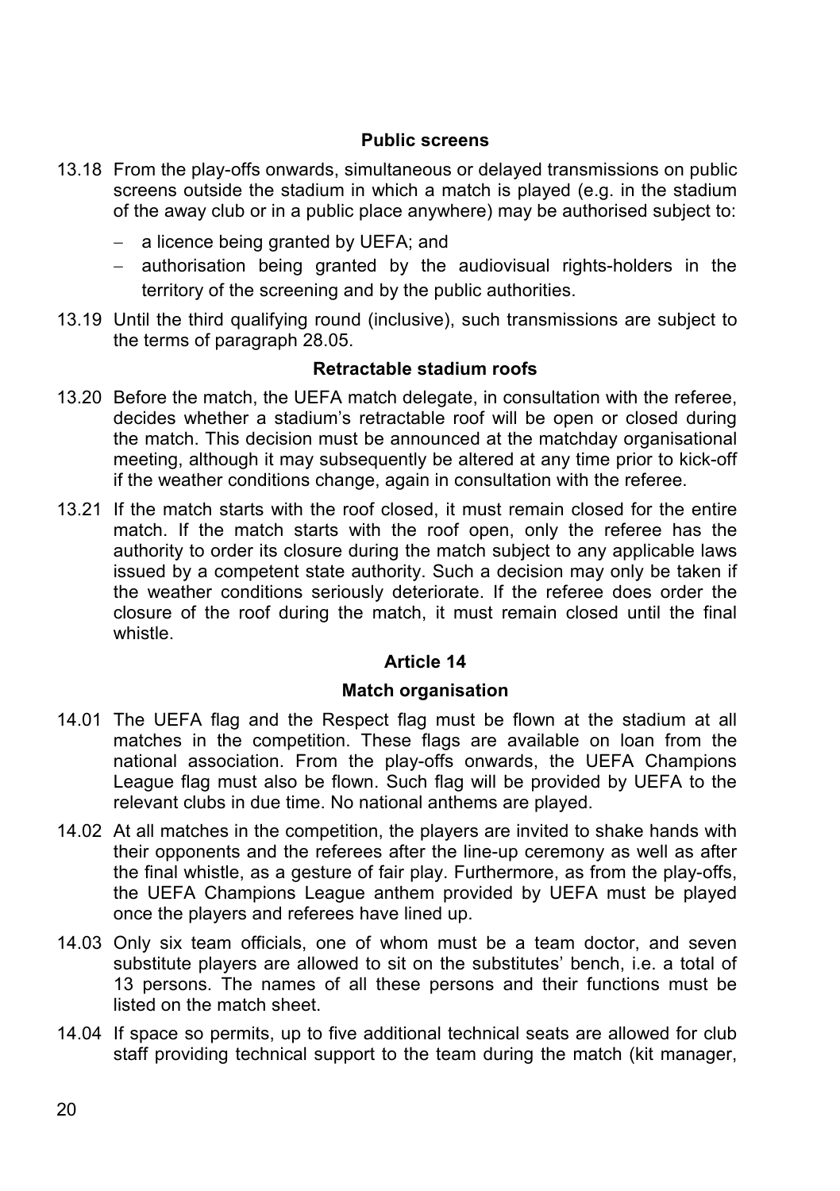### Public screens

13.18 From the play-offs onwards, simultaneous or delayed transmissions on public screens outside the stadium in which a match is played (e.g. in the stadium of the away club or in a public place anywhere) may be authorised subject to:

- a licence being granted by UEFA; and
- authorisation being granted by the audiovisual rights-holders in the territory of the screening and by the public authorities.

13.19 Until the third qualifying round (inclusive), such transmissions are subject to the terms of paragraph 28.05.

### Retractable stadium roofs

13.20 Before the match, the UEFA match delegate, in consultation with the referee, decides whether a stadium's retractable roof will be open or closed during the match. This decision must be announced at the matchday organisational meeting, although it may subsequently be altered at any time prior to kick-off if the weather conditions change, again in consultation with the referee.

13.21 If the match starts with the roof closed, it must remain closed for the entire match. If the match starts with the roof open, only the referee has the authority to order its closure during the match subject to any applicable laws issued by a competent state authority. Such a decision may only be taken if the weather conditions seriously deteriorate. If the referee does order the closure of the roof during the match, it must remain closed until the final whistle.

## Article 14

### Match organisation

14.01 The UEFA flag and the Respect flag must be flown at the stadium at all matches in the competition. These flags are available on loan from the national association. From the play-offs onwards, the UEFA Champions League flag must also be flown. Such flag will be provided by UEFA to the relevant clubs in due time. No national anthems are played.

14.02 At all matches in the competition, the players are invited to shake hands with their opponents and the referees after the line-up ceremony as well as after the final whistle, as a gesture of fair play. Furthermore, as from the play-offs, the UEFA Champions League anthem provided by UEFA must be played once the players and referees have lined up.

14.03 Only six team officials, one of whom must be a team doctor, and seven substitute players are allowed to sit on the substitutes' bench, i.e. a total of 13 persons. The names of all these persons and their functions must be listed on the match sheet.

14.04 If space so permits, up to five additional technical seats are allowed for club staff providing technical support to the team during the match (kit manager,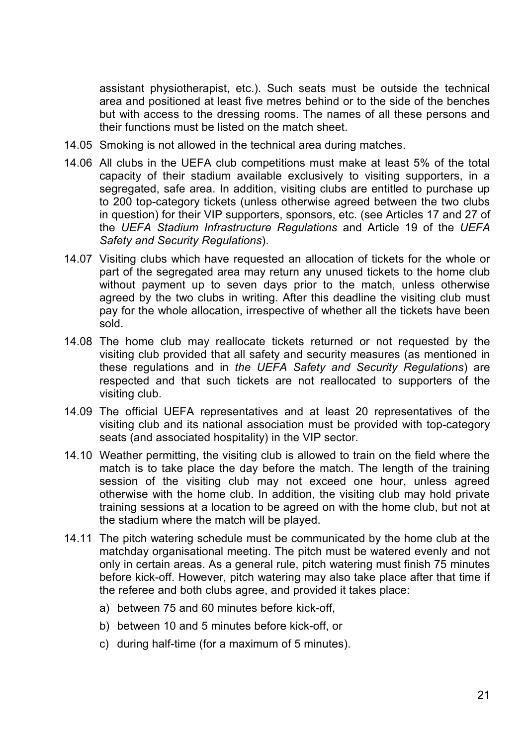assistant physiotherapist, etc.). Such seats must be outside the technical area and positioned at least five metres behind or to the side of the benches but with access to the dressing rooms. The names of all these persons and their functions must be listed on the match sheet.

14.05 Smoking is not allowed in the technical area during matches.

14.06 All clubs in the UEFA club competitions must make at least 5% of the total capacity of their stadium available exclusively to visiting supporters, in a segregated, safe area. In addition, visiting clubs are entitled to purchase up to 200 top-category tickets (unless otherwise agreed between the two clubs in question) for their VIP supporters, sponsors, etc. (see Articles 17 and 27 of the *UEFA Stadium Infrastructure Regulations* and Article 19 of the *UEFA Safety and Security Regulations*).

14.07 Visiting clubs which have requested an allocation of tickets for the whole or part of the segregated area may return any unused tickets to the home club without payment up to seven days prior to the match, unless otherwise agreed by the two clubs in writing. After this deadline the visiting club must pay for the whole allocation, irrespective of whether all the tickets have been sold.

14.08 The home club may reallocate tickets returned or not requested by the visiting club provided that all safety and security measures (as mentioned in these regulations and in *the UEFA Safety and Security Regulations*) are respected and that such tickets are not reallocated to supporters of the visiting club.

14.09 The official UEFA representatives and at least 20 representatives of the visiting club and its national association must be provided with top-category seats (and associated hospitality) in the VIP sector.

14.10 Weather permitting, the visiting club is allowed to train on the field where the match is to take place the day before the match. The length of the training session of the visiting club may not exceed one hour, unless agreed otherwise with the home club. In addition, the visiting club may hold private training sessions at a location to be agreed on with the home club, but not at the stadium where the match will be played.

14.11 The pitch watering schedule must be communicated by the home club at the matchday organisational meeting. The pitch must be watered evenly and not only in certain areas. As a general rule, pitch watering must finish 75 minutes before kick-off. However, pitch watering may also take place after that time if the referee and both clubs agree, and provided it takes place:

a) between 75 and 60 minutes before kick-off,

b) between 10 and 5 minutes before kick-off, or

c) during half-time (for a maximum of 5 minutes).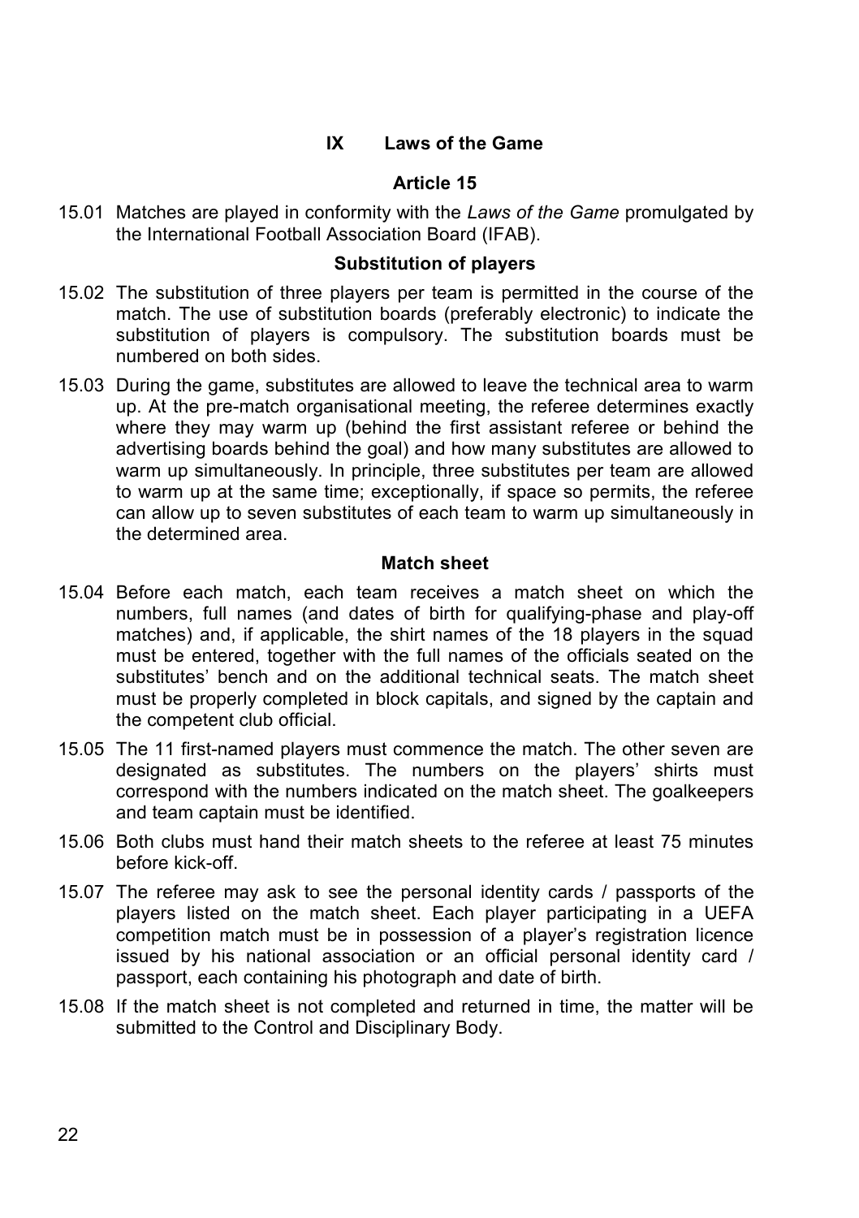## IX Laws of the Game

### Article 15

15.01 Matches are played in conformity with the *Laws of the Game* promulgated by the International Football Association Board (IFAB).

#### Substitution of players

15.02 The substitution of three players per team is permitted in the course of the match. The use of substitution boards (preferably electronic) to indicate the substitution of players is compulsory. The substitution boards must be numbered on both sides.

15.03 During the game, substitutes are allowed to leave the technical area to warm up. At the pre-match organisational meeting, the referee determines exactly where they may warm up (behind the first assistant referee or behind the advertising boards behind the goal) and how many substitutes are allowed to warm up simultaneously. In principle, three substitutes per team are allowed to warm up at the same time; exceptionally, if space so permits, the referee can allow up to seven substitutes of each team to warm up simultaneously in the determined area.

#### Match sheet

15.04 Before each match, each team receives a match sheet on which the numbers, full names (and dates of birth for qualifying-phase and play-off matches) and, if applicable, the shirt names of the 18 players in the squad must be entered, together with the full names of the officials seated on the substitutes' bench and on the additional technical seats. The match sheet must be properly completed in block capitals, and signed by the captain and the competent club official.

15.05 The 11 first-named players must commence the match. The other seven are designated as substitutes. The numbers on the players' shirts must correspond with the numbers indicated on the match sheet. The goalkeepers and team captain must be identified.

15.06 Both clubs must hand their match sheets to the referee at least 75 minutes before kick-off.

15.07 The referee may ask to see the personal identity cards / passports of the players listed on the match sheet. Each player participating in a UEFA competition match must be in possession of a player's registration licence issued by his national association or an official personal identity card / passport, each containing his photograph and date of birth.

15.08 If the match sheet is not completed and returned in time, the matter will be submitted to the Control and Disciplinary Body.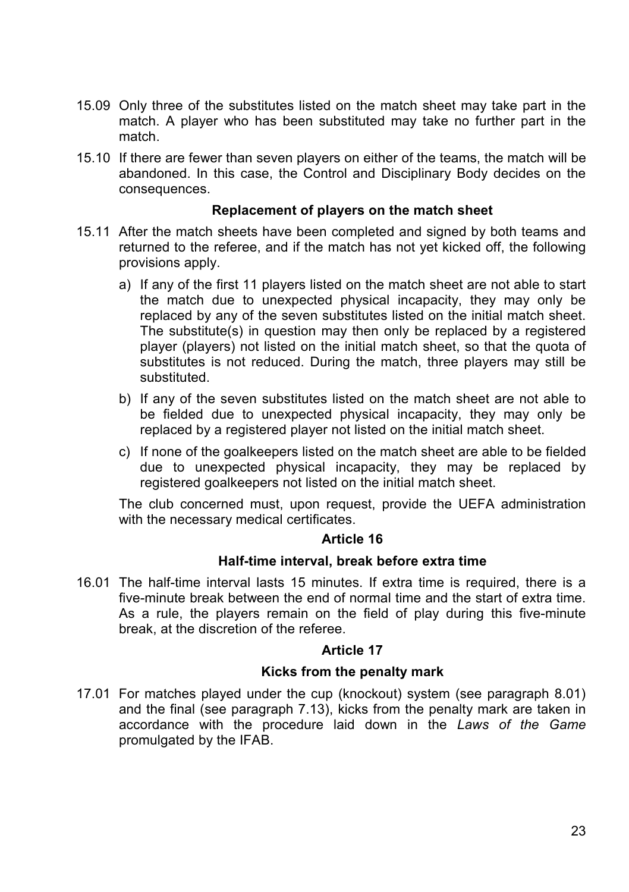15.09 Only three of the substitutes listed on the match sheet may take part in the match. A player who has been substituted may take no further part in the match.

15.10 If there are fewer than seven players on either of the teams, the match will be abandoned. In this case, the Control and Disciplinary Body decides on the consequences.

**Replacement of players on the match sheet**

15.11 After the match sheets have been completed and signed by both teams and returned to the referee, and if the match has not yet kicked off, the following provisions apply.

a) If any of the first 11 players listed on the match sheet are not able to start the match due to unexpected physical incapacity, they may only be replaced by any of the seven substitutes listed on the initial match sheet. The substitute(s) in question may then only be replaced by a registered player (players) not listed on the initial match sheet, so that the quota of substitutes is not reduced. During the match, three players may still be substituted.

b) If any of the seven substitutes listed on the match sheet are not able to be fielded due to unexpected physical incapacity, they may only be replaced by a registered player not listed on the initial match sheet.

c) If none of the goalkeepers listed on the match sheet are able to be fielded due to unexpected physical incapacity, they may be replaced by registered goalkeepers not listed on the initial match sheet.

The club concerned must, upon request, provide the UEFA administration with the necessary medical certificates.

## Article 16

### Half-time interval, break before extra time

16.01 The half-time interval lasts 15 minutes. If extra time is required, there is a five-minute break between the end of normal time and the start of extra time. As a rule, the players remain on the field of play during this five-minute break, at the discretion of the referee.

## Article 17

### Kicks from the penalty mark

17.01 For matches played under the cup (knockout) system (see paragraph 8.01) and the final (see paragraph 7.13), kicks from the penalty mark are taken in accordance with the procedure laid down in the *Laws of the Game* promulgated by the IFAB.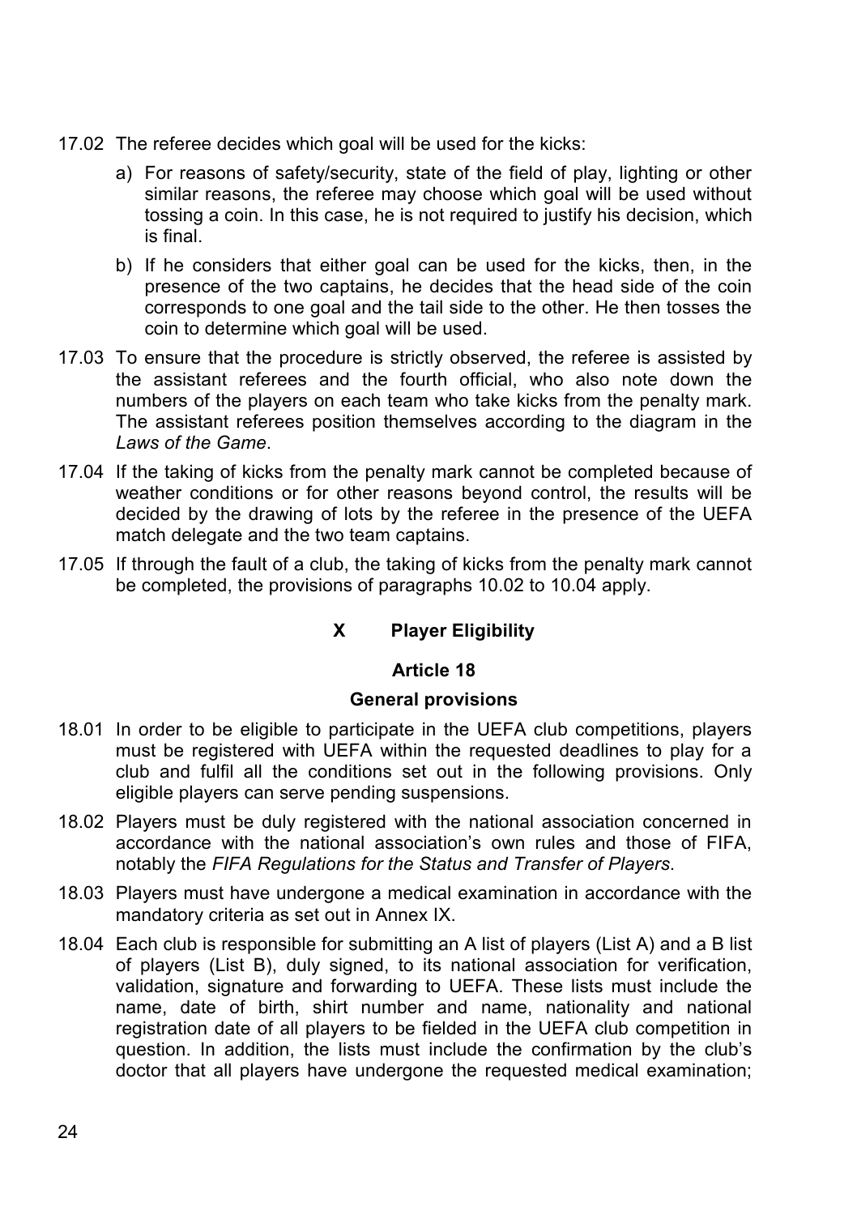17.02 The referee decides which goal will be used for the kicks:

a) For reasons of safety/security, state of the field of play, lighting or other similar reasons, the referee may choose which goal will be used without tossing a coin. In this case, he is not required to justify his decision, which is final.

b) If he considers that either goal can be used for the kicks, then, in the presence of the two captains, he decides that the head side of the coin corresponds to one goal and the tail side to the other. He then tosses the coin to determine which goal will be used.

17.03 To ensure that the procedure is strictly observed, the referee is assisted by the assistant referees and the fourth official, who also note down the numbers of the players on each team who take kicks from the penalty mark. The assistant referees position themselves according to the diagram in the *Laws of the Game*.

17.04 If the taking of kicks from the penalty mark cannot be completed because of weather conditions or for other reasons beyond control, the results will be decided by the drawing of lots by the referee in the presence of the UEFA match delegate and the two team captains.

17.05 If through the fault of a club, the taking of kicks from the penalty mark cannot be completed, the provisions of paragraphs 10.02 to 10.04 apply.

## X Player Eligibility

### Article 18

### General provisions

18.01 In order to be eligible to participate in the UEFA club competitions, players must be registered with UEFA within the requested deadlines to play for a club and fulfil all the conditions set out in the following provisions. Only eligible players can serve pending suspensions.

18.02 Players must be duly registered with the national association concerned in accordance with the national association's own rules and those of FIFA, notably the *FIFA Regulations for the Status and Transfer of Players*.

18.03 Players must have undergone a medical examination in accordance with the mandatory criteria as set out in Annex IX.

18.04 Each club is responsible for submitting an A list of players (List A) and a B list of players (List B), duly signed, to its national association for verification, validation, signature and forwarding to UEFA. These lists must include the name, date of birth, shirt number and name, nationality and national registration date of all players to be fielded in the UEFA club competition in question. In addition, the lists must include the confirmation by the club's doctor that all players have undergone the requested medical examination;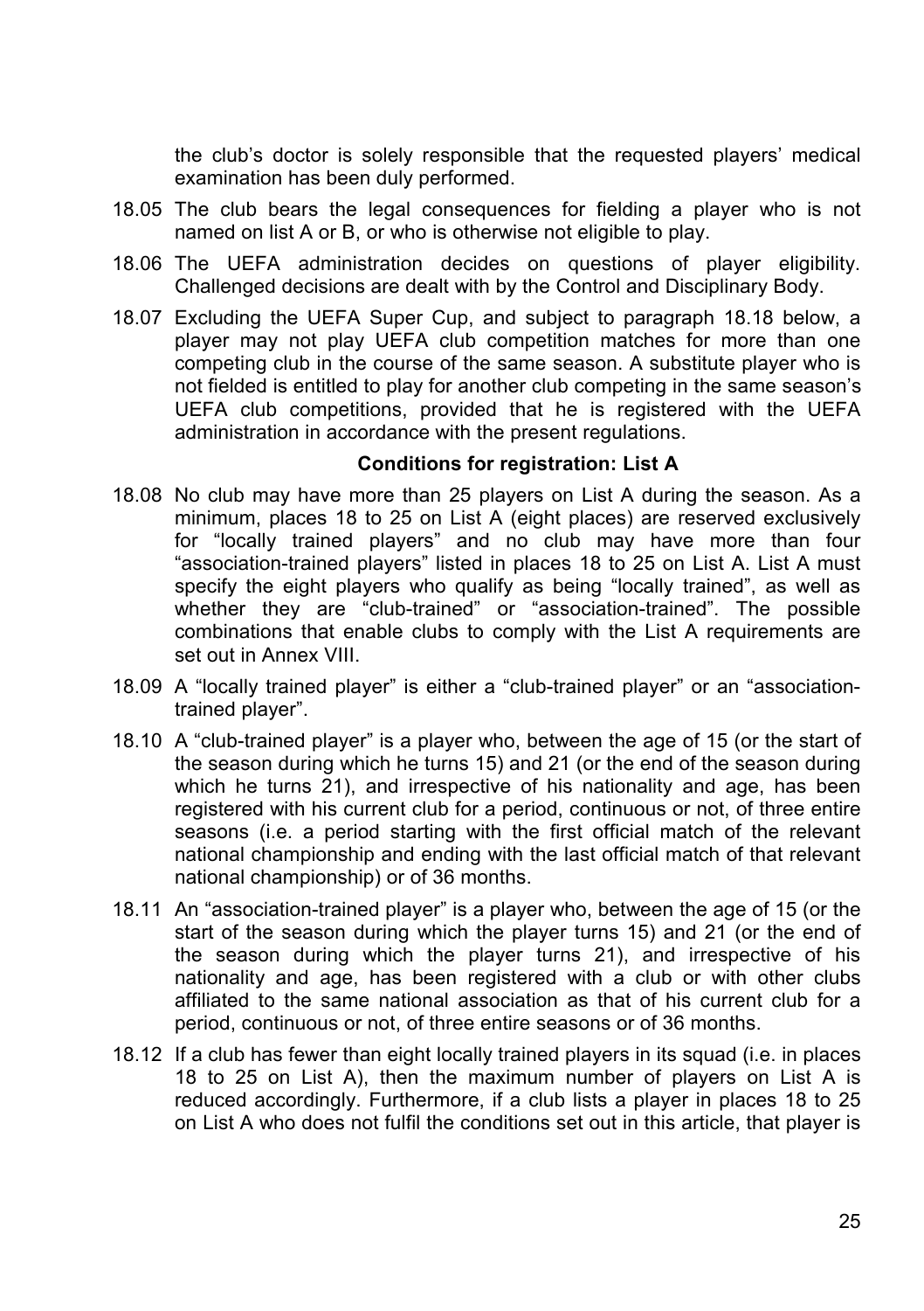the club's doctor is solely responsible that the requested players' medical examination has been duly performed.

18.05 The club bears the legal consequences for fielding a player who is not named on list A or B, or who is otherwise not eligible to play.

18.06 The UEFA administration decides on questions of player eligibility. Challenged decisions are dealt with by the Control and Disciplinary Body.

18.07 Excluding the UEFA Super Cup, and subject to paragraph 18.18 below, a player may not play UEFA club competition matches for more than one competing club in the course of the same season. A substitute player who is not fielded is entitled to play for another club competing in the same season's UEFA club competitions, provided that he is registered with the UEFA administration in accordance with the present regulations.

**Conditions for registration: List A**

18.08 No club may have more than 25 players on List A during the season. As a minimum, places 18 to 25 on List A (eight places) are reserved exclusively for "locally trained players" and no club may have more than four "association-trained players" listed in places 18 to 25 on List A. List A must specify the eight players who qualify as being "locally trained", as well as whether they are "club-trained" or "association-trained". The possible combinations that enable clubs to comply with the List A requirements are set out in Annex VIII.

18.09 A "locally trained player" is either a "club-trained player" or an "association-trained player".

18.10 A "club-trained player" is a player who, between the age of 15 (or the start of the season during which he turns 15) and 21 (or the end of the season during which he turns 21), and irrespective of his nationality and age, has been registered with his current club for a period, continuous or not, of three entire seasons (i.e. a period starting with the first official match of the relevant national championship and ending with the last official match of that relevant national championship) or of 36 months.

18.11 An "association-trained player" is a player who, between the age of 15 (or the start of the season during which the player turns 15) and 21 (or the end of the season during which the player turns 21), and irrespective of his nationality and age, has been registered with a club or with other clubs affiliated to the same national association as that of his current club for a period, continuous or not, of three entire seasons or of 36 months.

18.12 If a club has fewer than eight locally trained players in its squad (i.e. in places 18 to 25 on List A), then the maximum number of players on List A is reduced accordingly. Furthermore, if a club lists a player in places 18 to 25 on List A who does not fulfil the conditions set out in this article, that player is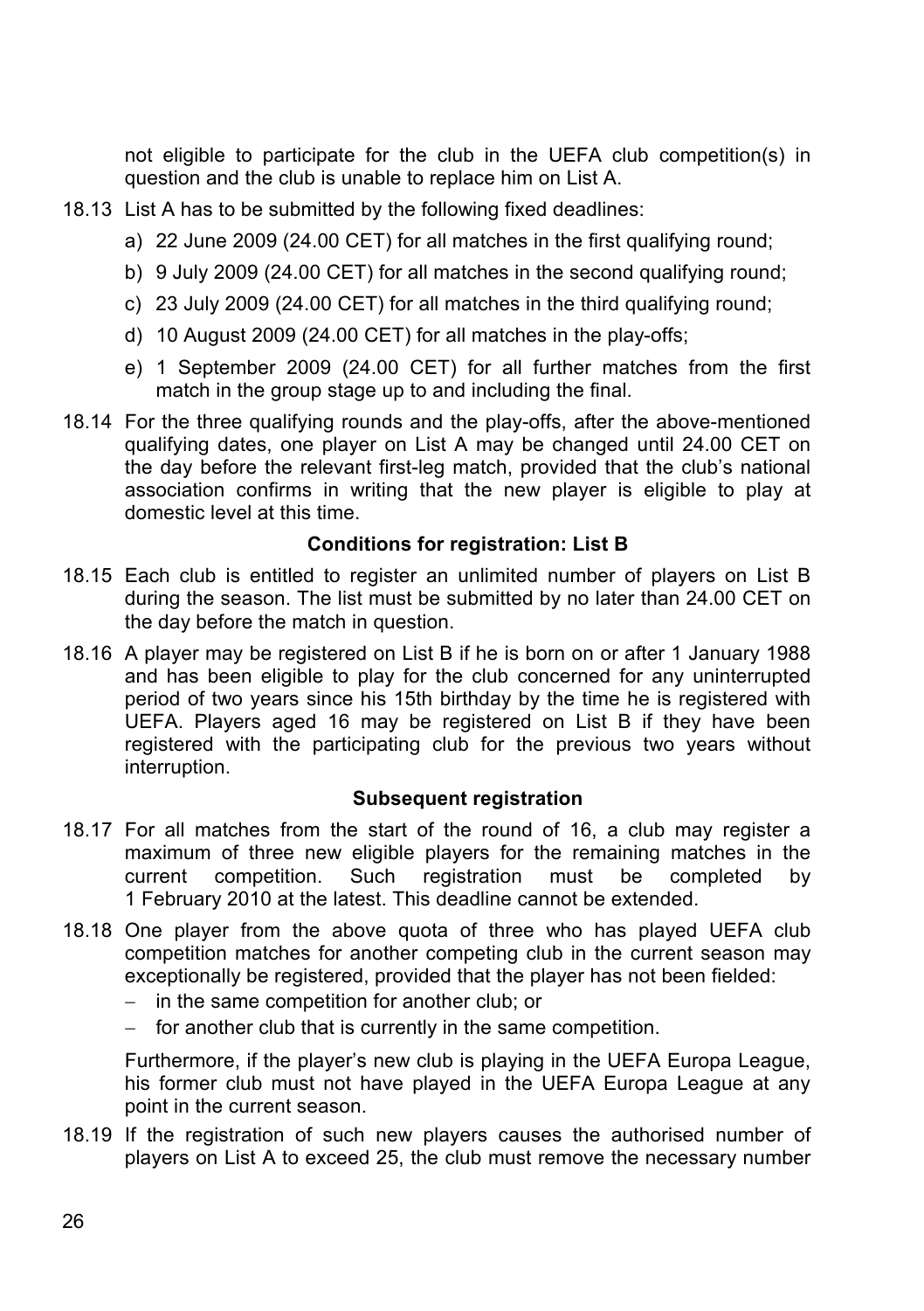not eligible to participate for the club in the UEFA club competition(s) in question and the club is unable to replace him on List A.

18.13 List A has to be submitted by the following fixed deadlines:

a) 22 June 2009 (24.00 CET) for all matches in the first qualifying round;

b) 9 July 2009 (24.00 CET) for all matches in the second qualifying round;

c) 23 July 2009 (24.00 CET) for all matches in the third qualifying round;

d) 10 August 2009 (24.00 CET) for all matches in the play-offs;

e) 1 September 2009 (24.00 CET) for all further matches from the first match in the group stage up to and including the final.

18.14 For the three qualifying rounds and the play-offs, after the above-mentioned qualifying dates, one player on List A may be changed until 24.00 CET on the day before the relevant first-leg match, provided that the club's national association confirms in writing that the new player is eligible to play at domestic level at this time.

**Conditions for registration: List B**

18.15 Each club is entitled to register an unlimited number of players on List B during the season. The list must be submitted by no later than 24.00 CET on the day before the match in question.

18.16 A player may be registered on List B if he is born on or after 1 January 1988 and has been eligible to play for the club concerned for any uninterrupted period of two years since his 15th birthday by the time he is registered with UEFA. Players aged 16 may be registered on List B if they have been registered with the participating club for the previous two years without interruption.

**Subsequent registration**

18.17 For all matches from the start of the round of 16, a club may register a maximum of three new eligible players for the remaining matches in the current competition. Such registration must be completed by 1 February 2010 at the latest. This deadline cannot be extended.

18.18 One player from the above quota of three who has played UEFA club competition matches for another competing club in the current season may exceptionally be registered, provided that the player has not been fielded:

- in the same competition for another club; or
- for another club that is currently in the same competition.

Furthermore, if the player's new club is playing in the UEFA Europa League, his former club must not have played in the UEFA Europa League at any point in the current season.

18.19 If the registration of such new players causes the authorised number of players on List A to exceed 25, the club must remove the necessary number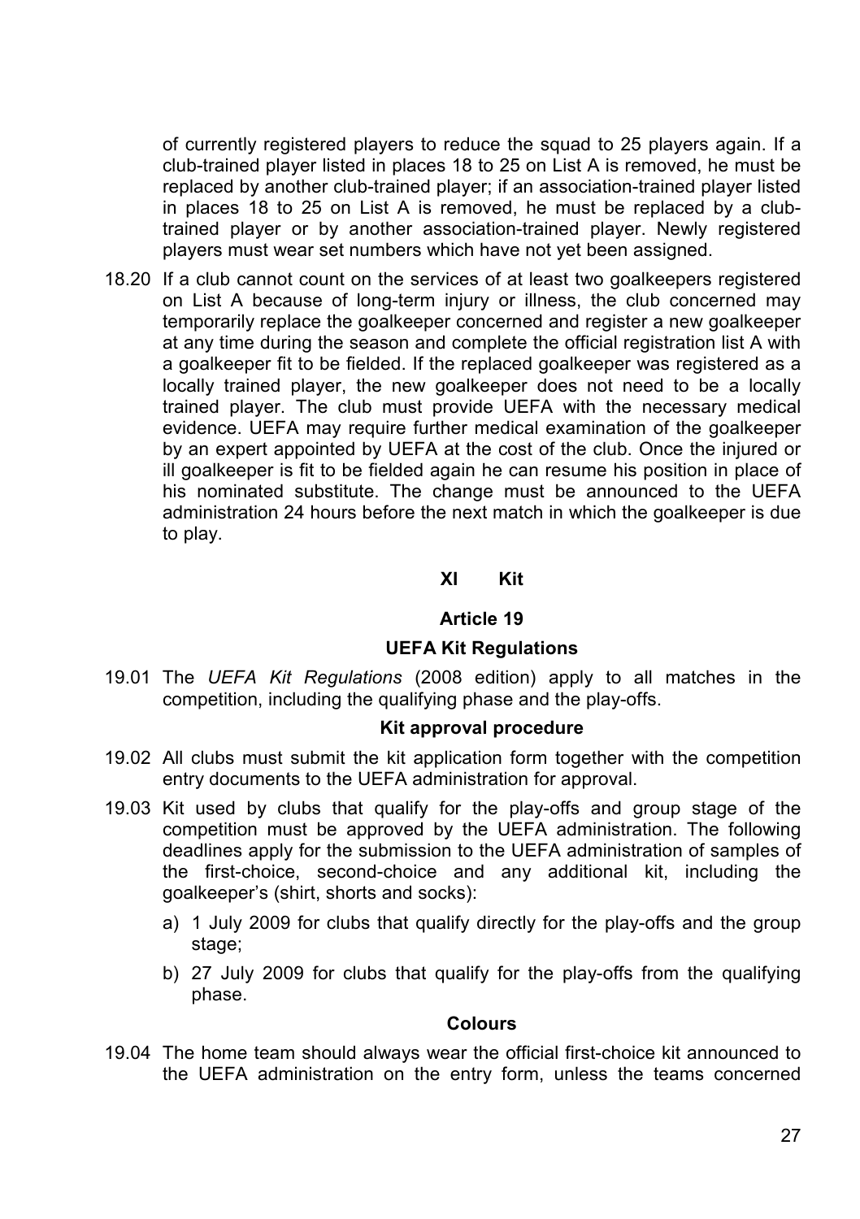of currently registered players to reduce the squad to 25 players again. If a club-trained player listed in places 18 to 25 on List A is removed, he must be replaced by another club-trained player; if an association-trained player listed in places 18 to 25 on List A is removed, he must be replaced by a club-trained player or by another association-trained player. Newly registered players must wear set numbers which have not yet been assigned.

18.20 If a club cannot count on the services of at least two goalkeepers registered on List A because of long-term injury or illness, the club concerned may temporarily replace the goalkeeper concerned and register a new goalkeeper at any time during the season and complete the official registration list A with a goalkeeper fit to be fielded. If the replaced goalkeeper was registered as a locally trained player, the new goalkeeper does not need to be a locally trained player. The club must provide UEFA with the necessary medical evidence. UEFA may require further medical examination of the goalkeeper by an expert appointed by UEFA at the cost of the club. Once the injured or ill goalkeeper is fit to be fielded again he can resume his position in place of his nominated substitute. The change must be announced to the UEFA administration 24 hours before the next match in which the goalkeeper is due to play.

## XI Kit

### Article 19

#### UEFA Kit Regulations

19.01 The *UEFA Kit Regulations* (2008 edition) apply to all matches in the competition, including the qualifying phase and the play-offs.

#### Kit approval procedure

19.02 All clubs must submit the kit application form together with the competition entry documents to the UEFA administration for approval.

19.03 Kit used by clubs that qualify for the play-offs and group stage of the competition must be approved by the UEFA administration. The following deadlines apply for the submission to the UEFA administration of samples of the first-choice, second-choice and any additional kit, including the goalkeeper's (shirt, shorts and socks):

a) 1 July 2009 for clubs that qualify directly for the play-offs and the group stage;

b) 27 July 2009 for clubs that qualify for the play-offs from the qualifying phase.

#### Colours

19.04 The home team should always wear the official first-choice kit announced to the UEFA administration on the entry form, unless the teams concerned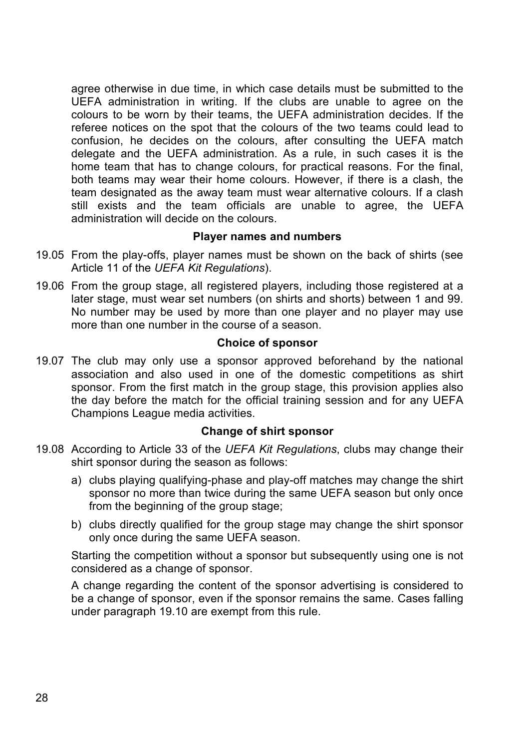agree otherwise in due time, in which case details must be submitted to the UEFA administration in writing. If the clubs are unable to agree on the colours to be worn by their teams, the UEFA administration decides. If the referee notices on the spot that the colours of the two teams could lead to confusion, he decides on the colours, after consulting the UEFA match delegate and the UEFA administration. As a rule, in such cases it is the home team that has to change colours, for practical reasons. For the final, both teams may wear their home colours. However, if there is a clash, the team designated as the away team must wear alternative colours. If a clash still exists and the team officials are unable to agree, the UEFA administration will decide on the colours.

**Player names and numbers**

19.05 From the play-offs, player names must be shown on the back of shirts (see Article 11 of the *UEFA Kit Regulations*).

19.06 From the group stage, all registered players, including those registered at a later stage, must wear set numbers (on shirts and shorts) between 1 and 99. No number may be used by more than one player and no player may use more than one number in the course of a season.

**Choice of sponsor**

19.07 The club may only use a sponsor approved beforehand by the national association and also used in one of the domestic competitions as shirt sponsor. From the first match in the group stage, this provision applies also the day before the match for the official training session and for any UEFA Champions League media activities.

**Change of shirt sponsor**

19.08 According to Article 33 of the *UEFA Kit Regulations*, clubs may change their shirt sponsor during the season as follows:

a) clubs playing qualifying-phase and play-off matches may change the shirt sponsor no more than twice during the same UEFA season but only once from the beginning of the group stage;

b) clubs directly qualified for the group stage may change the shirt sponsor only once during the same UEFA season.

Starting the competition without a sponsor but subsequently using one is not considered as a change of sponsor.

A change regarding the content of the sponsor advertising is considered to be a change of sponsor, even if the sponsor remains the same. Cases falling under paragraph 19.10 are exempt from this rule.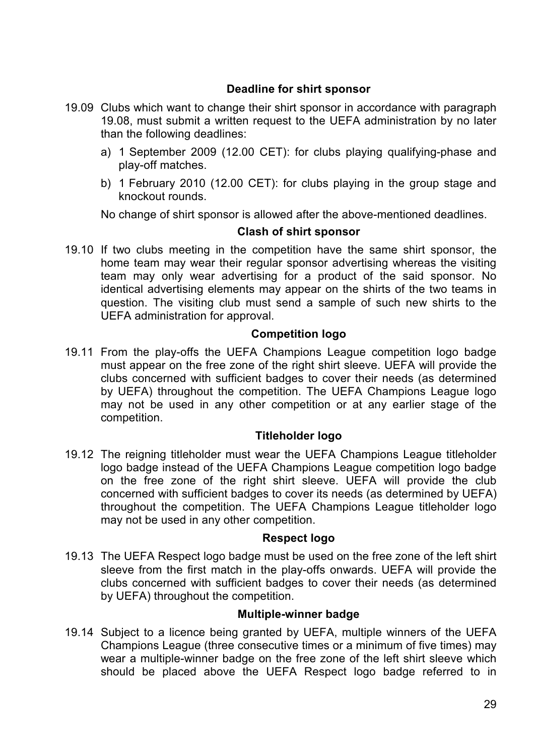### Deadline for shirt sponsor

19.09 Clubs which want to change their shirt sponsor in accordance with paragraph 19.08, must submit a written request to the UEFA administration by no later than the following deadlines:

a) 1 September 2009 (12.00 CET): for clubs playing qualifying-phase and play-off matches.

b) 1 February 2010 (12.00 CET): for clubs playing in the group stage and knockout rounds.

No change of shirt sponsor is allowed after the above-mentioned deadlines.

### Clash of shirt sponsor

19.10 If two clubs meeting in the competition have the same shirt sponsor, the home team may wear their regular sponsor advertising whereas the visiting team may only wear advertising for a product of the said sponsor. No identical advertising elements may appear on the shirts of the two teams in question. The visiting club must send a sample of such new shirts to the UEFA administration for approval.

### Competition logo

19.11 From the play-offs the UEFA Champions League competition logo badge must appear on the free zone of the right shirt sleeve. UEFA will provide the clubs concerned with sufficient badges to cover their needs (as determined by UEFA) throughout the competition. The UEFA Champions League logo may not be used in any other competition or at any earlier stage of the competition.

### Titleholder logo

19.12 The reigning titleholder must wear the UEFA Champions League titleholder logo badge instead of the UEFA Champions League competition logo badge on the free zone of the right shirt sleeve. UEFA will provide the club concerned with sufficient badges to cover its needs (as determined by UEFA) throughout the competition. The UEFA Champions League titleholder logo may not be used in any other competition.

### Respect logo

19.13 The UEFA Respect logo badge must be used on the free zone of the left shirt sleeve from the first match in the play-offs onwards. UEFA will provide the clubs concerned with sufficient badges to cover their needs (as determined by UEFA) throughout the competition.

### Multiple-winner badge

19.14 Subject to a licence being granted by UEFA, multiple winners of the UEFA Champions League (three consecutive times or a minimum of five times) may wear a multiple-winner badge on the free zone of the left shirt sleeve which should be placed above the UEFA Respect logo badge referred to in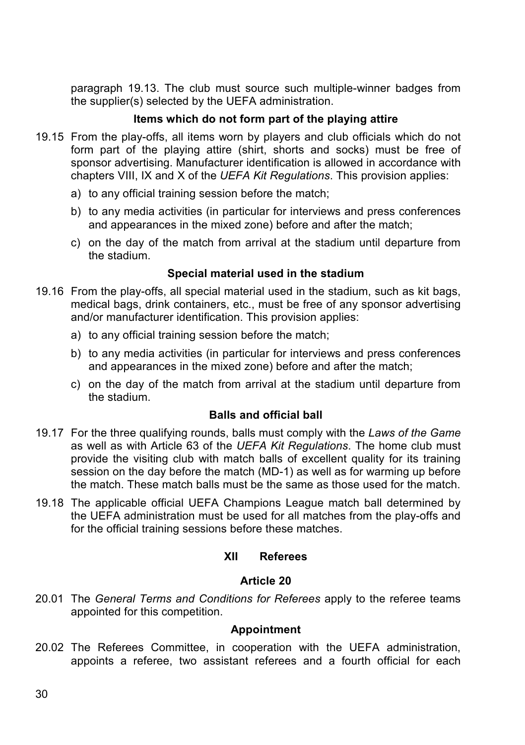paragraph 19.13. The club must source such multiple-winner badges from the supplier(s) selected by the UEFA administration.

**Items which do not form part of the playing attire**

19.15 From the play-offs, all items worn by players and club officials which do not form part of the playing attire (shirt, shorts and socks) must be free of sponsor advertising. Manufacturer identification is allowed in accordance with chapters VIII, IX and X of the *UEFA Kit Regulations*. This provision applies:

a) to any official training session before the match;

b) to any media activities (in particular for interviews and press conferences and appearances in the mixed zone) before and after the match;

c) on the day of the match from arrival at the stadium until departure from the stadium.

**Special material used in the stadium**

19.16 From the play-offs, all special material used in the stadium, such as kit bags, medical bags, drink containers, etc., must be free of any sponsor advertising and/or manufacturer identification. This provision applies:

a) to any official training session before the match;

b) to any media activities (in particular for interviews and press conferences and appearances in the mixed zone) before and after the match;

c) on the day of the match from arrival at the stadium until departure from the stadium.

**Balls and official ball**

19.17 For the three qualifying rounds, balls must comply with the *Laws of the Game* as well as with Article 63 of the *UEFA Kit Regulations*. The home club must provide the visiting club with match balls of excellent quality for its training session on the day before the match (MD-1) as well as for warming up before the match. These match balls must be the same as those used for the match.

19.18 The applicable official UEFA Champions League match ball determined by the UEFA administration must be used for all matches from the play-offs and for the official training sessions before these matches.

## XII Referees

### Article 20

20.01 The *General Terms and Conditions for Referees* apply to the referee teams appointed for this competition.

**Appointment**

20.02 The Referees Committee, in cooperation with the UEFA administration, appoints a referee, two assistant referees and a fourth official for each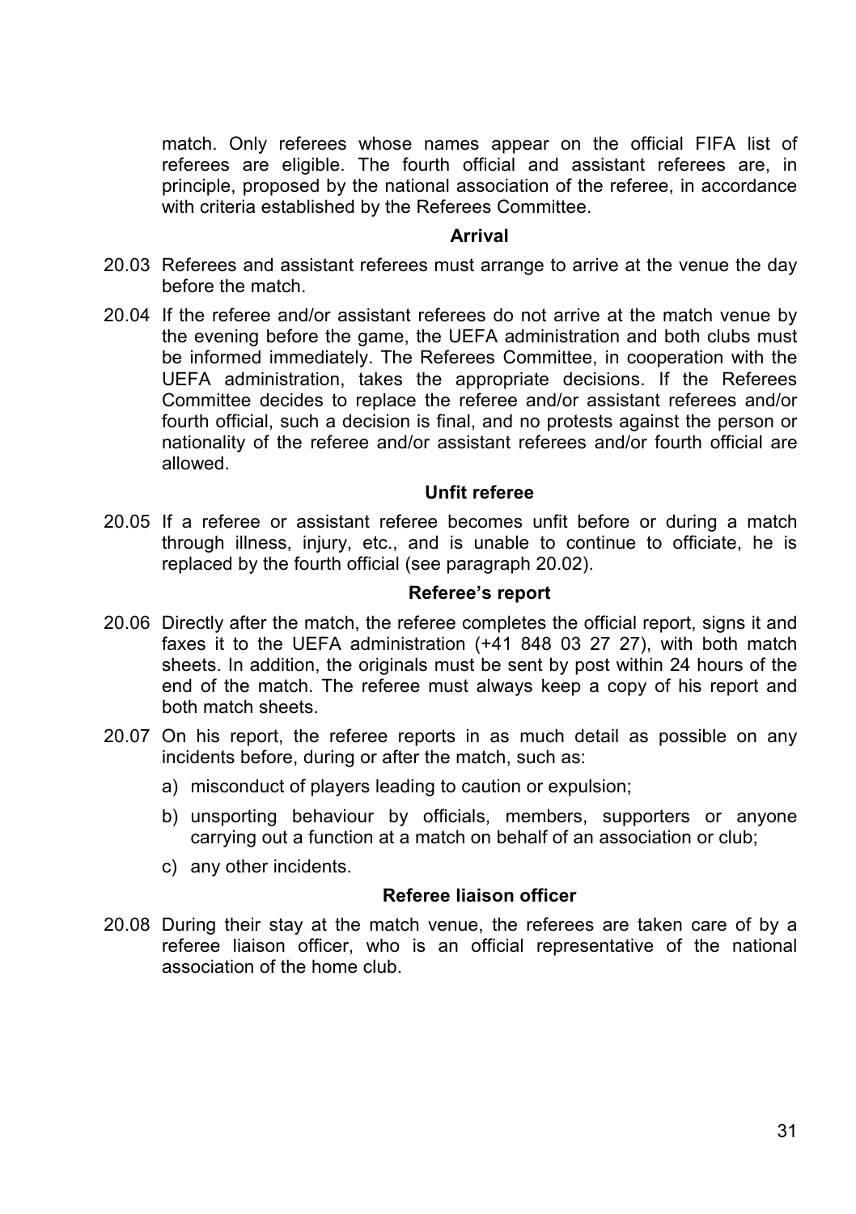match. Only referees whose names appear on the official FIFA list of referees are eligible. The fourth official and assistant referees are, in principle, proposed by the national association of the referee, in accordance with criteria established by the Referees Committee.

**Arrival**

20.03 Referees and assistant referees must arrange to arrive at the venue the day before the match.

20.04 If the referee and/or assistant referees do not arrive at the match venue by the evening before the game, the UEFA administration and both clubs must be informed immediately. The Referees Committee, in cooperation with the UEFA administration, takes the appropriate decisions. If the Referees Committee decides to replace the referee and/or assistant referees and/or fourth official, such a decision is final, and no protests against the person or nationality of the referee and/or assistant referees and/or fourth official are allowed.

**Unfit referee**

20.05 If a referee or assistant referee becomes unfit before or during a match through illness, injury, etc., and is unable to continue to officiate, he is replaced by the fourth official (see paragraph 20.02).

**Referee's report**

20.06 Directly after the match, the referee completes the official report, signs it and faxes it to the UEFA administration (+41 848 03 27 27), with both match sheets. In addition, the originals must be sent by post within 24 hours of the end of the match. The referee must always keep a copy of his report and both match sheets.

20.07 On his report, the referee reports in as much detail as possible on any incidents before, during or after the match, such as:

a) misconduct of players leading to caution or expulsion;

b) unsporting behaviour by officials, members, supporters or anyone carrying out a function at a match on behalf of an association or club;

c) any other incidents.

**Referee liaison officer**

20.08 During their stay at the match venue, the referees are taken care of by a referee liaison officer, who is an official representative of the national association of the home club.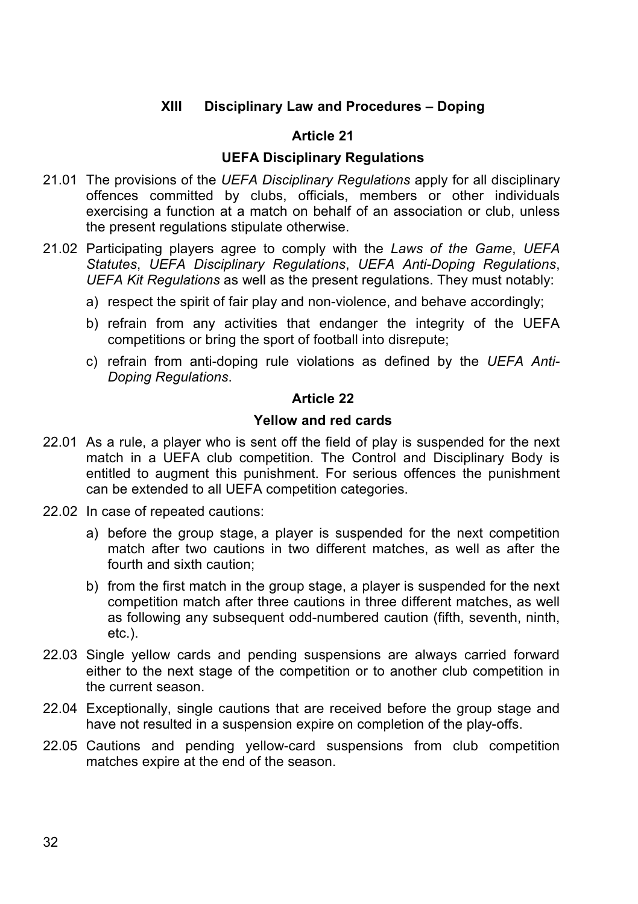## XIII Disciplinary Law and Procedures – Doping

### Article 21

### UEFA Disciplinary Regulations

21.01 The provisions of the *UEFA Disciplinary Regulations* apply for all disciplinary offences committed by clubs, officials, members or other individuals exercising a function at a match on behalf of an association or club, unless the present regulations stipulate otherwise.

21.02 Participating players agree to comply with the *Laws of the Game*, *UEFA Statutes*, *UEFA Disciplinary Regulations*, *UEFA Anti-Doping Regulations*, *UEFA Kit Regulations* as well as the present regulations. They must notably:

a) respect the spirit of fair play and non-violence, and behave accordingly;

b) refrain from any activities that endanger the integrity of the UEFA competitions or bring the sport of football into disrepute;

c) refrain from anti-doping rule violations as defined by the *UEFA Anti-Doping Regulations*.

### Article 22

### Yellow and red cards

22.01 As a rule, a player who is sent off the field of play is suspended for the next match in a UEFA club competition. The Control and Disciplinary Body is entitled to augment this punishment. For serious offences the punishment can be extended to all UEFA competition categories.

22.02 In case of repeated cautions:

a) before the group stage, a player is suspended for the next competition match after two cautions in two different matches, as well as after the fourth and sixth caution;

b) from the first match in the group stage, a player is suspended for the next competition match after three cautions in three different matches, as well as following any subsequent odd-numbered caution (fifth, seventh, ninth, etc.).

22.03 Single yellow cards and pending suspensions are always carried forward either to the next stage of the competition or to another club competition in the current season.

22.04 Exceptionally, single cautions that are received before the group stage and have not resulted in a suspension expire on completion of the play-offs.

22.05 Cautions and pending yellow-card suspensions from club competition matches expire at the end of the season.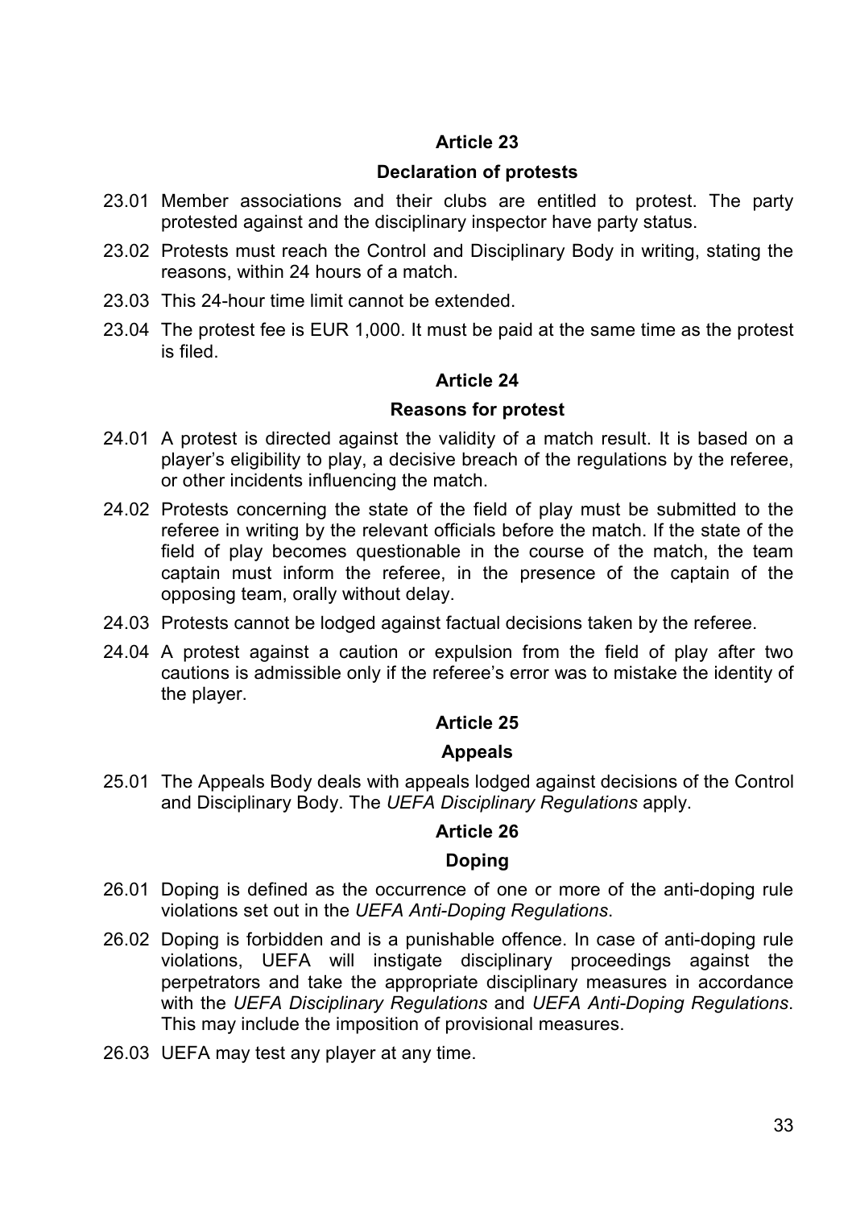## Article 23

### Declaration of protests

23.01 Member associations and their clubs are entitled to protest. The party protested against and the disciplinary inspector have party status.

23.02 Protests must reach the Control and Disciplinary Body in writing, stating the reasons, within 24 hours of a match.

23.03 This 24-hour time limit cannot be extended.

23.04 The protest fee is EUR 1,000. It must be paid at the same time as the protest is filed.

## Article 24

### Reasons for protest

24.01 A protest is directed against the validity of a match result. It is based on a player's eligibility to play, a decisive breach of the regulations by the referee, or other incidents influencing the match.

24.02 Protests concerning the state of the field of play must be submitted to the referee in writing by the relevant officials before the match. If the state of the field of play becomes questionable in the course of the match, the team captain must inform the referee, in the presence of the captain of the opposing team, orally without delay.

24.03 Protests cannot be lodged against factual decisions taken by the referee.

24.04 A protest against a caution or expulsion from the field of play after two cautions is admissible only if the referee's error was to mistake the identity of the player.

## Article 25

### Appeals

25.01 The Appeals Body deals with appeals lodged against decisions of the Control and Disciplinary Body. The *UEFA Disciplinary Regulations* apply.

## Article 26

### Doping

26.01 Doping is defined as the occurrence of one or more of the anti-doping rule violations set out in the *UEFA Anti-Doping Regulations*.

26.02 Doping is forbidden and is a punishable offence. In case of anti-doping rule violations, UEFA will instigate disciplinary proceedings against the perpetrators and take the appropriate disciplinary measures in accordance with the *UEFA Disciplinary Regulations* and *UEFA Anti-Doping Regulations*. This may include the imposition of provisional measures.

26.03 UEFA may test any player at any time.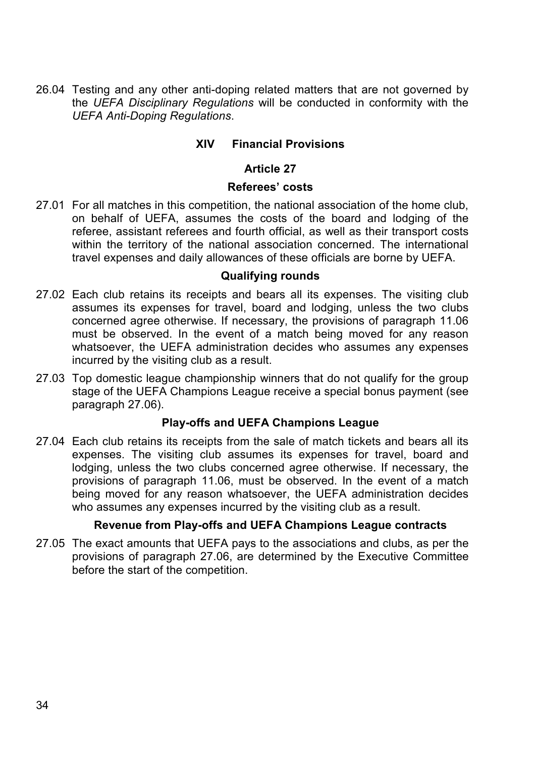26.04 Testing and any other anti-doping related matters that are not governed by the *UEFA Disciplinary Regulations* will be conducted in conformity with the *UEFA Anti-Doping Regulations*.

## XIV Financial Provisions

### Article 27

### Referees' costs

27.01 For all matches in this competition, the national association of the home club, on behalf of UEFA, assumes the costs of the board and lodging of the referee, assistant referees and fourth official, as well as their transport costs within the territory of the national association concerned. The international travel expenses and daily allowances of these officials are borne by UEFA.

### Qualifying rounds

27.02 Each club retains its receipts and bears all its expenses. The visiting club assumes its expenses for travel, board and lodging, unless the two clubs concerned agree otherwise. If necessary, the provisions of paragraph 11.06 must be observed. In the event of a match being moved for any reason whatsoever, the UEFA administration decides who assumes any expenses incurred by the visiting club as a result.

27.03 Top domestic league championship winners that do not qualify for the group stage of the UEFA Champions League receive a special bonus payment (see paragraph 27.06).

### Play-offs and UEFA Champions League

27.04 Each club retains its receipts from the sale of match tickets and bears all its expenses. The visiting club assumes its expenses for travel, board and lodging, unless the two clubs concerned agree otherwise. If necessary, the provisions of paragraph 11.06, must be observed. In the event of a match being moved for any reason whatsoever, the UEFA administration decides who assumes any expenses incurred by the visiting club as a result.

### Revenue from Play-offs and UEFA Champions League contracts

27.05 The exact amounts that UEFA pays to the associations and clubs, as per the provisions of paragraph 27.06, are determined by the Executive Committee before the start of the competition.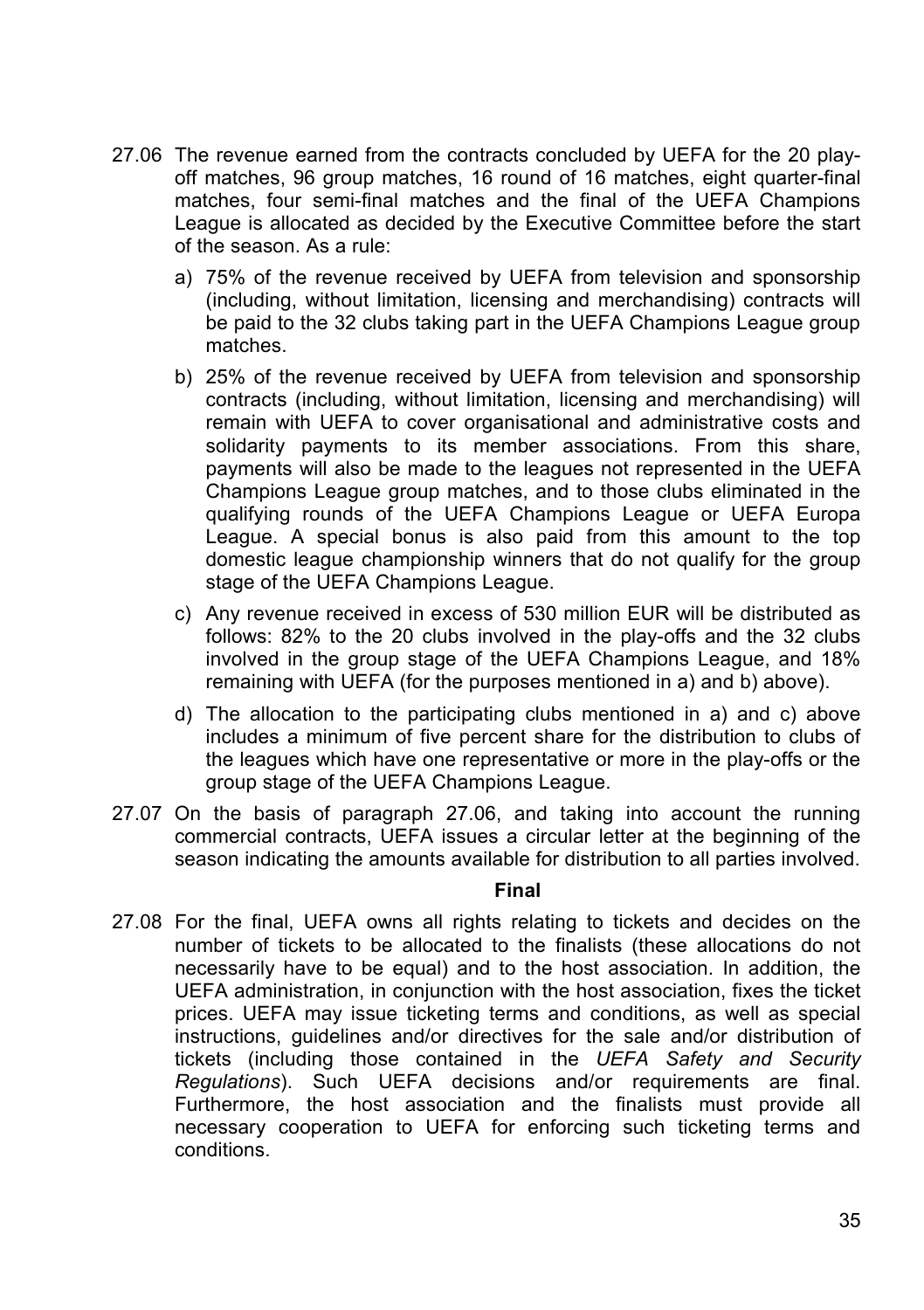27.06 The revenue earned from the contracts concluded by UEFA for the 20 play-off matches, 96 group matches, 16 round of 16 matches, eight quarter-final matches, four semi-final matches and the final of the UEFA Champions League is allocated as decided by the Executive Committee before the start of the season. As a rule:

a) 75% of the revenue received by UEFA from television and sponsorship (including, without limitation, licensing and merchandising) contracts will be paid to the 32 clubs taking part in the UEFA Champions League group matches.

b) 25% of the revenue received by UEFA from television and sponsorship contracts (including, without limitation, licensing and merchandising) will remain with UEFA to cover organisational and administrative costs and solidarity payments to its member associations. From this share, payments will also be made to the leagues not represented in the UEFA Champions League group matches, and to those clubs eliminated in the qualifying rounds of the UEFA Champions League or UEFA Europa League. A special bonus is also paid from this amount to the top domestic league championship winners that do not qualify for the group stage of the UEFA Champions League.

c) Any revenue received in excess of 530 million EUR will be distributed as follows: 82% to the 20 clubs involved in the play-offs and the 32 clubs involved in the group stage of the UEFA Champions League, and 18% remaining with UEFA (for the purposes mentioned in a) and b) above).

d) The allocation to the participating clubs mentioned in a) and c) above includes a minimum of five percent share for the distribution to clubs of the leagues which have one representative or more in the play-offs or the group stage of the UEFA Champions League.

27.07 On the basis of paragraph 27.06, and taking into account the running commercial contracts, UEFA issues a circular letter at the beginning of the season indicating the amounts available for distribution to all parties involved.

**Final**

27.08 For the final, UEFA owns all rights relating to tickets and decides on the number of tickets to be allocated to the finalists (these allocations do not necessarily have to be equal) and to the host association. In addition, the UEFA administration, in conjunction with the host association, fixes the ticket prices. UEFA may issue ticketing terms and conditions, as well as special instructions, guidelines and/or directives for the sale and/or distribution of tickets (including those contained in the *UEFA Safety and Security Regulations*). Such UEFA decisions and/or requirements are final. Furthermore, the host association and the finalists must provide all necessary cooperation to UEFA for enforcing such ticketing terms and conditions.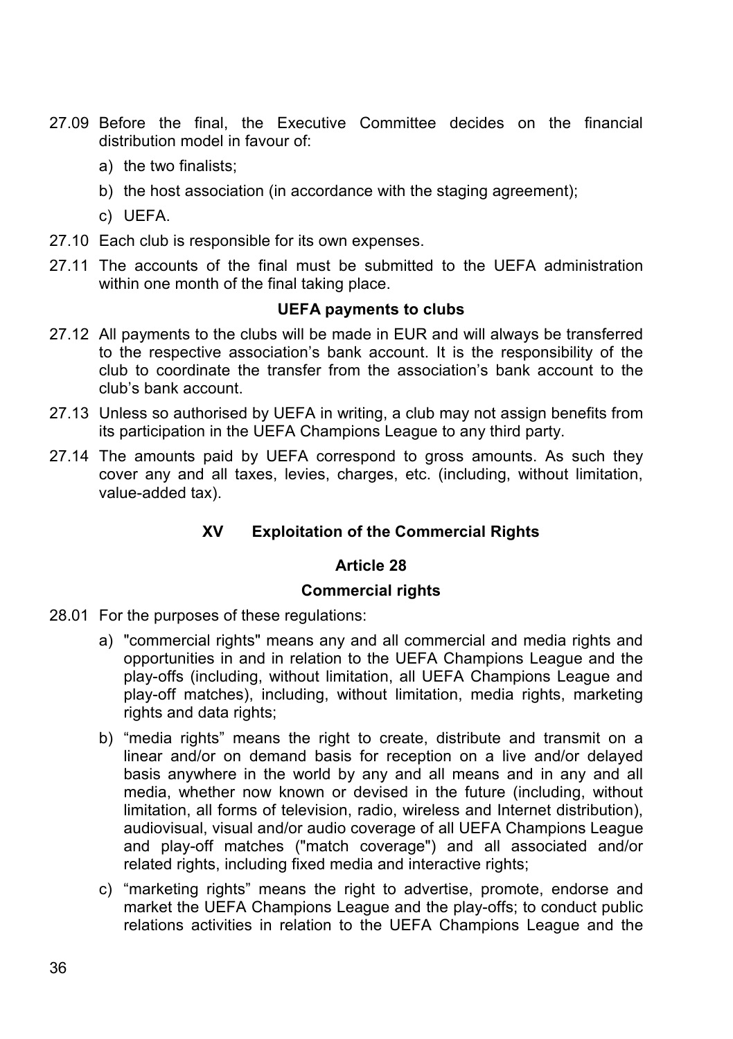27.09 Before the final, the Executive Committee decides on the financial distribution model in favour of:

a) the two finalists;

b) the host association (in accordance with the staging agreement);

c) UEFA.

27.10 Each club is responsible for its own expenses.

27.11 The accounts of the final must be submitted to the UEFA administration within one month of the final taking place.

**UEFA payments to clubs**

27.12 All payments to the clubs will be made in EUR and will always be transferred to the respective association's bank account. It is the responsibility of the club to coordinate the transfer from the association's bank account to the club's bank account.

27.13 Unless so authorised by UEFA in writing, a club may not assign benefits from its participation in the UEFA Champions League to any third party.

27.14 The amounts paid by UEFA correspond to gross amounts. As such they cover any and all taxes, levies, charges, etc. (including, without limitation, value-added tax).

## XV Exploitation of the Commercial Rights

### Article 28

### Commercial rights

28.01 For the purposes of these regulations:

a) "commercial rights" means any and all commercial and media rights and opportunities in and in relation to the UEFA Champions League and the play-offs (including, without limitation, all UEFA Champions League and play-off matches), including, without limitation, media rights, marketing rights and data rights;

b) "media rights" means the right to create, distribute and transmit on a linear and/or on demand basis for reception on a live and/or delayed basis anywhere in the world by any and all means and in any and all media, whether now known or devised in the future (including, without limitation, all forms of television, radio, wireless and Internet distribution), audiovisual, visual and/or audio coverage of all UEFA Champions League and play-off matches ("match coverage") and all associated and/or related rights, including fixed media and interactive rights;

c) "marketing rights" means the right to advertise, promote, endorse and market the UEFA Champions League and the play-offs; to conduct public relations activities in relation to the UEFA Champions League and the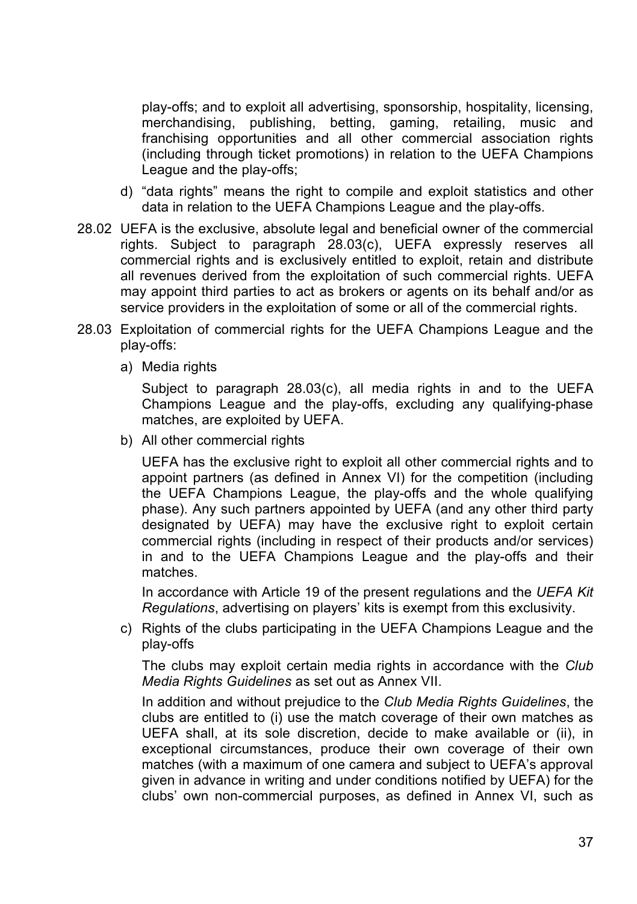play-offs; and to exploit all advertising, sponsorship, hospitality, licensing, merchandising, publishing, betting, gaming, retailing, music and franchising opportunities and all other commercial association rights (including through ticket promotions) in relation to the UEFA Champions League and the play-offs;

d) "data rights" means the right to compile and exploit statistics and other data in relation to the UEFA Champions League and the play-offs.

28.02 UEFA is the exclusive, absolute legal and beneficial owner of the commercial rights. Subject to paragraph 28.03(c), UEFA expressly reserves all commercial rights and is exclusively entitled to exploit, retain and distribute all revenues derived from the exploitation of such commercial rights. UEFA may appoint third parties to act as brokers or agents on its behalf and/or as service providers in the exploitation of some or all of the commercial rights.

28.03 Exploitation of commercial rights for the UEFA Champions League and the play-offs:

a) Media rights

Subject to paragraph 28.03(c), all media rights in and to the UEFA Champions League and the play-offs, excluding any qualifying-phase matches, are exploited by UEFA.

b) All other commercial rights

UEFA has the exclusive right to exploit all other commercial rights and to appoint partners (as defined in Annex VI) for the competition (including the UEFA Champions League, the play-offs and the whole qualifying phase). Any such partners appointed by UEFA (and any other third party designated by UEFA) may have the exclusive right to exploit certain commercial rights (including in respect of their products and/or services) in and to the UEFA Champions League and the play-offs and their matches.

In accordance with Article 19 of the present regulations and the *UEFA Kit Regulations*, advertising on players' kits is exempt from this exclusivity.

c) Rights of the clubs participating in the UEFA Champions League and the play-offs

The clubs may exploit certain media rights in accordance with the *Club Media Rights Guidelines* as set out as Annex VII.

In addition and without prejudice to the *Club Media Rights Guidelines*, the clubs are entitled to (i) use the match coverage of their own matches as UEFA shall, at its sole discretion, decide to make available or (ii), in exceptional circumstances, produce their own coverage of their own matches (with a maximum of one camera and subject to UEFA's approval given in advance in writing and under conditions notified by UEFA) for the clubs' own non-commercial purposes, as defined in Annex VI, such as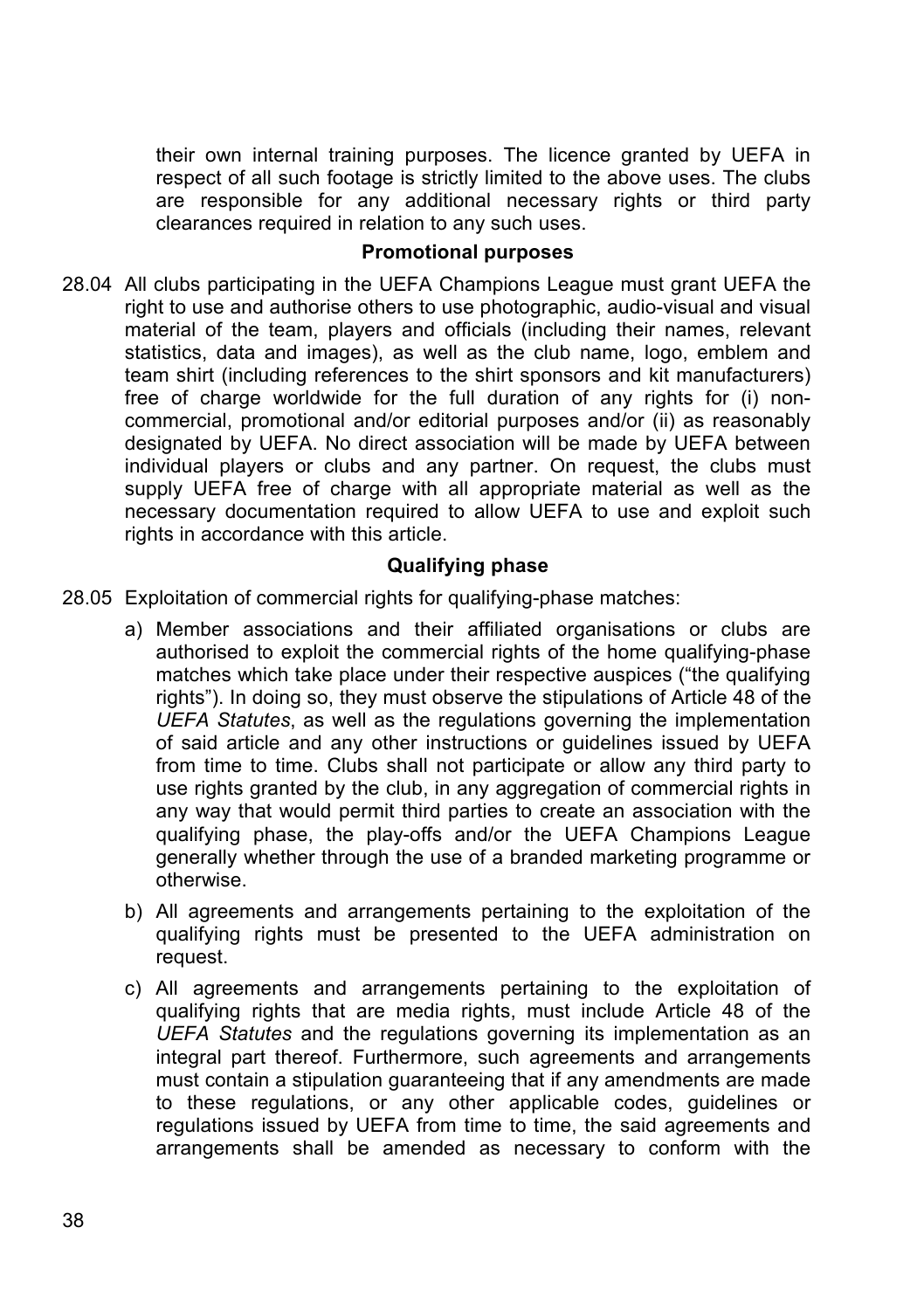their own internal training purposes. The licence granted by UEFA in respect of all such footage is strictly limited to the above uses. The clubs are responsible for any additional necessary rights or third party clearances required in relation to any such uses.

**Promotional purposes**

28.04 All clubs participating in the UEFA Champions League must grant UEFA the right to use and authorise others to use photographic, audio-visual and visual material of the team, players and officials (including their names, relevant statistics, data and images), as well as the club name, logo, emblem and team shirt (including references to the shirt sponsors and kit manufacturers) free of charge worldwide for the full duration of any rights for (i) non-commercial, promotional and/or editorial purposes and/or (ii) as reasonably designated by UEFA. No direct association will be made by UEFA between individual players or clubs and any partner. On request, the clubs must supply UEFA free of charge with all appropriate material as well as the necessary documentation required to allow UEFA to use and exploit such rights in accordance with this article.

**Qualifying phase**

28.05 Exploitation of commercial rights for qualifying-phase matches:

a) Member associations and their affiliated organisations or clubs are authorised to exploit the commercial rights of the home qualifying-phase matches which take place under their respective auspices ("the qualifying rights"). In doing so, they must observe the stipulations of Article 48 of the *UEFA Statutes*, as well as the regulations governing the implementation of said article and any other instructions or guidelines issued by UEFA from time to time. Clubs shall not participate or allow any third party to use rights granted by the club, in any aggregation of commercial rights in any way that would permit third parties to create an association with the qualifying phase, the play-offs and/or the UEFA Champions League generally whether through the use of a branded marketing programme or otherwise.

b) All agreements and arrangements pertaining to the exploitation of the qualifying rights must be presented to the UEFA administration on request.

c) All agreements and arrangements pertaining to the exploitation of qualifying rights that are media rights, must include Article 48 of the *UEFA Statutes* and the regulations governing its implementation as an integral part thereof. Furthermore, such agreements and arrangements must contain a stipulation guaranteeing that if any amendments are made to these regulations, or any other applicable codes, guidelines or regulations issued by UEFA from time to time, the said agreements and arrangements shall be amended as necessary to conform with the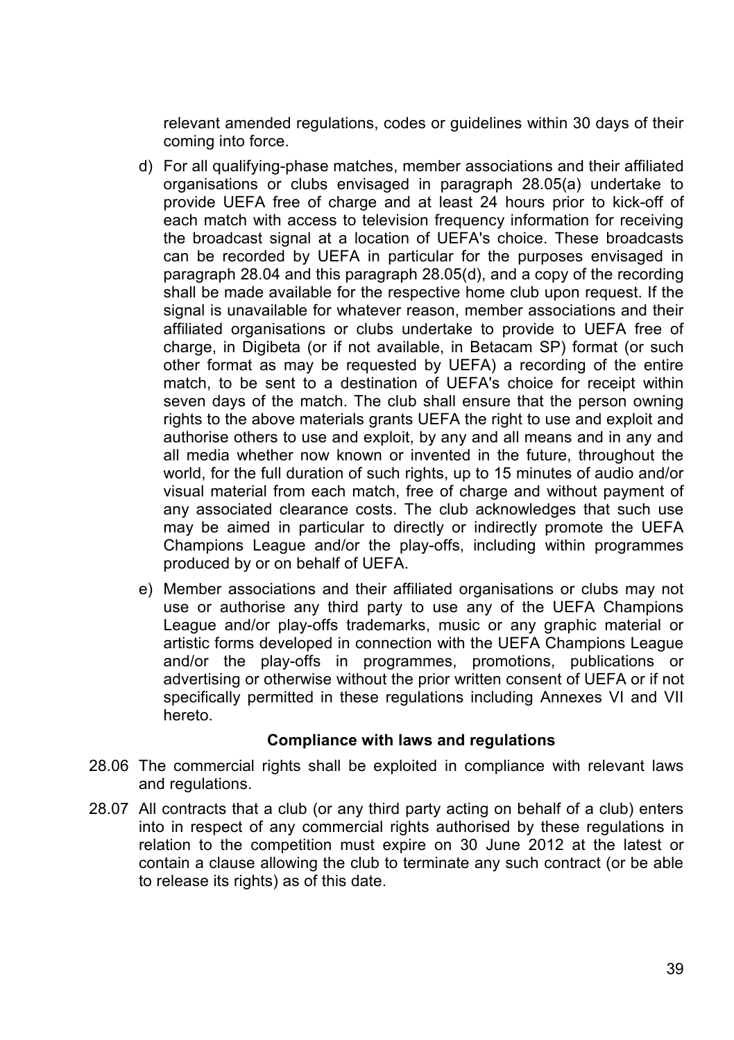relevant amended regulations, codes or guidelines within 30 days of their coming into force.

d) For all qualifying-phase matches, member associations and their affiliated organisations or clubs envisaged in paragraph 28.05(a) undertake to provide UEFA free of charge and at least 24 hours prior to kick-off of each match with access to television frequency information for receiving the broadcast signal at a location of UEFA's choice. These broadcasts can be recorded by UEFA in particular for the purposes envisaged in paragraph 28.04 and this paragraph 28.05(d), and a copy of the recording shall be made available for the respective home club upon request. If the signal is unavailable for whatever reason, member associations and their affiliated organisations or clubs undertake to provide to UEFA free of charge, in Digibeta (or if not available, in Betacam SP) format (or such other format as may be requested by UEFA) a recording of the entire match, to be sent to a destination of UEFA's choice for receipt within seven days of the match. The club shall ensure that the person owning rights to the above materials grants UEFA the right to use and exploit and authorise others to use and exploit, by any and all means and in any and all media whether now known or invented in the future, throughout the world, for the full duration of such rights, up to 15 minutes of audio and/or visual material from each match, free of charge and without payment of any associated clearance costs. The club acknowledges that such use may be aimed in particular to directly or indirectly promote the UEFA Champions League and/or the play-offs, including within programmes produced by or on behalf of UEFA.

e) Member associations and their affiliated organisations or clubs may not use or authorise any third party to use any of the UEFA Champions League and/or play-offs trademarks, music or any graphic material or artistic forms developed in connection with the UEFA Champions League and/or the play-offs in programmes, promotions, publications or advertising or otherwise without the prior written consent of UEFA or if not specifically permitted in these regulations including Annexes VI and VII hereto.

**Compliance with laws and regulations**

28.06 The commercial rights shall be exploited in compliance with relevant laws and regulations.

28.07 All contracts that a club (or any third party acting on behalf of a club) enters into in respect of any commercial rights authorised by these regulations in relation to the competition must expire on 30 June 2012 at the latest or contain a clause allowing the club to terminate any such contract (or be able to release its rights) as of this date.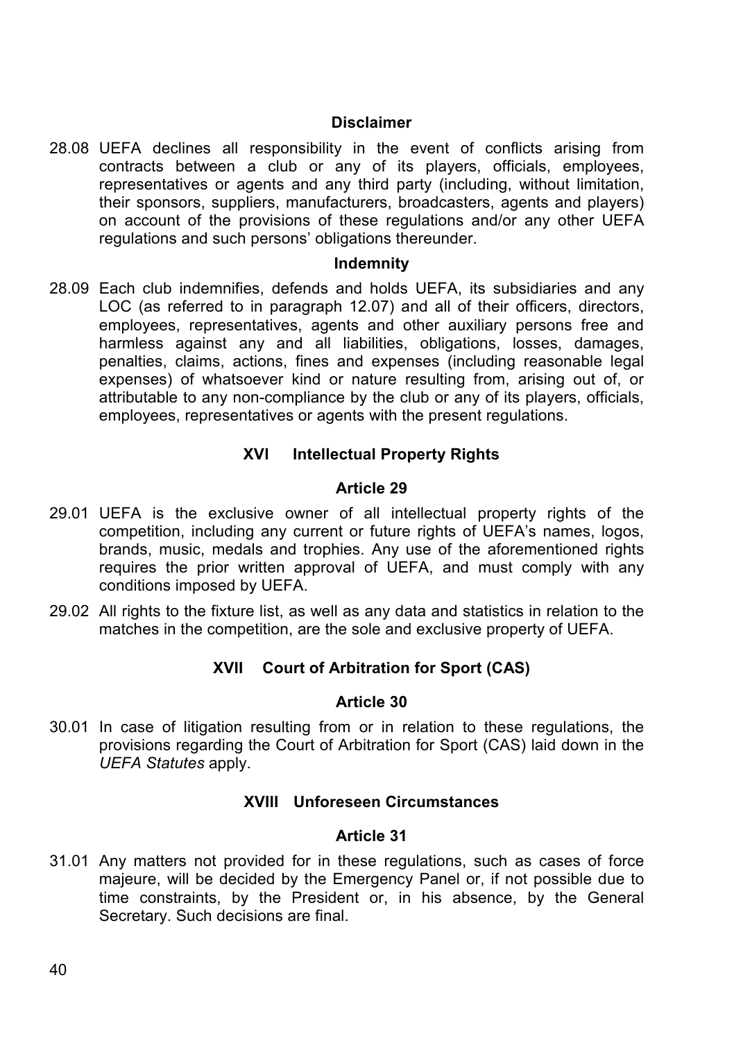**Disclaimer**

28.08 UEFA declines all responsibility in the event of conflicts arising from contracts between a club or any of its players, officials, employees, representatives or agents and any third party (including, without limitation, their sponsors, suppliers, manufacturers, broadcasters, agents and players) on account of the provisions of these regulations and/or any other UEFA regulations and such persons' obligations thereunder.

**Indemnity**

28.09 Each club indemnifies, defends and holds UEFA, its subsidiaries and any LOC (as referred to in paragraph 12.07) and all of their officers, directors, employees, representatives, agents and other auxiliary persons free and harmless against any and all liabilities, obligations, losses, damages, penalties, claims, actions, fines and expenses (including reasonable legal expenses) of whatsoever kind or nature resulting from, arising out of, or attributable to any non-compliance by the club or any of its players, officials, employees, representatives or agents with the present regulations.

## XVI Intellectual Property Rights

### Article 29

29.01 UEFA is the exclusive owner of all intellectual property rights of the competition, including any current or future rights of UEFA's names, logos, brands, music, medals and trophies. Any use of the aforementioned rights requires the prior written approval of UEFA, and must comply with any conditions imposed by UEFA.

29.02 All rights to the fixture list, as well as any data and statistics in relation to the matches in the competition, are the sole and exclusive property of UEFA.

## XVII Court of Arbitration for Sport (CAS)

### Article 30

30.01 In case of litigation resulting from or in relation to these regulations, the provisions regarding the Court of Arbitration for Sport (CAS) laid down in the *UEFA Statutes* apply.

## XVIII Unforeseen Circumstances

### Article 31

31.01 Any matters not provided for in these regulations, such as cases of force majeure, will be decided by the Emergency Panel or, if not possible due to time constraints, by the President or, in his absence, by the General Secretary. Such decisions are final.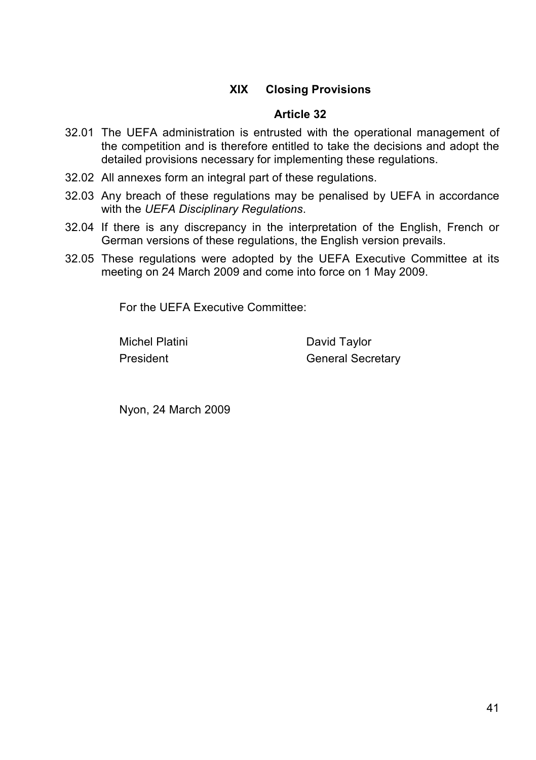## XIX Closing Provisions

### Article 32

32.01 The UEFA administration is entrusted with the operational management of the competition and is therefore entitled to take the decisions and adopt the detailed provisions necessary for implementing these regulations.

32.02 All annexes form an integral part of these regulations.

32.03 Any breach of these regulations may be penalised by UEFA in accordance with the *UEFA Disciplinary Regulations*.

32.04 If there is any discrepancy in the interpretation of the English, French or German versions of these regulations, the English version prevails.

32.05 These regulations were adopted by the UEFA Executive Committee at its meeting on 24 March 2009 and come into force on 1 May 2009.

For the UEFA Executive Committee:

| | |
|---|---|
| Michel Platini | David Taylor |
| President | General Secretary |

Nyon, 24 March 2009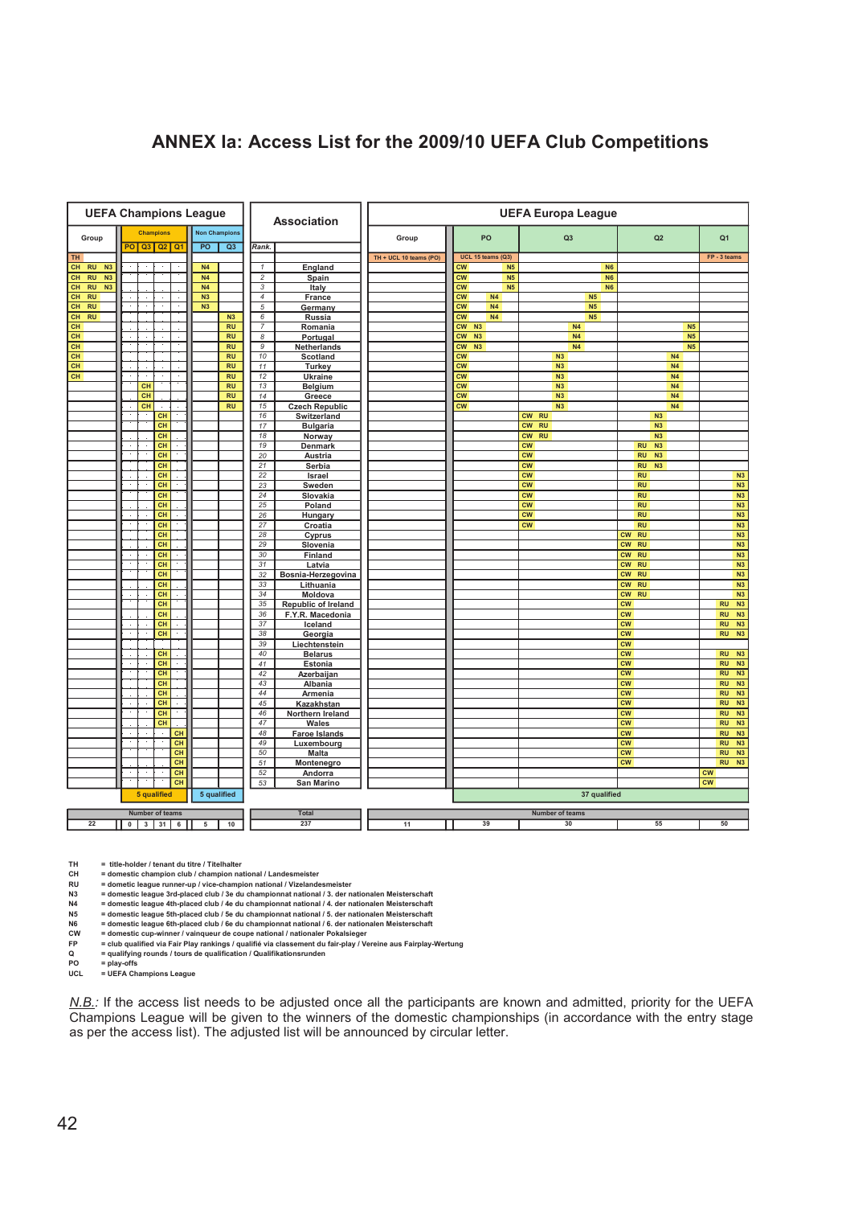# ANNEX Ia: Access List for the 2009/10 UEFA Club Competitions

| UEFA Champions League | | | | | | | Association | | UEFA Europa League | | | | |
|---|---|---|---|---|---|---|---|---|---|---|---|---|---|
| Group | Champions | | | | Non Champions | | | | Group | PO | Q3 | Q2 | Q1 |
| | PO | Q3 | Q2 | Q1 | PO | Q3 | Rank. | | | | | | |
| TH | | | | | | | | | TH + UCL 10 teams (PO) | UCL 15 teams (Q3) | | | FP - 3 teams |
| CH RU N3 | | | | | N4 | | 1 | England | | CW N5 | N6 | | |
| CH RU N3 | | | | | N4 | | 2 | Spain | | CW N5 | N6 | | |
| CH RU N3 | | | | | N4 | | 3 | Italy | | CW N5 | N6 | | |
| CH RU | | | | | N3 | | 4 | France | | CW N4 | N5 | | |
| CH RU | | | | | N3 | | 5 | Germany | | CW N4 | N5 | | |
| CH RU | | | | | | N3 | 6 | Russia | | CW N4 | N5 | | |
| CH | | | | | | RU | 7 | Romania | | CW N3 | N4 | N5 | |
| CH | | | | | | RU | 8 | Portugal | | CW N3 | N4 | N5 | |
| CH | | | | | | RU | 9 | Netherlands | | CW N3 | N4 | N5 | |
| CH | | | | | | RU | 10 | Scotland | | CW | N3 | N4 | |
| CH | | | | | | RU | 11 | Turkey | | CW | N3 | N4 | |
| CH | | | | | | RU | 12 | Ukraine | | CW | N3 | N4 | |
| | | CH | | | | RU | 13 | Belgium | | CW | N3 | N4 | |
| | | CH | | | | RU | 14 | Greece | | CW | N3 | N4 | |
| | | CH | | | | RU | 15 | Czech Republic | | CW | N3 | N4 | |
| | | | CH | | | | 16 | Switzerland | | | CW RU | N3 | |
| | | | CH | | | | 17 | Bulgaria | | | CW RU | N3 | |
| | | | CH | | | | 18 | Norway | | | CW RU | N3 | |
| | | | CH | | | | 19 | Denmark | | | CW | RU N3 | |
| | | | CH | | | | 20 | Austria | | | CW | RU N3 | |
| | | | CH | | | | 21 | Serbia | | | CW | RU N3 | |
| | | | CH | | | | 22 | Israel | | | CW | RU | N3 |
| | | | CH | | | | 23 | Sweden | | | CW | RU | N3 |
| | | | CH | | | | 24 | Slovakia | | | CW | RU | N3 |
| | | | CH | | | | 25 | Poland | | | CW | RU | N3 |
| | | | CH | | | | 26 | Hungary | | | CW | RU | N3 |
| | | | CH | | | | 27 | Croatia | | | CW | RU | N3 |
| | | | CH | | | | 28 | Cyprus | | | | CW RU | N3 |
| | | | CH | | | | 29 | Slovenia | | | | CW RU | N3 |
| | | | CH | | | | 30 | Finland | | | | CW RU | N3 |
| | | | CH | | | | 31 | Latvia | | | | CW RU | N3 |
| | | | CH | | | | 32 | Bosnia-Herzegovina | | | | CW RU | N3 |
| | | | CH | | | | 33 | Lithuania | | | | CW RU | N3 |
| | | | CH | | | | 34 | Moldova | | | | CW RU | N3 |
| | | | CH | | | | 35 | Republic of Ireland | | | | CW | RU N3 |
| | | | CH | | | | 36 | F.Y.R. Macedonia | | | | CW | RU N3 |
| | | | CH | | | | 37 | Iceland | | | | CW | RU N3 |
| | | | CH | | | | 38 | Georgia | | | | CW | RU N3 |
| | | | | | | | 39 | Liechtenstein | | | | CW | |
| | | | CH | | | | 40 | Belarus | | | | CW | RU N3 |
| | | | CH | | | | 41 | Estonia | | | | CW | RU N3 |
| | | | CH | | | | 42 | Azerbaijan | | | | CW | RU N3 |
| | | | CH | | | | 43 | Albania | | | | CW | RU N3 |
| | | | CH | | | | 44 | Armenia | | | | CW | RU N3 |
| | | | CH | | | | 45 | Kazakhstan | | | | CW | RU N3 |
| | | | CH | | | | 46 | Northern Ireland | | | | CW | RU N3 |
| | | | CH | | | | 47 | Wales | | | | CW | RU N3 |
| | | | | CH | | | 48 | Faroe Islands | | | | CW | RU N3 |
| | | | | CH | | | 49 | Luxembourg | | | | CW | RU N3 |
| | | | | CH | | | 50 | Malta | | | | CW | RU N3 |
| | | | | CH | | | 51 | Montenegro | | | | CW | RU N3 |
| | | | | CH | | | 52 | Andorra | | | | | CW |
| | | | | CH | | | 53 | San Marino | | | | | CW |
| | 5 qualified | | | | 5 qualified | | | | | 37 qualified | | | |
| Number of teams | | | | | | | | Total | Number of teams | | | | |
| 22 | 0 | 3 | 31 | 6 | 5 | 10 | | 237 | 11 | 39 | 30 | 55 | 50 |

TH = title-holder / tenant du titre / Titelhalter
CH = domestic champion club / champion national / Landesmeister
RU = dometic league runner-up / vice-champion national / Vizelandesmeister
N3 = domestic league 3rd-placed club / 3e du championnat national / 3. der nationalen Meisterschaft
N4 = domestic league 4th-placed club / 4e du championnat national / 4. der nationalen Meisterschaft
N5 = domestic league 5th-placed club / 5e du championnat national / 5. der nationalen Meisterschaft
N6 = domestic league 6th-placed club / 6e du championnat national / 6. der nationalen Meisterschaft
CW = domestic cup-winner / vainqueur de coupe national / nationaler Pokalsieger
FP = club qualified via Fair Play rankings / qualifié via classement du fair-play / Vereine aus Fairplay-Wertung
Q = qualifying rounds / tours de qualification / Qualifikationsrunden
PO = play-offs
UCL = UEFA Champions League

_N.B._: If the access list needs to be adjusted once all the participants are known and admitted, priority for the UEFA Champions League will be given to the winners of the domestic championships (in accordance with the entry stage as per the access list). The adjusted list will be announced by circular letter.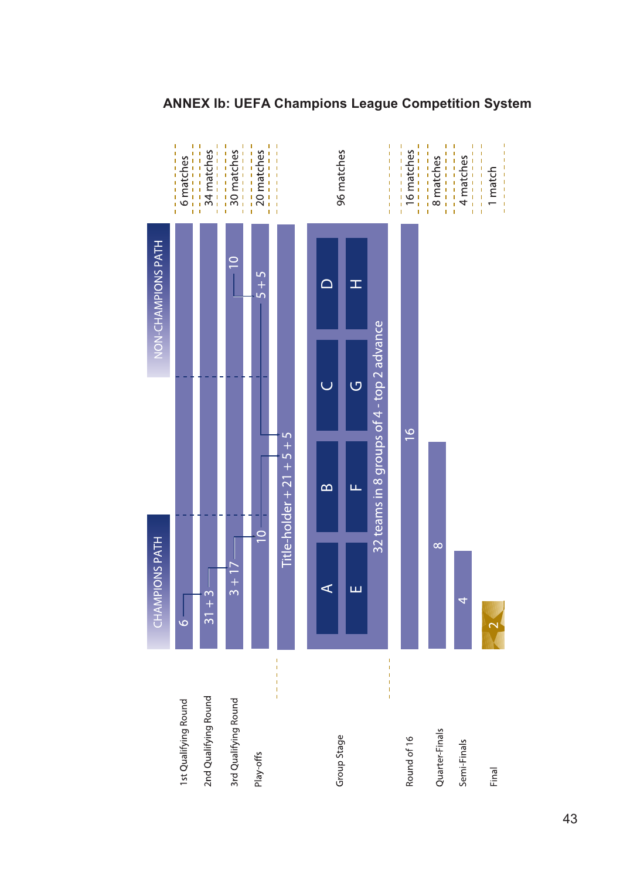# ANNEX Ib: UEFA Champions League Competition System

| Round | CHAMPIONS PATH | NON-CHAMPIONS PATH | Matches |
|---|---|---|---|
| 1st Qualifying Round | 6 | | 6 matches |
| 2nd Qualifying Round | 31 + 3 | | 34 matches |
| 3rd Qualifying Round | 3 + 17 | 10 | 30 matches |
| Play-offs | 10 | 5 + 5 | 20 matches |
| Group Stage | Title-holder + 21 + 5 + 5<br>32 teams in 8 groups of 4 - top 2 advance<br>A, B, C, D, E, F, G, H | | 96 matches |
| Round of 16 | 16 | | 16 matches |
| Quarter-Finals | 8 | | 8 matches |
| Semi-Finals | 4 | | 4 matches |
| Final | 2 | | 1 match |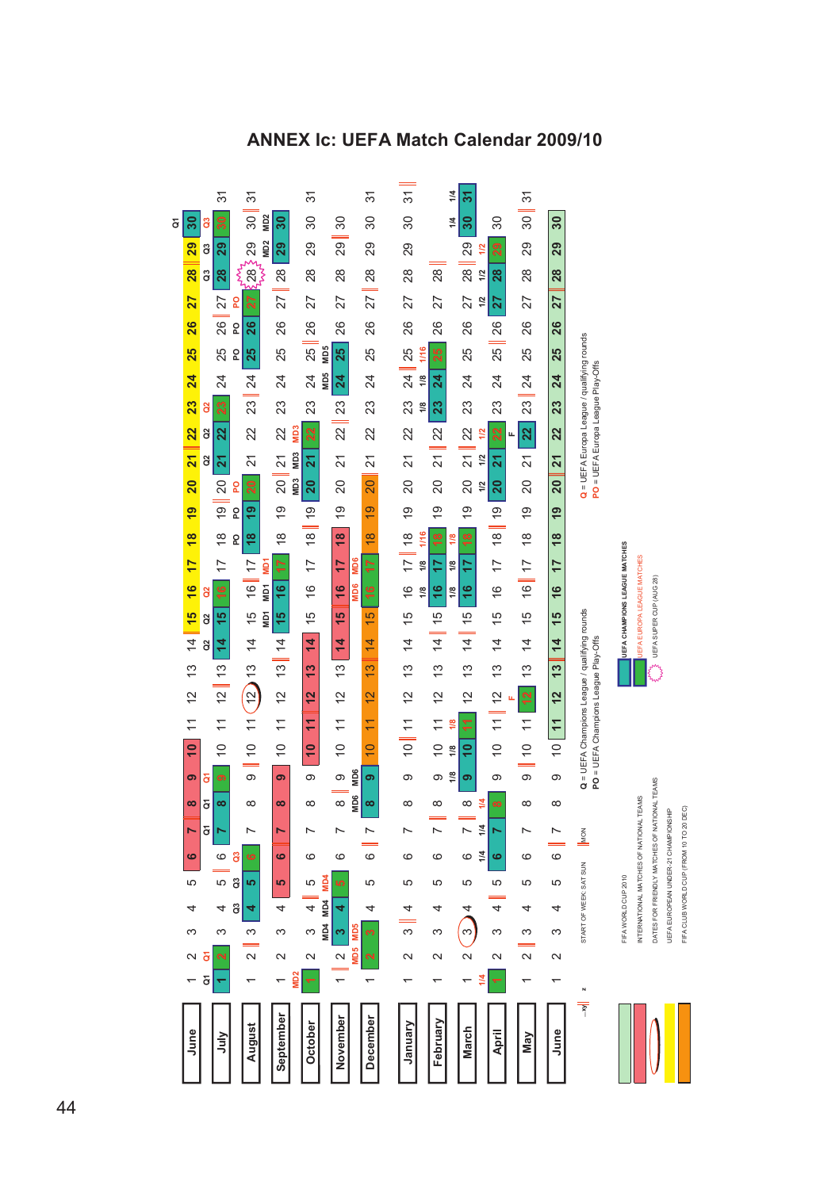# ANNEX Ic: UEFA Match Calendar 2009/10

| Month | 1 | 2 | 3 | 4 | 5 | 6 | 7 | 8 | 9 | 10 | 11 | 12 | 13 | 14 | 15 | 16 | 17 | 18 | 19 | 20 | 21 | 22 | 23 | 24 | 25 | 26 | 27 | 28 | 29 | 30 | 31 |
|---|---|---|---|---|---|---|---|---|---|---|---|---|---|---|---|---|---|---|---|---|---|---|---|---|---|---|---|---|---|---|---|
| June | 1 Q1 | 2 Q1 | 3 | 4 | 5 | 6 | 7 | 8 | 9 | 10 | 11 | 12 | 13 | 14 Q2 | 15 Q2 | 16 Q2 | 17 | 18 | 19 | 20 | 21 Q2 | 22 Q2 | 23 Q2 | 24 | 25 | 26 | 27 | 28 Q3 | 29 Q3 | 30 Q3 Q1 | |
| July | 1 | 2 | 3 | 4 Q3 | 5 Q3 | 6 Q3 | 7 Q1 | 8 Q1 | 9 Q1 | 10 | 11 | 12 | 13 | 14 | 15 | 16 | 17 | 18 PO | 19 PO | 20 PO | 21 | 22 | 23 | 24 | 25 PO | 26 PO | 27 PO | 28 | 29 | 30 | 31 |
| August | 1 | 2 | 3 | 4 | 5 | 6 | 7 | 8 | 9 | 10 | 11 | 12 | 13 | 14 | 15 | 16 | 17 | 18 | 19 | 20 | 21 | 22 | 23 | 24 | 25 | 26 | 27 | 28 | 29 MD2 | 30 MD2 | 31 |
| September | 1 | 2 | 3 | 4 | 5 | 6 | 7 | 8 | 9 | 10 | 11 | 12 | 13 | 14 | 15 MD1 | 16 MD1 | 17 MD1 | 18 | 19 | 20 MD3 | 21 MD3 | 22 MD3 | 23 | 24 | 25 | 26 | 27 | 28 | 29 | 30 | |
| October | 1 MD2 | 2 | 3 MD4 | 4 MD4 | 5 MD4 | 6 | 7 | 8 | 9 | 10 | 11 | 12 | 13 | 14 | 15 | 16 | 17 | 18 | 19 | 20 | 21 | 22 | 23 | 24 MD5 | 25 MD5 | 26 | 27 | 28 | 29 | 30 | 31 |
| November | 1 | 2 MD5 | 3 MD5 | 4 | 5 | 6 | 7 | 8 MD6 | 9 MD6 | 10 | 11 | 12 | 13 | 14 | 15 | 16 MD6 | 17 MD6 | 18 | 19 | 20 | 21 | 22 | 23 | 24 | 25 | 26 | 27 | 28 | 29 | 30 | |
| December | 1 | 2 | 3 | 4 | 5 | 6 | 7 | 8 | 9 | 10 | 11 | 12 | 13 | 14 | 15 | 16 | 17 | 18 | 19 | 20 | 21 | 22 | 23 | 24 | 25 | 26 | 27 | 28 | 29 | 30 | 31 |
| January | 1 | 2 | 3 | 4 | 5 | 6 | 7 | 8 | 9 | 10 | 11 | 12 | 13 | 14 | 15 | 16 1/8 | 17 1/8 | 18 1/16 | 19 | 20 | 21 | 22 | 23 1/8 | 24 1/8 | 25 1/16 | 26 | 27 | 28 | 29 | 30 | 31 |
| February | 1 | 2 | 3 | 4 | 5 | 6 | 7 | 8 | 9 1/8 | 10 1/8 | 11 1/8 | 12 | 13 | 14 | 15 | 16 1/8 | 17 1/8 | 18 1/8 | 19 | 20 | 21 | 22 | 23 | 24 | 25 | 26 | 27 | 28 | | | |
| March | 1 | 2 | 3 | 4 | 5 | 6 1/4 | 7 1/4 | 8 1/4 | 9 | 10 | 11 | 12 | 13 | 14 | 15 | 16 | 17 | 18 | 19 | 20 1/2 | 21 1/2 | 22 1/2 | 23 | 24 | 25 | 26 | 27 1/2 | 28 1/2 | 29 1/2 | 30 1/4 | 31 1/4 |
| April | 1 1/4 | 2 | 3 | 4 | 5 | 6 | 7 | 8 | 9 | 10 | 11 | 12 F | 13 | 14 | 15 | 16 | 17 | 18 | 19 | 20 | 21 | 22 F | 23 | 24 | 25 | 26 | 27 | 28 | 29 | 30 | |
| May | 1 | 2 | 3 | 4 | 5 | 6 | 7 | 8 | 9 | 10 | 11 | 12 | 13 | 14 | 15 | 16 | 17 | 18 | 19 | 20 | 21 | 22 | 23 | 24 | 25 | 26 | 27 | 28 | 29 | 30 | 31 |
| June | 1 | 2 | 3 | 4 | 5 | 6 | 7 | 8 | 9 | 10 | 11 | 12 | 13 | 14 | 15 | 16 | 17 | 18 | 19 | 20 | 21 | 22 | 23 | 24 | 25 | 26 | 27 | 28 | 29 | 30 | |

START OF WEEK: SAT SUN | MON

Q = UEFA Champions League / qualifying rounds
PO = UEFA Champions League Play-Offs

Q = UEFA Europa League / qualifying rounds
PO = UEFA Europa League Play-Offs

- FIFA WORLD CUP 2010
- INTERNATIONAL MATCHES OF NATIONAL TEAMS
- DATES FOR FRIENDLY MATCHES OF NATIONAL TEAMS
- UEFA EUROPEAN UNDER-21 CHAMPIONSHIP
- FIFA CLUB WORLD CUP (FROM 10 TO 20 DEC)

- UEFA CHAMPIONS LEAGUE MATCHES
- UEFA EUROPA LEAGUE MATCHES
- UEFA SUPER CUP (AUG 28)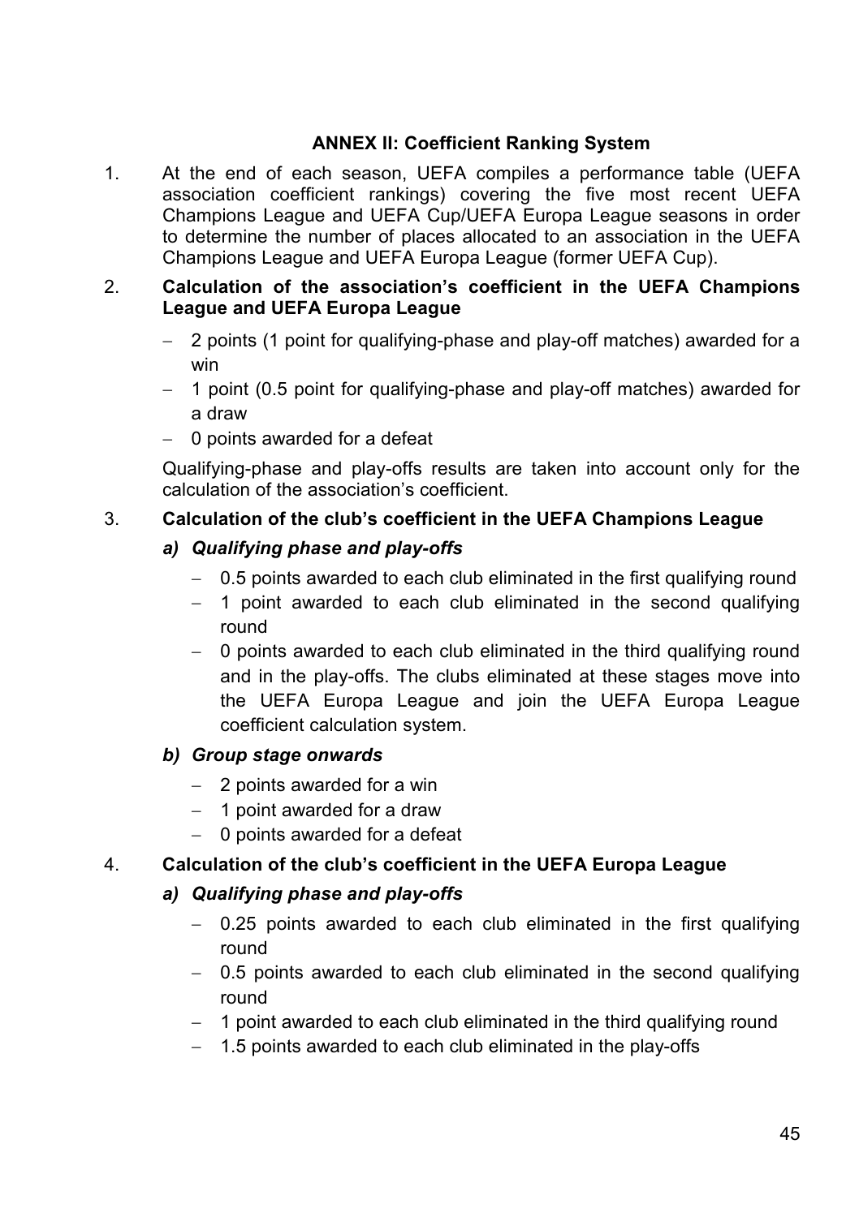## ANNEX II: Coefficient Ranking System

1. At the end of each season, UEFA compiles a performance table (UEFA association coefficient rankings) covering the five most recent UEFA Champions League and UEFA Cup/UEFA Europa League seasons in order to determine the number of places allocated to an association in the UEFA Champions League and UEFA Europa League (former UEFA Cup).

2. **Calculation of the association's coefficient in the UEFA Champions League and UEFA Europa League**

   - 2 points (1 point for qualifying-phase and play-off matches) awarded for a win
   - 1 point (0.5 point for qualifying-phase and play-off matches) awarded for a draw
   - 0 points awarded for a defeat

   Qualifying-phase and play-offs results are taken into account only for the calculation of the association's coefficient.

3. **Calculation of the club's coefficient in the UEFA Champions League**

   ***a) Qualifying phase and play-offs***

   - 0.5 points awarded to each club eliminated in the first qualifying round
   - 1 point awarded to each club eliminated in the second qualifying round
   - 0 points awarded to each club eliminated in the third qualifying round and in the play-offs. The clubs eliminated at these stages move into the UEFA Europa League and join the UEFA Europa League coefficient calculation system.

   ***b) Group stage onwards***

   - 2 points awarded for a win
   - 1 point awarded for a draw
   - 0 points awarded for a defeat

4. **Calculation of the club's coefficient in the UEFA Europa League**

   ***a) Qualifying phase and play-offs***

   - 0.25 points awarded to each club eliminated in the first qualifying round
   - 0.5 points awarded to each club eliminated in the second qualifying round
   - 1 point awarded to each club eliminated in the third qualifying round
   - 1.5 points awarded to each club eliminated in the play-offs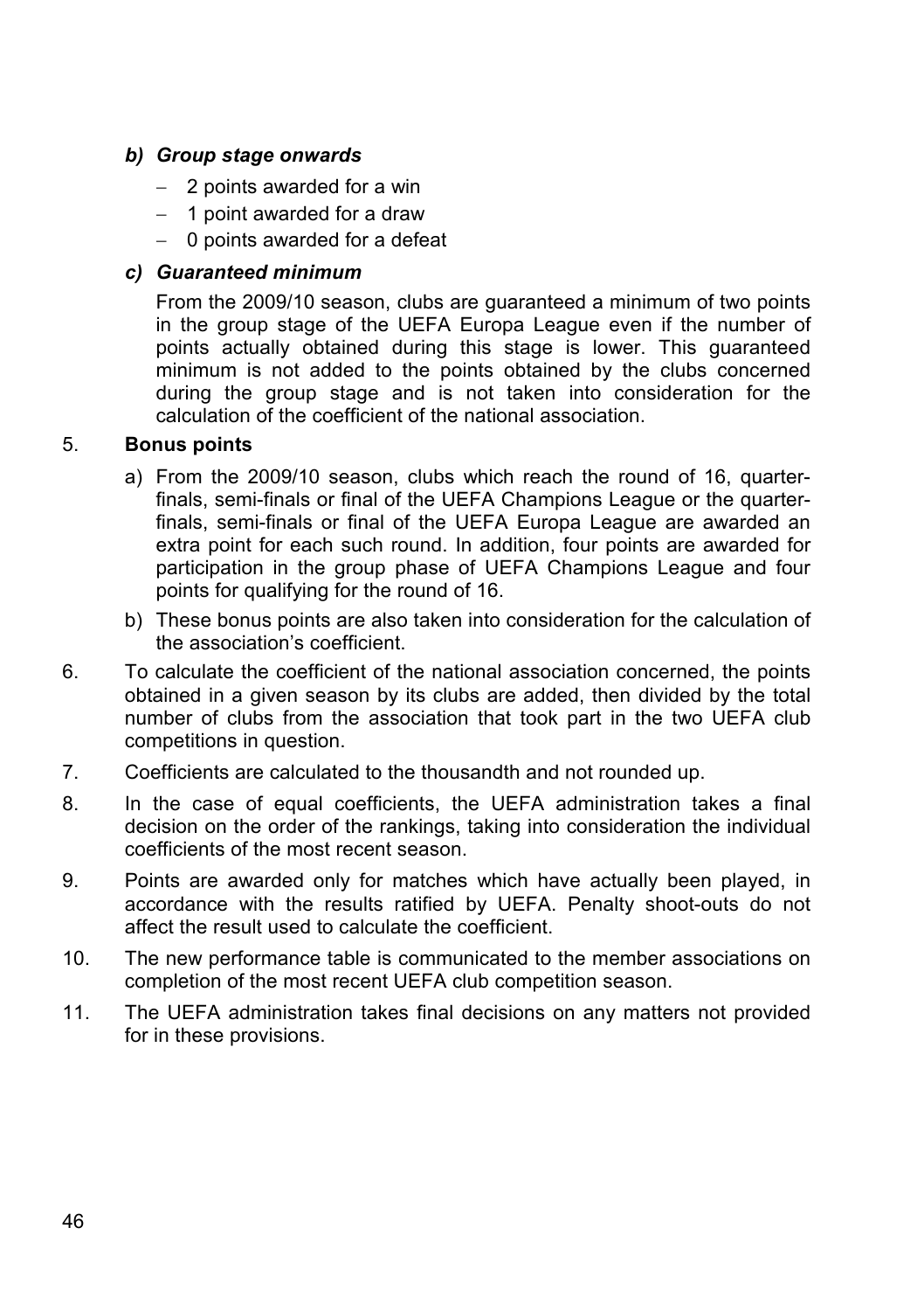*b) Group stage onwards*

- 2 points awarded for a win
- 1 point awarded for a draw
- 0 points awarded for a defeat

*c) Guaranteed minimum*

From the 2009/10 season, clubs are guaranteed a minimum of two points in the group stage of the UEFA Europa League even if the number of points actually obtained during this stage is lower. This guaranteed minimum is not added to the points obtained by the clubs concerned during the group stage and is not taken into consideration for the calculation of the coefficient of the national association.

5. **Bonus points**

   a) From the 2009/10 season, clubs which reach the round of 16, quarter-finals, semi-finals or final of the UEFA Champions League or the quarter-finals, semi-finals or final of the UEFA Europa League are awarded an extra point for each such round. In addition, four points are awarded for participation in the group phase of UEFA Champions League and four points for qualifying for the round of 16.

   b) These bonus points are also taken into consideration for the calculation of the association's coefficient.

6. To calculate the coefficient of the national association concerned, the points obtained in a given season by its clubs are added, then divided by the total number of clubs from the association that took part in the two UEFA club competitions in question.

7. Coefficients are calculated to the thousandth and not rounded up.

8. In the case of equal coefficients, the UEFA administration takes a final decision on the order of the rankings, taking into consideration the individual coefficients of the most recent season.

9. Points are awarded only for matches which have actually been played, in accordance with the results ratified by UEFA. Penalty shoot-outs do not affect the result used to calculate the coefficient.

10. The new performance table is communicated to the member associations on completion of the most recent UEFA club competition season.

11. The UEFA administration takes final decisions on any matters not provided for in these provisions.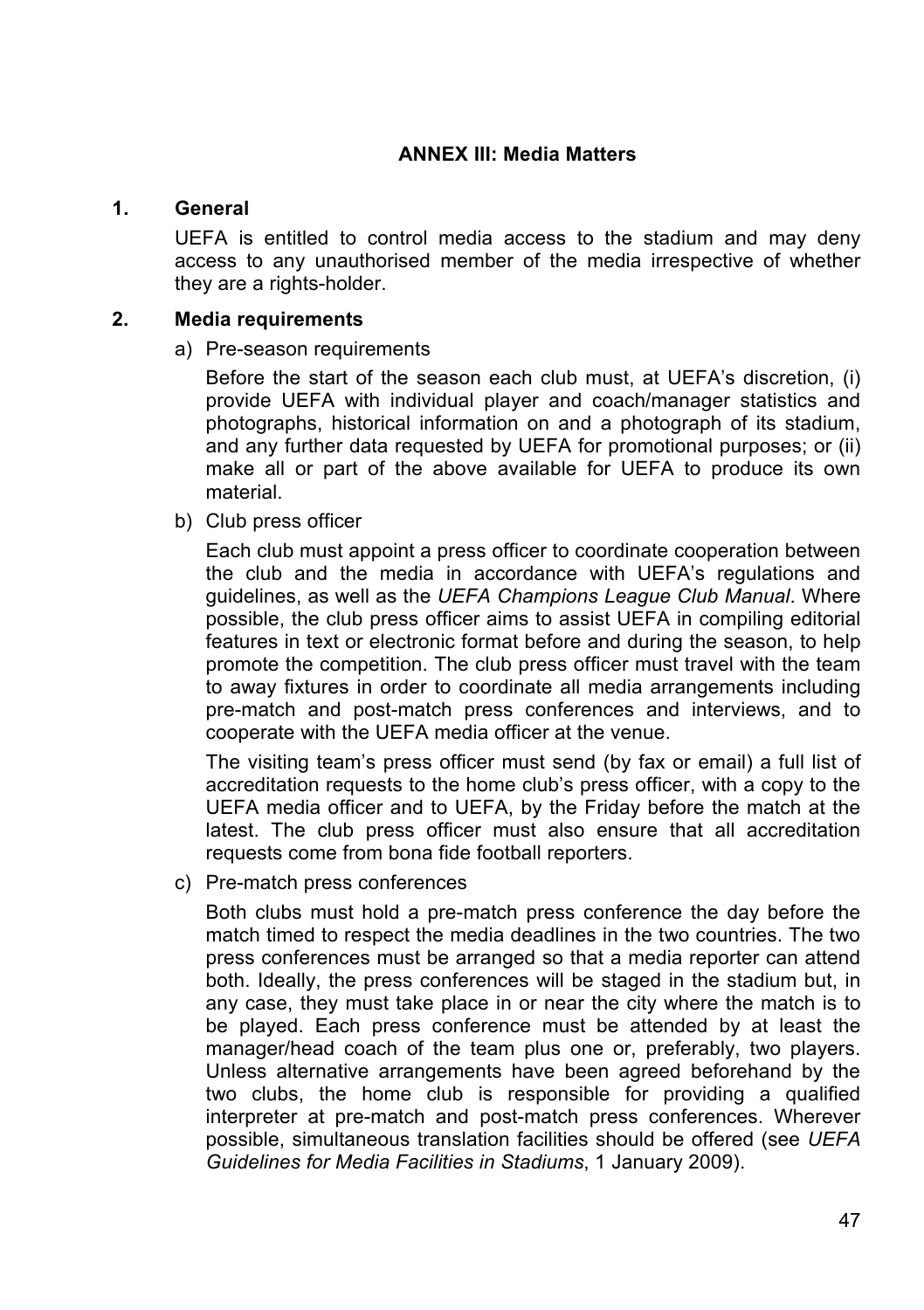## ANNEX III: Media Matters

### 1. General

UEFA is entitled to control media access to the stadium and may deny access to any unauthorised member of the media irrespective of whether they are a rights-holder.

### 2. Media requirements

a) Pre-season requirements

Before the start of the season each club must, at UEFA's discretion, (i) provide UEFA with individual player and coach/manager statistics and photographs, historical information on and a photograph of its stadium, and any further data requested by UEFA for promotional purposes; or (ii) make all or part of the above available for UEFA to produce its own material.

b) Club press officer

Each club must appoint a press officer to coordinate cooperation between the club and the media in accordance with UEFA's regulations and guidelines, as well as the *UEFA Champions League Club Manual*. Where possible, the club press officer aims to assist UEFA in compiling editorial features in text or electronic format before and during the season, to help promote the competition. The club press officer must travel with the team to away fixtures in order to coordinate all media arrangements including pre-match and post-match press conferences and interviews, and to cooperate with the UEFA media officer at the venue.

The visiting team's press officer must send (by fax or email) a full list of accreditation requests to the home club's press officer, with a copy to the UEFA media officer and to UEFA, by the Friday before the match at the latest. The club press officer must also ensure that all accreditation requests come from bona fide football reporters.

c) Pre-match press conferences

Both clubs must hold a pre-match press conference the day before the match timed to respect the media deadlines in the two countries. The two press conferences must be arranged so that a media reporter can attend both. Ideally, the press conferences will be staged in the stadium but, in any case, they must take place in or near the city where the match is to be played. Each press conference must be attended by at least the manager/head coach of the team plus one or, preferably, two players. Unless alternative arrangements have been agreed beforehand by the two clubs, the home club is responsible for providing a qualified interpreter at pre-match and post-match press conferences. Wherever possible, simultaneous translation facilities should be offered (see *UEFA Guidelines for Media Facilities in Stadiums*, 1 January 2009).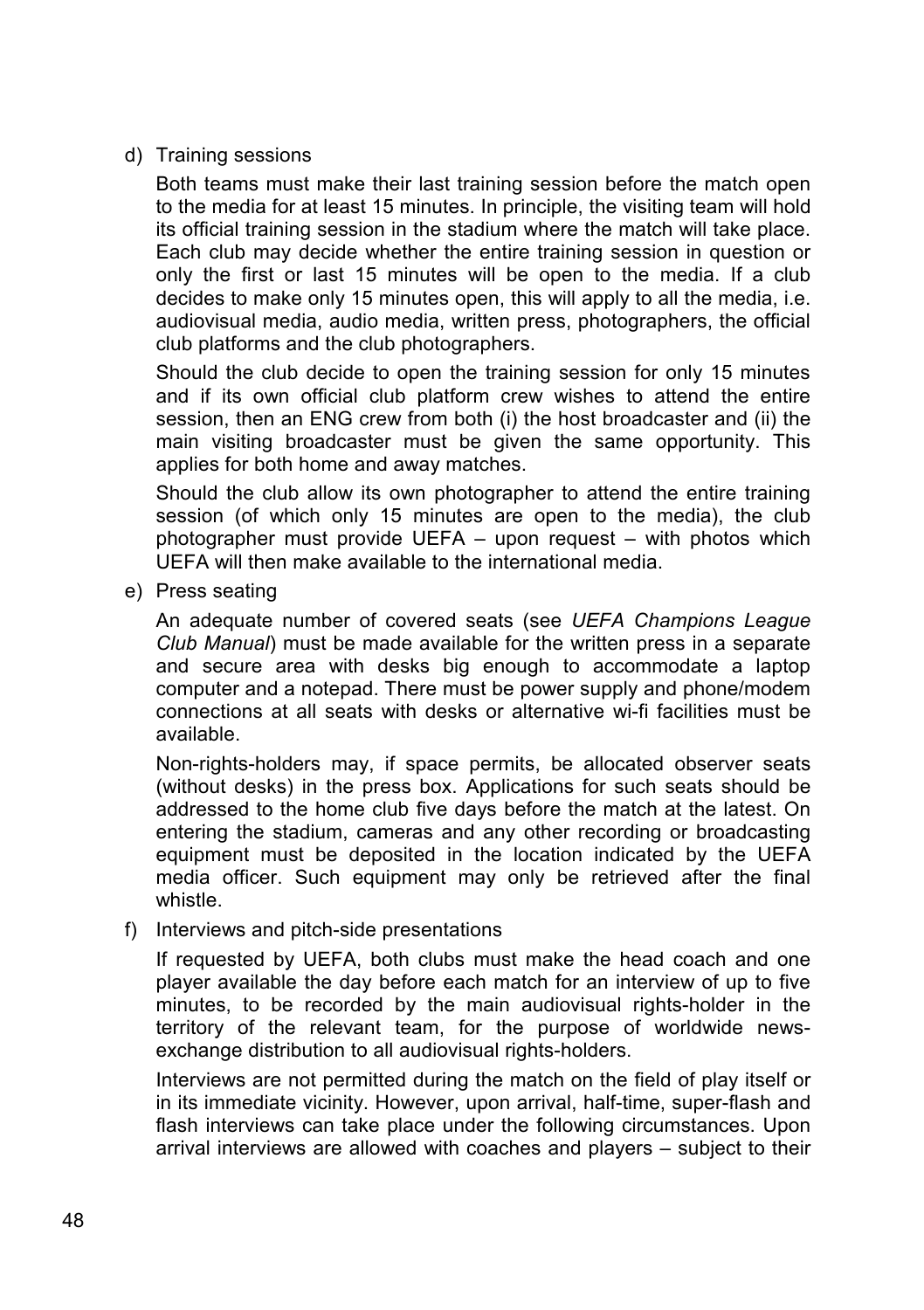d) Training sessions

   Both teams must make their last training session before the match open to the media for at least 15 minutes. In principle, the visiting team will hold its official training session in the stadium where the match will take place. Each club may decide whether the entire training session in question or only the first or last 15 minutes will be open to the media. If a club decides to make only 15 minutes open, this will apply to all the media, i.e. audiovisual media, audio media, written press, photographers, the official club platforms and the club photographers.

   Should the club decide to open the training session for only 15 minutes and if its own official club platform crew wishes to attend the entire session, then an ENG crew from both (i) the host broadcaster and (ii) the main visiting broadcaster must be given the same opportunity. This applies for both home and away matches.

   Should the club allow its own photographer to attend the entire training session (of which only 15 minutes are open to the media), the club photographer must provide UEFA – upon request – with photos which UEFA will then make available to the international media.

e) Press seating

   An adequate number of covered seats (see *UEFA Champions League Club Manual*) must be made available for the written press in a separate and secure area with desks big enough to accommodate a laptop computer and a notepad. There must be power supply and phone/modem connections at all seats with desks or alternative wi-fi facilities must be available.

   Non-rights-holders may, if space permits, be allocated observer seats (without desks) in the press box. Applications for such seats should be addressed to the home club five days before the match at the latest. On entering the stadium, cameras and any other recording or broadcasting equipment must be deposited in the location indicated by the UEFA media officer. Such equipment may only be retrieved after the final whistle.

f) Interviews and pitch-side presentations

   If requested by UEFA, both clubs must make the head coach and one player available the day before each match for an interview of up to five minutes, to be recorded by the main audiovisual rights-holder in the territory of the relevant team, for the purpose of worldwide news-exchange distribution to all audiovisual rights-holders.

   Interviews are not permitted during the match on the field of play itself or in its immediate vicinity. However, upon arrival, half-time, super-flash and flash interviews can take place under the following circumstances. Upon arrival interviews are allowed with coaches and players – subject to their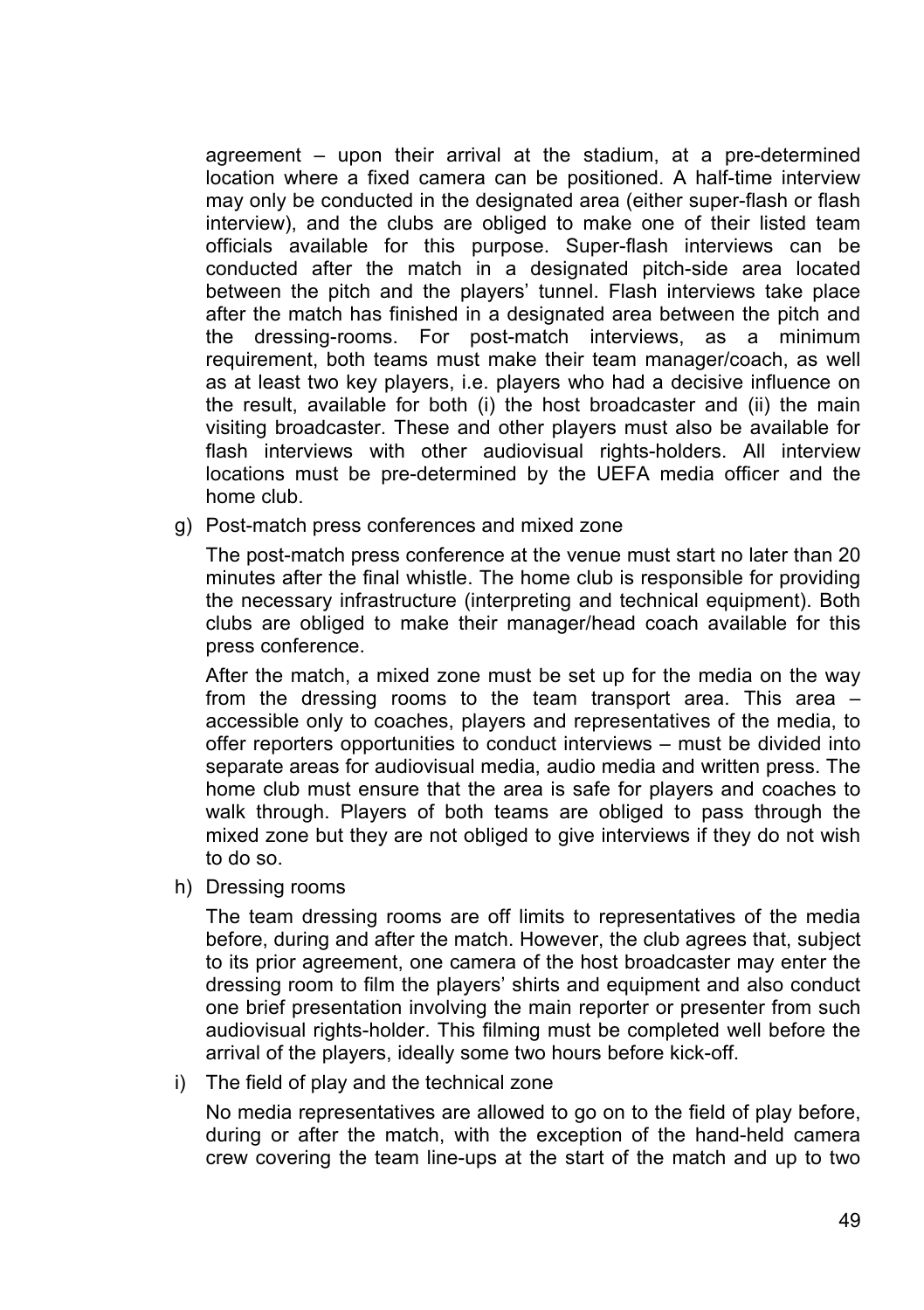agreement – upon their arrival at the stadium, at a pre-determined location where a fixed camera can be positioned. A half-time interview may only be conducted in the designated area (either super-flash or flash interview), and the clubs are obliged to make one of their listed team officials available for this purpose. Super-flash interviews can be conducted after the match in a designated pitch-side area located between the pitch and the players' tunnel. Flash interviews take place after the match has finished in a designated area between the pitch and the dressing-rooms. For post-match interviews, as a minimum requirement, both teams must make their team manager/coach, as well as at least two key players, i.e. players who had a decisive influence on the result, available for both (i) the host broadcaster and (ii) the main visiting broadcaster. These and other players must also be available for flash interviews with other audiovisual rights-holders. All interview locations must be pre-determined by the UEFA media officer and the home club.

g) Post-match press conferences and mixed zone

The post-match press conference at the venue must start no later than 20 minutes after the final whistle. The home club is responsible for providing the necessary infrastructure (interpreting and technical equipment). Both clubs are obliged to make their manager/head coach available for this press conference.

After the match, a mixed zone must be set up for the media on the way from the dressing rooms to the team transport area. This area – accessible only to coaches, players and representatives of the media, to offer reporters opportunities to conduct interviews – must be divided into separate areas for audiovisual media, audio media and written press. The home club must ensure that the area is safe for players and coaches to walk through. Players of both teams are obliged to pass through the mixed zone but they are not obliged to give interviews if they do not wish to do so.

h) Dressing rooms

The team dressing rooms are off limits to representatives of the media before, during and after the match. However, the club agrees that, subject to its prior agreement, one camera of the host broadcaster may enter the dressing room to film the players' shirts and equipment and also conduct one brief presentation involving the main reporter or presenter from such audiovisual rights-holder. This filming must be completed well before the arrival of the players, ideally some two hours before kick-off.

i) The field of play and the technical zone

No media representatives are allowed to go on to the field of play before, during or after the match, with the exception of the hand-held camera crew covering the team line-ups at the start of the match and up to two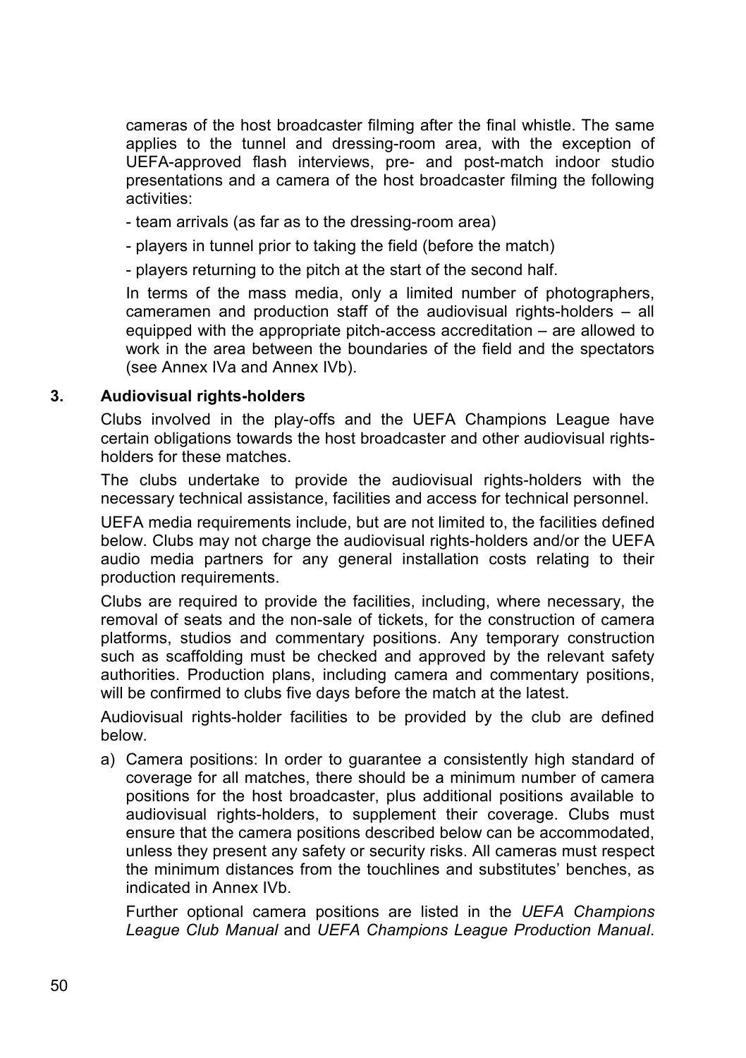cameras of the host broadcaster filming after the final whistle. The same applies to the tunnel and dressing-room area, with the exception of UEFA-approved flash interviews, pre- and post-match indoor studio presentations and a camera of the host broadcaster filming the following activities:

- team arrivals (as far as to the dressing-room area)
- players in tunnel prior to taking the field (before the match)
- players returning to the pitch at the start of the second half.

In terms of the mass media, only a limited number of photographers, cameramen and production staff of the audiovisual rights-holders – all equipped with the appropriate pitch-access accreditation – are allowed to work in the area between the boundaries of the field and the spectators (see Annex IVa and Annex IVb).

### 3. Audiovisual rights-holders

Clubs involved in the play-offs and the UEFA Champions League have certain obligations towards the host broadcaster and other audiovisual rights-holders for these matches.

The clubs undertake to provide the audiovisual rights-holders with the necessary technical assistance, facilities and access for technical personnel.

UEFA media requirements include, but are not limited to, the facilities defined below. Clubs may not charge the audiovisual rights-holders and/or the UEFA audio media partners for any general installation costs relating to their production requirements.

Clubs are required to provide the facilities, including, where necessary, the removal of seats and the non-sale of tickets, for the construction of camera platforms, studios and commentary positions. Any temporary construction such as scaffolding must be checked and approved by the relevant safety authorities. Production plans, including camera and commentary positions, will be confirmed to clubs five days before the match at the latest.

Audiovisual rights-holder facilities to be provided by the club are defined below.

a) Camera positions: In order to guarantee a consistently high standard of coverage for all matches, there should be a minimum number of camera positions for the host broadcaster, plus additional positions available to audiovisual rights-holders, to supplement their coverage. Clubs must ensure that the camera positions described below can be accommodated, unless they present any safety or security risks. All cameras must respect the minimum distances from the touchlines and substitutes' benches, as indicated in Annex IVb.

   Further optional camera positions are listed in the *UEFA Champions League Club Manual* and *UEFA Champions League Production Manual*.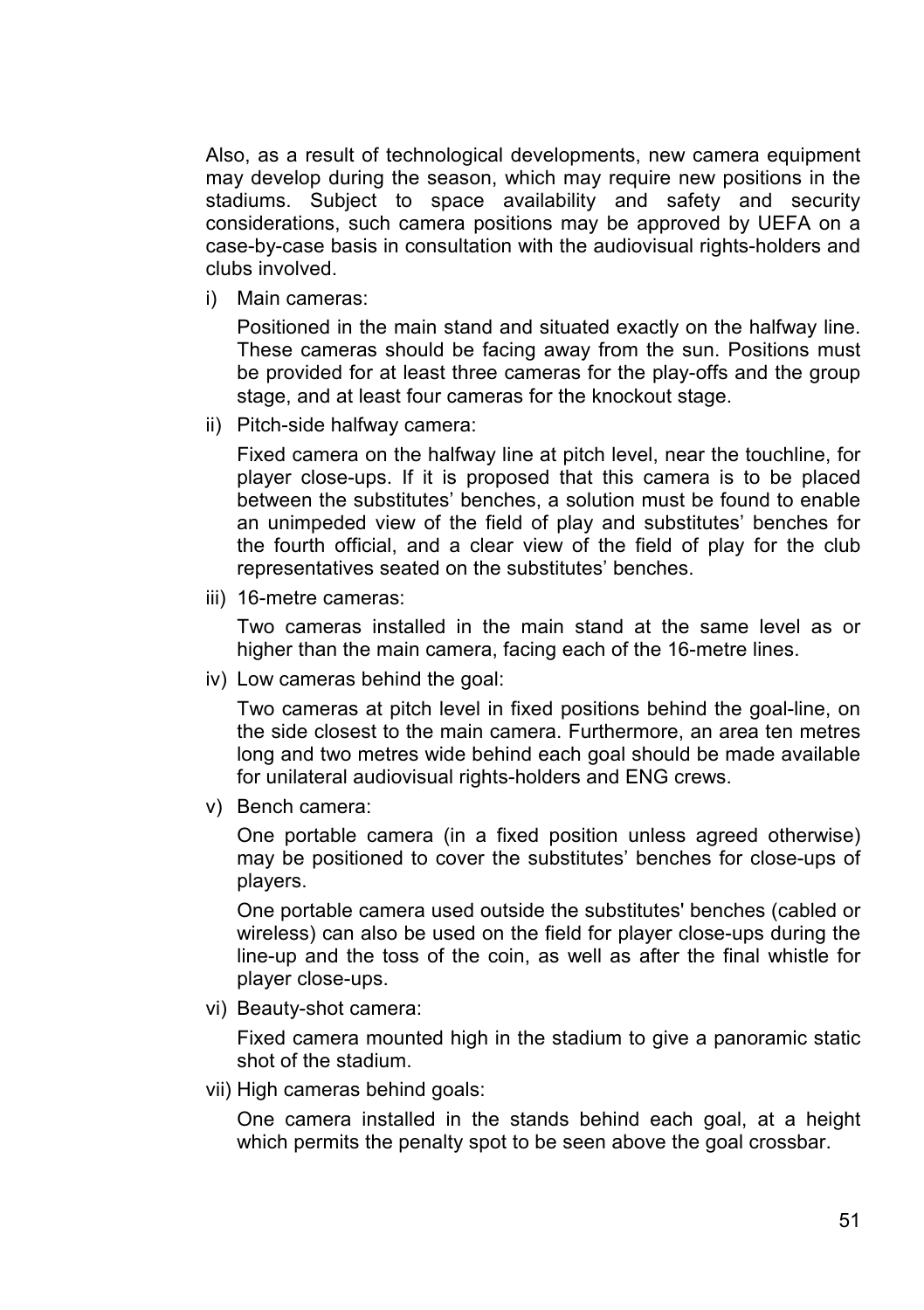Also, as a result of technological developments, new camera equipment may develop during the season, which may require new positions in the stadiums. Subject to space availability and safety and security considerations, such camera positions may be approved by UEFA on a case-by-case basis in consultation with the audiovisual rights-holders and clubs involved.

i) Main cameras:

   Positioned in the main stand and situated exactly on the halfway line. These cameras should be facing away from the sun. Positions must be provided for at least three cameras for the play-offs and the group stage, and at least four cameras for the knockout stage.

ii) Pitch-side halfway camera:

   Fixed camera on the halfway line at pitch level, near the touchline, for player close-ups. If it is proposed that this camera is to be placed between the substitutes' benches, a solution must be found to enable an unimpeded view of the field of play and substitutes' benches for the fourth official, and a clear view of the field of play for the club representatives seated on the substitutes' benches.

iii) 16-metre cameras:

   Two cameras installed in the main stand at the same level as or higher than the main camera, facing each of the 16-metre lines.

iv) Low cameras behind the goal:

   Two cameras at pitch level in fixed positions behind the goal-line, on the side closest to the main camera. Furthermore, an area ten metres long and two metres wide behind each goal should be made available for unilateral audiovisual rights-holders and ENG crews.

v) Bench camera:

   One portable camera (in a fixed position unless agreed otherwise) may be positioned to cover the substitutes' benches for close-ups of players.

   One portable camera used outside the substitutes' benches (cabled or wireless) can also be used on the field for player close-ups during the line-up and the toss of the coin, as well as after the final whistle for player close-ups.

vi) Beauty-shot camera:

   Fixed camera mounted high in the stadium to give a panoramic static shot of the stadium.

vii) High cameras behind goals:

   One camera installed in the stands behind each goal, at a height which permits the penalty spot to be seen above the goal crossbar.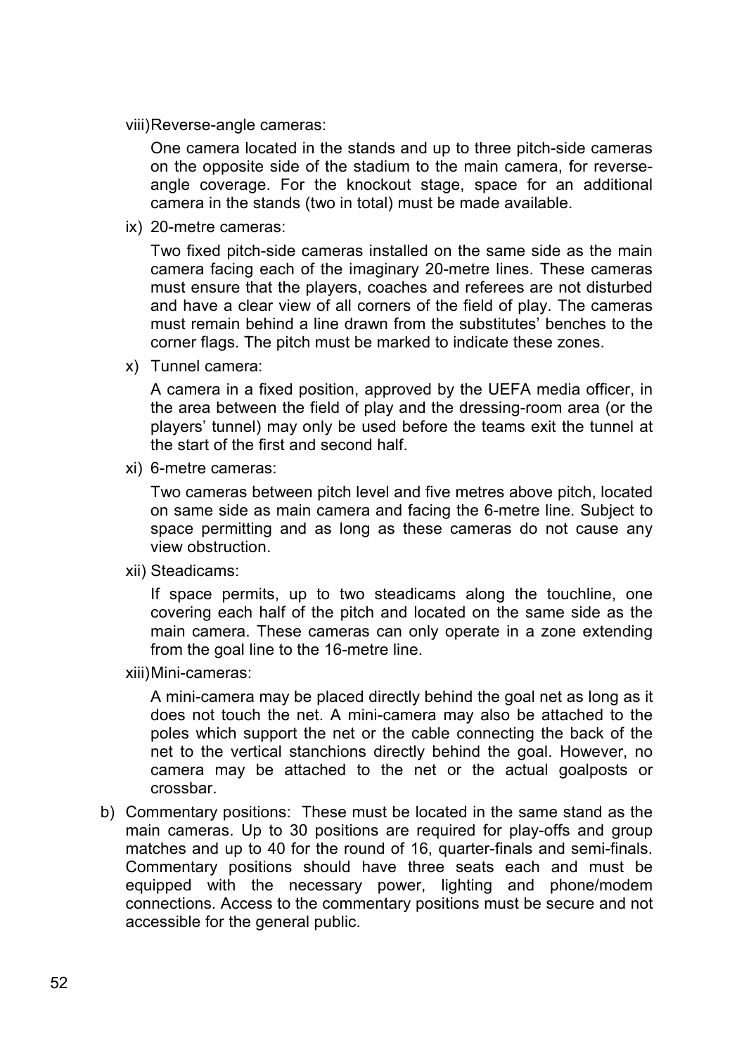viii) Reverse-angle cameras:

One camera located in the stands and up to three pitch-side cameras on the opposite side of the stadium to the main camera, for reverse-angle coverage. For the knockout stage, space for an additional camera in the stands (two in total) must be made available.

ix) 20-metre cameras:

Two fixed pitch-side cameras installed on the same side as the main camera facing each of the imaginary 20-metre lines. These cameras must ensure that the players, coaches and referees are not disturbed and have a clear view of all corners of the field of play. The cameras must remain behind a line drawn from the substitutes' benches to the corner flags. The pitch must be marked to indicate these zones.

x) Tunnel camera:

A camera in a fixed position, approved by the UEFA media officer, in the area between the field of play and the dressing-room area (or the players' tunnel) may only be used before the teams exit the tunnel at the start of the first and second half.

xi) 6-metre cameras:

Two cameras between pitch level and five metres above pitch, located on same side as main camera and facing the 6-metre line. Subject to space permitting and as long as these cameras do not cause any view obstruction.

xii) Steadicams:

If space permits, up to two steadicams along the touchline, one covering each half of the pitch and located on the same side as the main camera. These cameras can only operate in a zone extending from the goal line to the 16-metre line.

xiii) Mini-cameras:

A mini-camera may be placed directly behind the goal net as long as it does not touch the net. A mini-camera may also be attached to the poles which support the net or the cable connecting the back of the net to the vertical stanchions directly behind the goal. However, no camera may be attached to the net or the actual goalposts or crossbar.

b) Commentary positions: These must be located in the same stand as the main cameras. Up to 30 positions are required for play-offs and group matches and up to 40 for the round of 16, quarter-finals and semi-finals. Commentary positions should have three seats each and must be equipped with the necessary power, lighting and phone/modem connections. Access to the commentary positions must be secure and not accessible for the general public.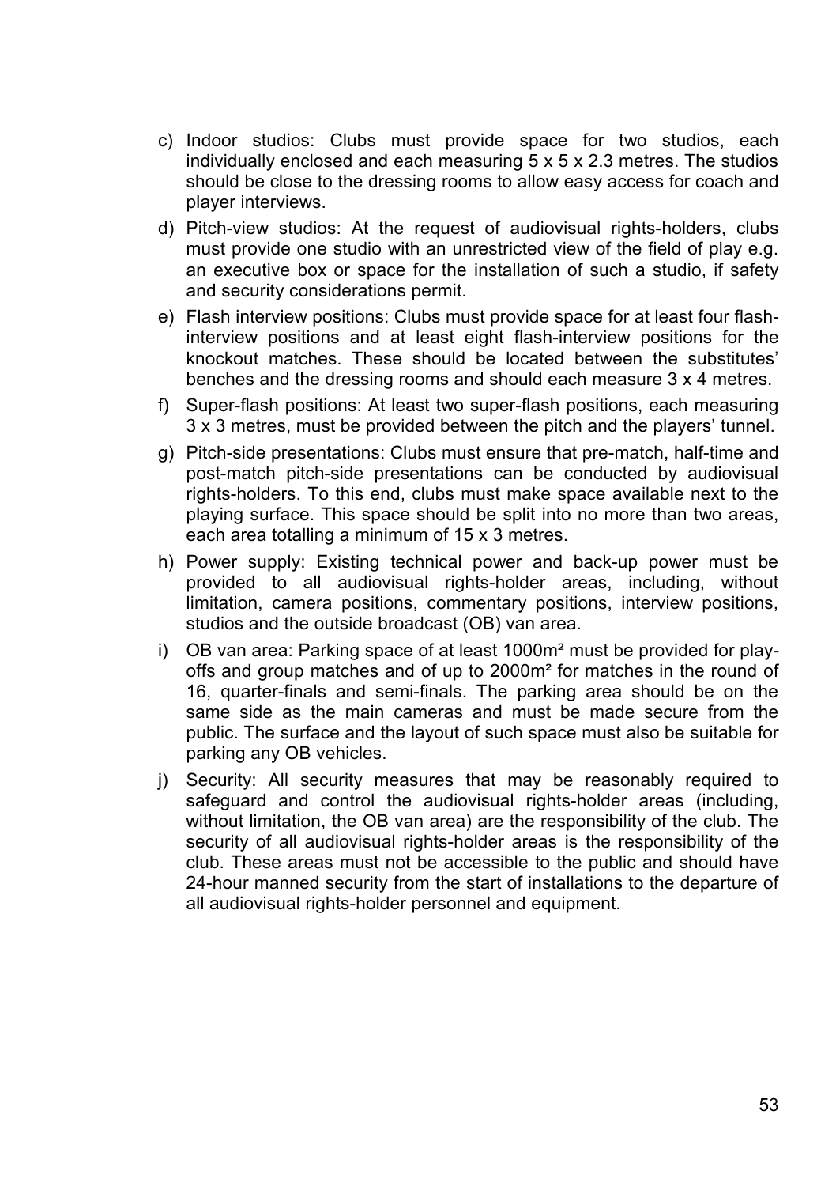c) Indoor studios: Clubs must provide space for two studios, each individually enclosed and each measuring 5 x 5 x 2.3 metres. The studios should be close to the dressing rooms to allow easy access for coach and player interviews.

d) Pitch-view studios: At the request of audiovisual rights-holders, clubs must provide one studio with an unrestricted view of the field of play e.g. an executive box or space for the installation of such a studio, if safety and security considerations permit.

e) Flash interview positions: Clubs must provide space for at least four flash-interview positions and at least eight flash-interview positions for the knockout matches. These should be located between the substitutes' benches and the dressing rooms and should each measure 3 x 4 metres.

f) Super-flash positions: At least two super-flash positions, each measuring 3 x 3 metres, must be provided between the pitch and the players' tunnel.

g) Pitch-side presentations: Clubs must ensure that pre-match, half-time and post-match pitch-side presentations can be conducted by audiovisual rights-holders. To this end, clubs must make space available next to the playing surface. This space should be split into no more than two areas, each area totalling a minimum of 15 x 3 metres.

h) Power supply: Existing technical power and back-up power must be provided to all audiovisual rights-holder areas, including, without limitation, camera positions, commentary positions, interview positions, studios and the outside broadcast (OB) van area.

i) OB van area: Parking space of at least 1000m² must be provided for play-offs and group matches and of up to 2000m² for matches in the round of 16, quarter-finals and semi-finals. The parking area should be on the same side as the main cameras and must be made secure from the public. The surface and the layout of such space must also be suitable for parking any OB vehicles.

j) Security: All security measures that may be reasonably required to safeguard and control the audiovisual rights-holder areas (including, without limitation, the OB van area) are the responsibility of the club. The security of all audiovisual rights-holder areas is the responsibility of the club. These areas must not be accessible to the public and should have 24-hour manned security from the start of installations to the departure of all audiovisual rights-holder personnel and equipment.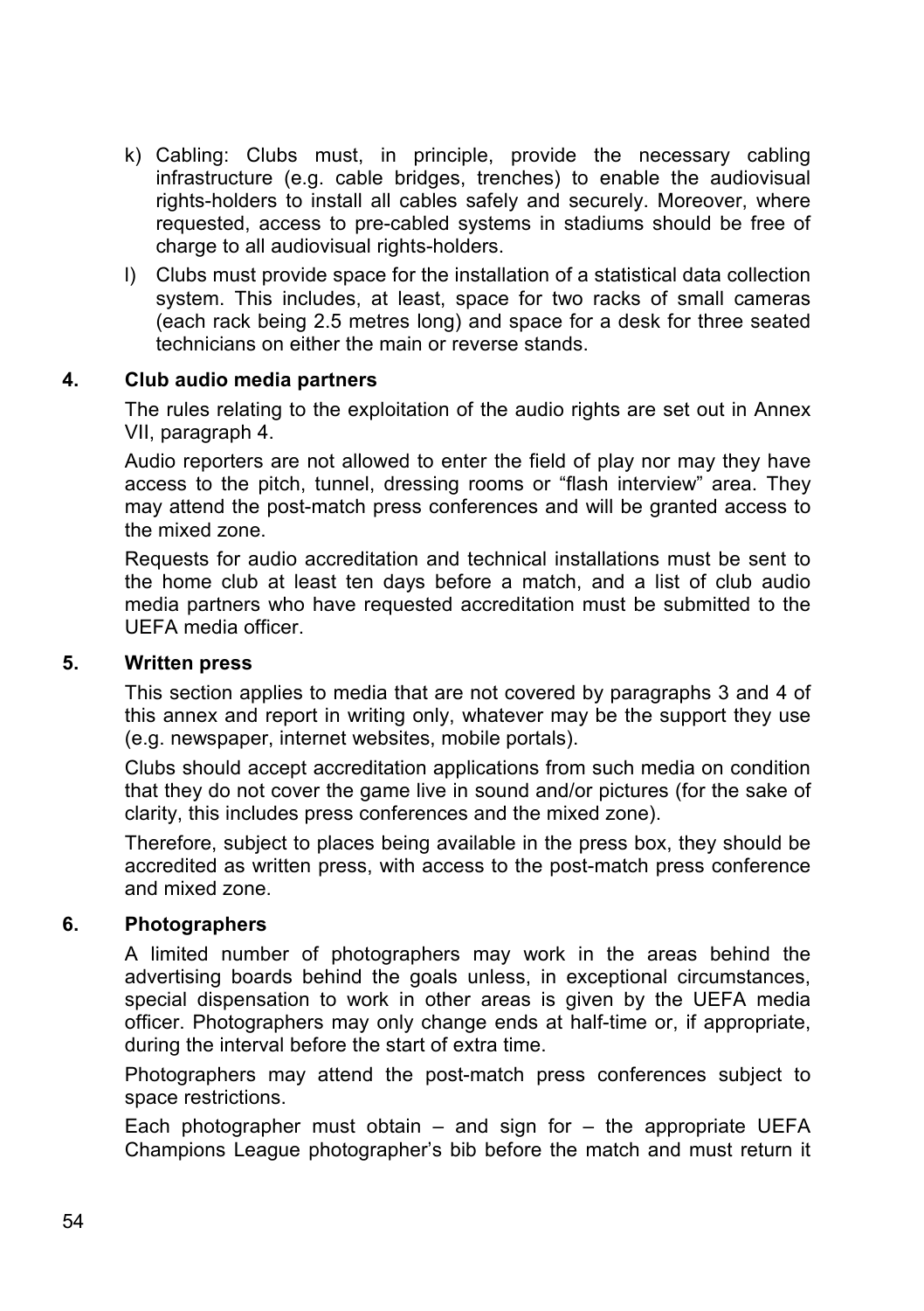k) Cabling: Clubs must, in principle, provide the necessary cabling infrastructure (e.g. cable bridges, trenches) to enable the audiovisual rights-holders to install all cables safely and securely. Moreover, where requested, access to pre-cabled systems in stadiums should be free of charge to all audiovisual rights-holders.

l) Clubs must provide space for the installation of a statistical data collection system. This includes, at least, space for two racks of small cameras (each rack being 2.5 metres long) and space for a desk for three seated technicians on either the main or reverse stands.

**4. Club audio media partners**

The rules relating to the exploitation of the audio rights are set out in Annex VII, paragraph 4.

Audio reporters are not allowed to enter the field of play nor may they have access to the pitch, tunnel, dressing rooms or "flash interview" area. They may attend the post-match press conferences and will be granted access to the mixed zone.

Requests for audio accreditation and technical installations must be sent to the home club at least ten days before a match, and a list of club audio media partners who have requested accreditation must be submitted to the UEFA media officer.

**5. Written press**

This section applies to media that are not covered by paragraphs 3 and 4 of this annex and report in writing only, whatever may be the support they use (e.g. newspaper, internet websites, mobile portals).

Clubs should accept accreditation applications from such media on condition that they do not cover the game live in sound and/or pictures (for the sake of clarity, this includes press conferences and the mixed zone).

Therefore, subject to places being available in the press box, they should be accredited as written press, with access to the post-match press conference and mixed zone.

**6. Photographers**

A limited number of photographers may work in the areas behind the advertising boards behind the goals unless, in exceptional circumstances, special dispensation to work in other areas is given by the UEFA media officer. Photographers may only change ends at half-time or, if appropriate, during the interval before the start of extra time.

Photographers may attend the post-match press conferences subject to space restrictions.

Each photographer must obtain – and sign for – the appropriate UEFA Champions League photographer's bib before the match and must return it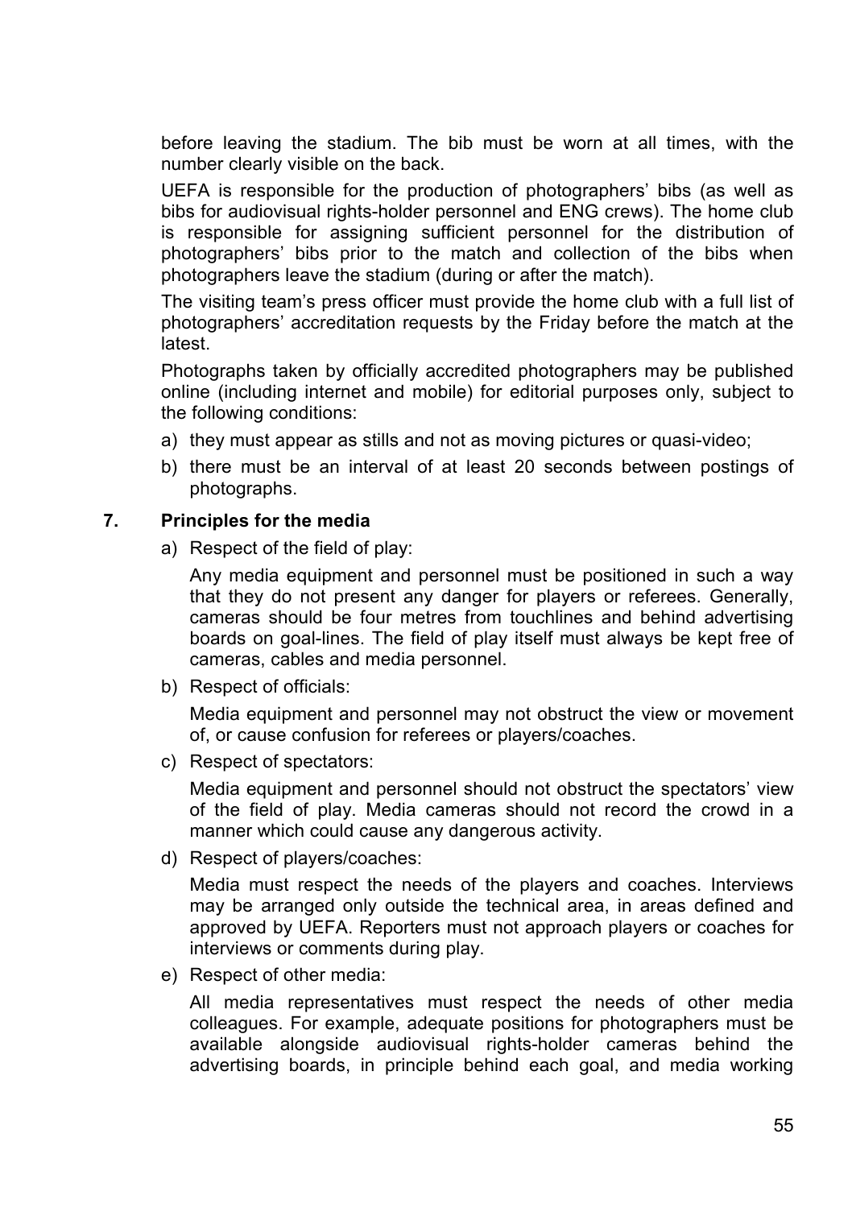before leaving the stadium. The bib must be worn at all times, with the number clearly visible on the back.

UEFA is responsible for the production of photographers' bibs (as well as bibs for audiovisual rights-holder personnel and ENG crews). The home club is responsible for assigning sufficient personnel for the distribution of photographers' bibs prior to the match and collection of the bibs when photographers leave the stadium (during or after the match).

The visiting team's press officer must provide the home club with a full list of photographers' accreditation requests by the Friday before the match at the latest.

Photographs taken by officially accredited photographers may be published online (including internet and mobile) for editorial purposes only, subject to the following conditions:

a) they must appear as stills and not as moving pictures or quasi-video;
b) there must be an interval of at least 20 seconds between postings of photographs.

## 7. Principles for the media

a) Respect of the field of play:

   Any media equipment and personnel must be positioned in such a way that they do not present any danger for players or referees. Generally, cameras should be four metres from touchlines and behind advertising boards on goal-lines. The field of play itself must always be kept free of cameras, cables and media personnel.

b) Respect of officials:

   Media equipment and personnel may not obstruct the view or movement of, or cause confusion for referees or players/coaches.

c) Respect of spectators:

   Media equipment and personnel should not obstruct the spectators' view of the field of play. Media cameras should not record the crowd in a manner which could cause any dangerous activity.

d) Respect of players/coaches:

   Media must respect the needs of the players and coaches. Interviews may be arranged only outside the technical area, in areas defined and approved by UEFA. Reporters must not approach players or coaches for interviews or comments during play.

e) Respect of other media:

   All media representatives must respect the needs of other media colleagues. For example, adequate positions for photographers must be available alongside audiovisual rights-holder cameras behind the advertising boards, in principle behind each goal, and media working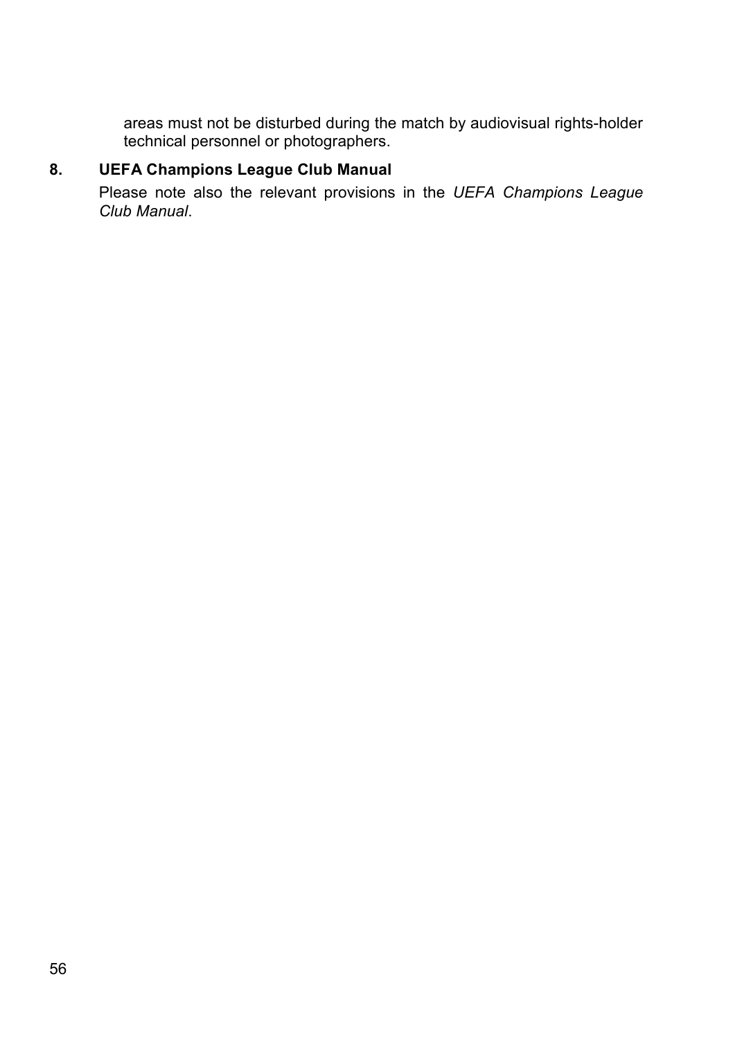areas must not be disturbed during the match by audiovisual rights-holder technical personnel or photographers.

## 8. UEFA Champions League Club Manual

Please note also the relevant provisions in the *UEFA Champions League Club Manual*.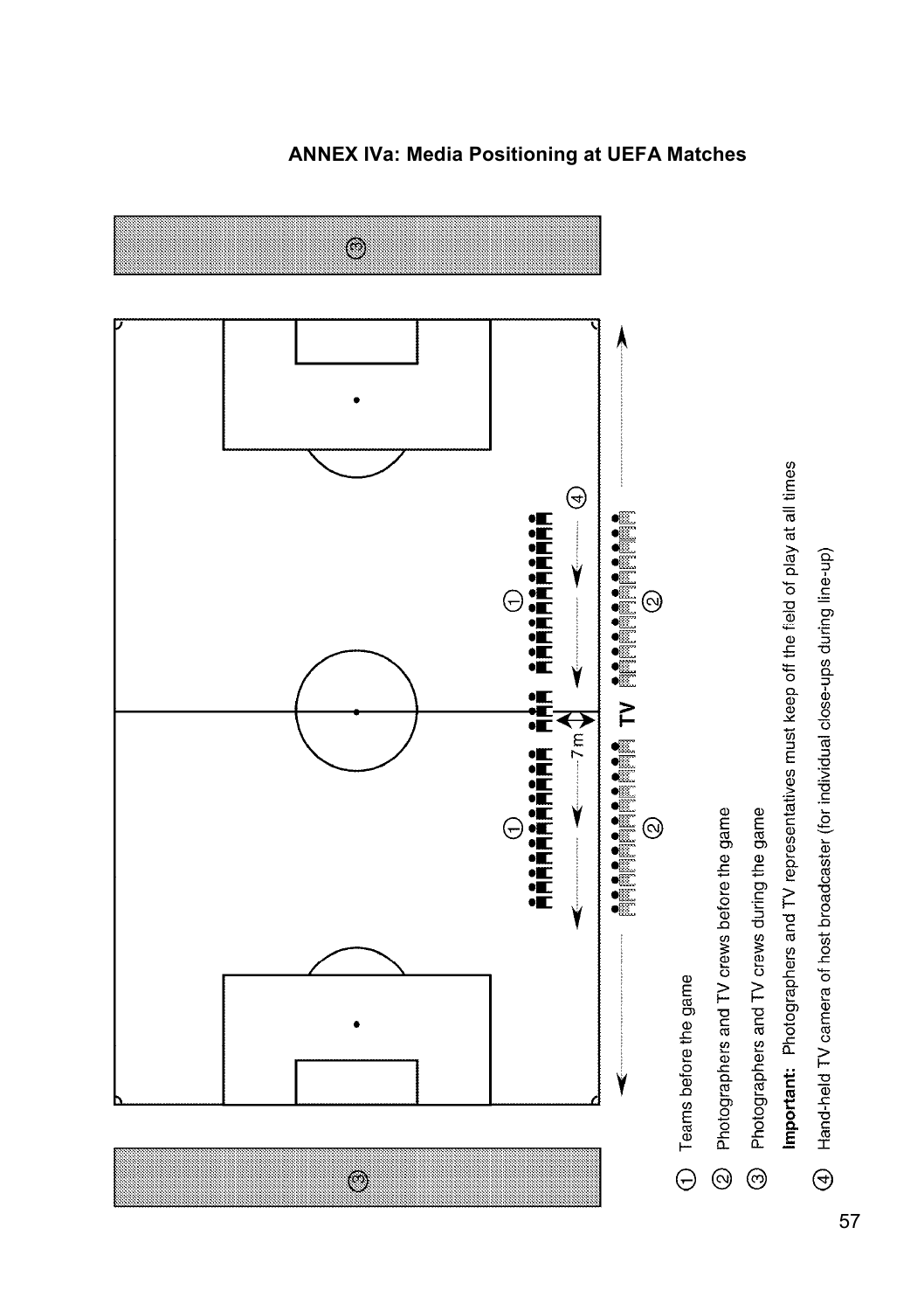## ANNEX IVa: Media Positioning at UEFA Matches

① Teams before the game

② Photographers and TV crews before the game

③ Photographers and TV crews during the game

**Important:** Photographers and TV representatives must keep off the field of play at all times

④ Hand-held TV camera of host broadcaster (for individual close-ups during line-up)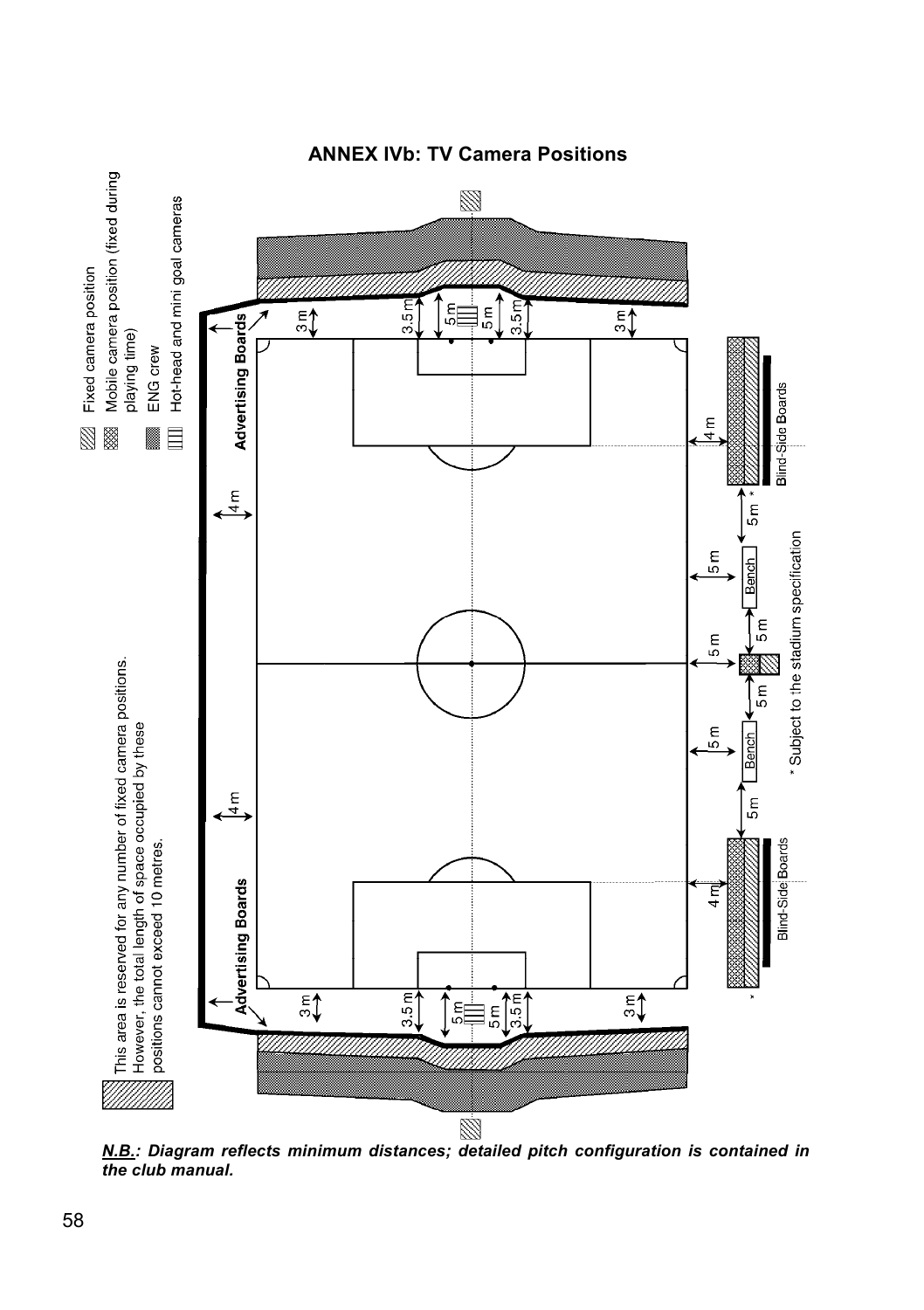# ANNEX IVb: TV Camera Positions

Fixed camera position

Mobile camera position (fixed during playing time)

ENG crew

Hot-head and mini goal cameras

This area is reserved for any number of fixed camera positions. However, the total length of space occupied by these positions cannot exceed 10 metres.

Advertising Boards

Advertising Boards

3 m 3.5 m 5 m 5 m 3.5 m 3 m

4 m

4 m

3 m 3.5 m 5 m 5 m 3.5 m 3 m

4 m 5 m * 5 m 5 m 5 m 5 m 5 m 5 m 4 m

Bench

Bench

Blind-Side Boards

Blind-Side Boards

\* Subject to the stadium specification

***N.B.*: Diagram reflects minimum distances; detailed pitch configuration is contained in the club manual.**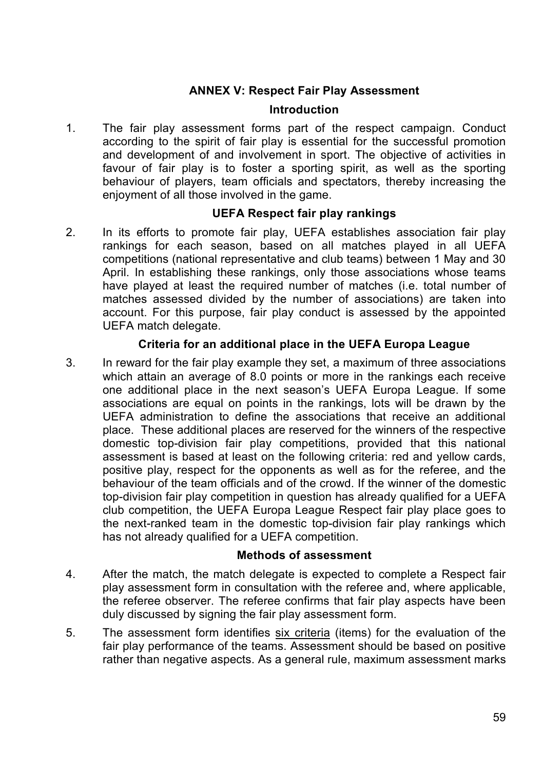## ANNEX V: Respect Fair Play Assessment

### Introduction

1. The fair play assessment forms part of the respect campaign. Conduct according to the spirit of fair play is essential for the successful promotion and development of and involvement in sport. The objective of activities in favour of fair play is to foster a sporting spirit, as well as the sporting behaviour of players, team officials and spectators, thereby increasing the enjoyment of all those involved in the game.

### UEFA Respect fair play rankings

2. In its efforts to promote fair play, UEFA establishes association fair play rankings for each season, based on all matches played in all UEFA competitions (national representative and club teams) between 1 May and 30 April. In establishing these rankings, only those associations whose teams have played at least the required number of matches (i.e. total number of matches assessed divided by the number of associations) are taken into account. For this purpose, fair play conduct is assessed by the appointed UEFA match delegate.

### Criteria for an additional place in the UEFA Europa League

3. In reward for the fair play example they set, a maximum of three associations which attain an average of 8.0 points or more in the rankings each receive one additional place in the next season's UEFA Europa League. If some associations are equal on points in the rankings, lots will be drawn by the UEFA administration to define the associations that receive an additional place. These additional places are reserved for the winners of the respective domestic top-division fair play competitions, provided that this national assessment is based at least on the following criteria: red and yellow cards, positive play, respect for the opponents as well as for the referee, and the behaviour of the team officials and of the crowd. If the winner of the domestic top-division fair play competition in question has already qualified for a UEFA club competition, the UEFA Europa League Respect fair play place goes to the next-ranked team in the domestic top-division fair play rankings which has not already qualified for a UEFA competition.

### Methods of assessment

4. After the match, the match delegate is expected to complete a Respect fair play assessment form in consultation with the referee and, where applicable, the referee observer. The referee confirms that fair play aspects have been duly discussed by signing the fair play assessment form.

5. The assessment form identifies six criteria (items) for the evaluation of the fair play performance of the teams. Assessment should be based on positive rather than negative aspects. As a general rule, maximum assessment marks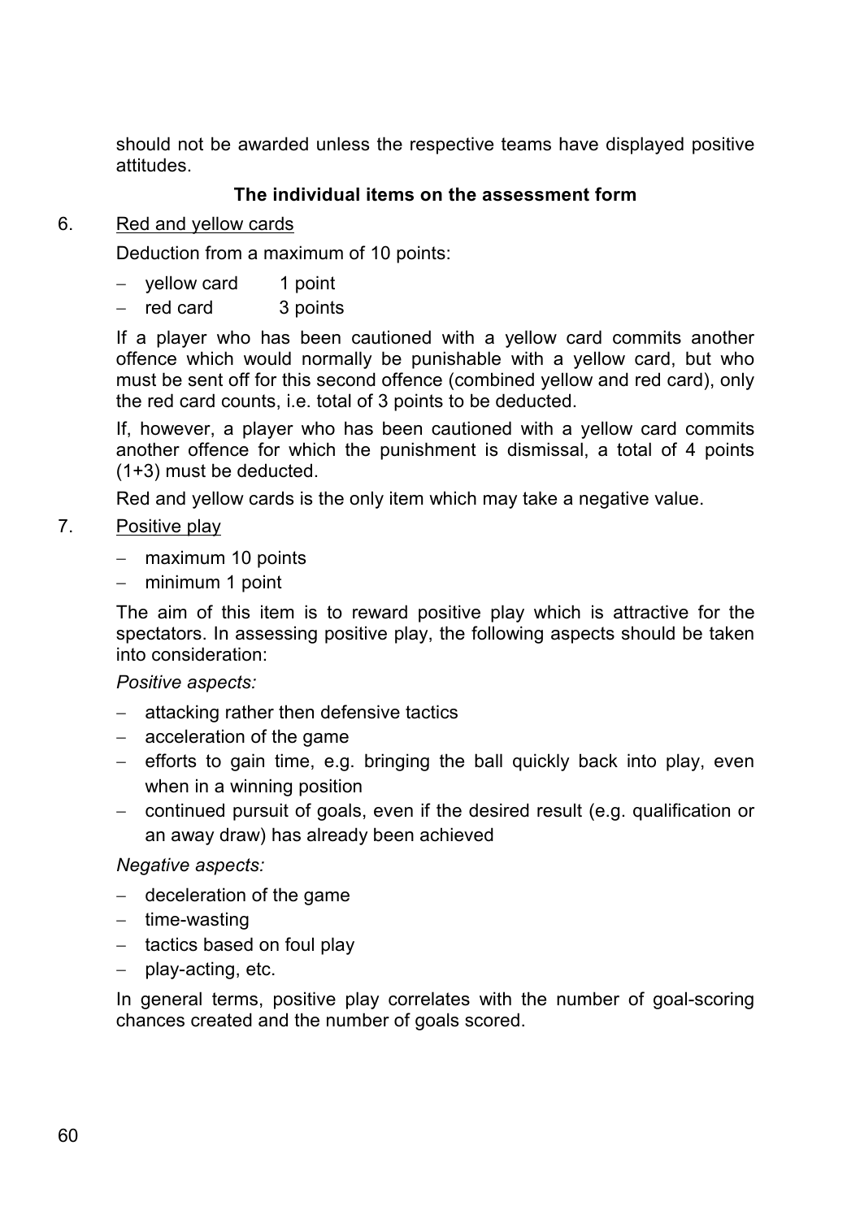should not be awarded unless the respective teams have displayed positive attitudes.

**The individual items on the assessment form**

6. Red and yellow cards

Deduction from a maximum of 10 points:

- yellow card 1 point
- red card 3 points

If a player who has been cautioned with a yellow card commits another offence which would normally be punishable with a yellow card, but who must be sent off for this second offence (combined yellow and red card), only the red card counts, i.e. total of 3 points to be deducted.

If, however, a player who has been cautioned with a yellow card commits another offence for which the punishment is dismissal, a total of 4 points (1+3) must be deducted.

Red and yellow cards is the only item which may take a negative value.

7. Positive play

- maximum 10 points
- minimum 1 point

The aim of this item is to reward positive play which is attractive for the spectators. In assessing positive play, the following aspects should be taken into consideration:

*Positive aspects:*

- attacking rather then defensive tactics
- acceleration of the game
- efforts to gain time, e.g. bringing the ball quickly back into play, even when in a winning position
- continued pursuit of goals, even if the desired result (e.g. qualification or an away draw) has already been achieved

*Negative aspects:*

- deceleration of the game
- time-wasting
- tactics based on foul play
- play-acting, etc.

In general terms, positive play correlates with the number of goal-scoring chances created and the number of goals scored.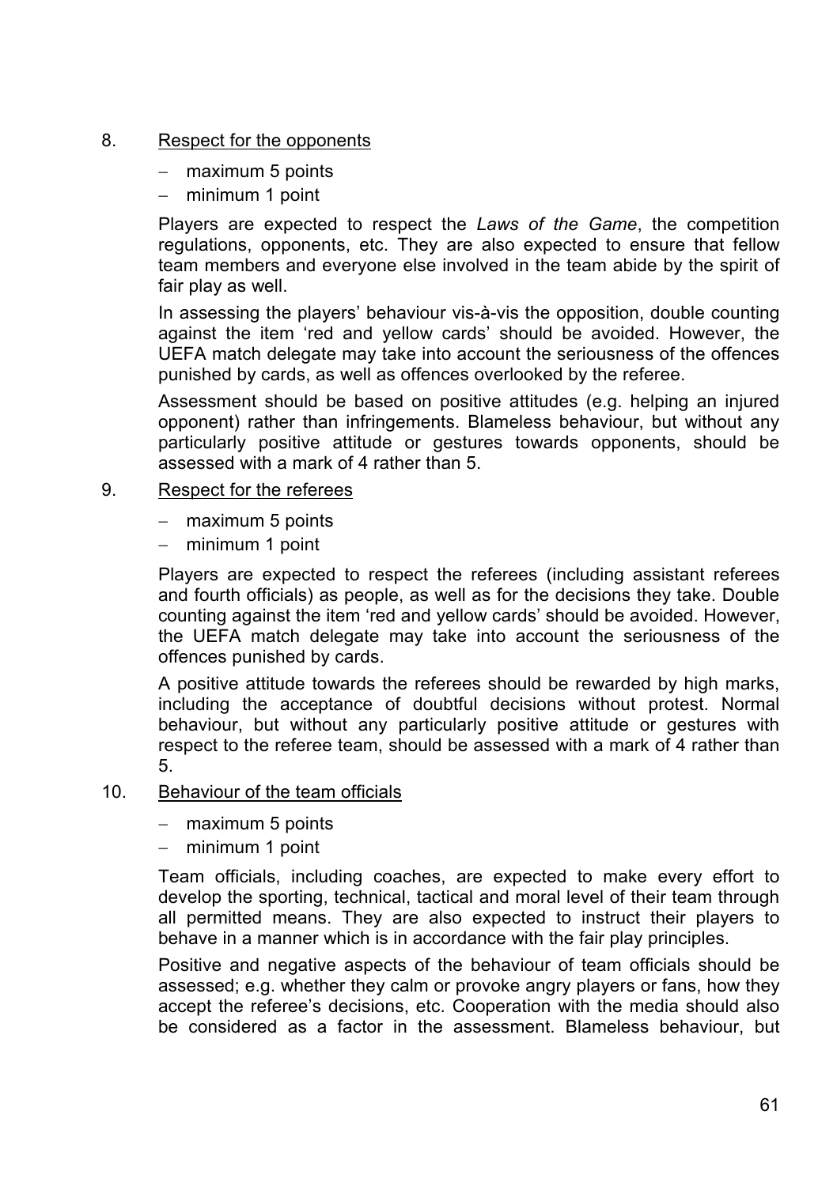8. Respect for the opponents

   - maximum 5 points
   - minimum 1 point

   Players are expected to respect the *Laws of the Game*, the competition regulations, opponents, etc. They are also expected to ensure that fellow team members and everyone else involved in the team abide by the spirit of fair play as well.

   In assessing the players' behaviour vis-à-vis the opposition, double counting against the item 'red and yellow cards' should be avoided. However, the UEFA match delegate may take into account the seriousness of the offences punished by cards, as well as offences overlooked by the referee.

   Assessment should be based on positive attitudes (e.g. helping an injured opponent) rather than infringements. Blameless behaviour, but without any particularly positive attitude or gestures towards opponents, should be assessed with a mark of 4 rather than 5.

9. Respect for the referees

   - maximum 5 points
   - minimum 1 point

   Players are expected to respect the referees (including assistant referees and fourth officials) as people, as well as for the decisions they take. Double counting against the item 'red and yellow cards' should be avoided. However, the UEFA match delegate may take into account the seriousness of the offences punished by cards.

   A positive attitude towards the referees should be rewarded by high marks, including the acceptance of doubtful decisions without protest. Normal behaviour, but without any particularly positive attitude or gestures with respect to the referee team, should be assessed with a mark of 4 rather than 5.

10. Behaviour of the team officials

    - maximum 5 points
    - minimum 1 point

    Team officials, including coaches, are expected to make every effort to develop the sporting, technical, tactical and moral level of their team through all permitted means. They are also expected to instruct their players to behave in a manner which is in accordance with the fair play principles.

    Positive and negative aspects of the behaviour of team officials should be assessed; e.g. whether they calm or provoke angry players or fans, how they accept the referee's decisions, etc. Cooperation with the media should also be considered as a factor in the assessment. Blameless behaviour, but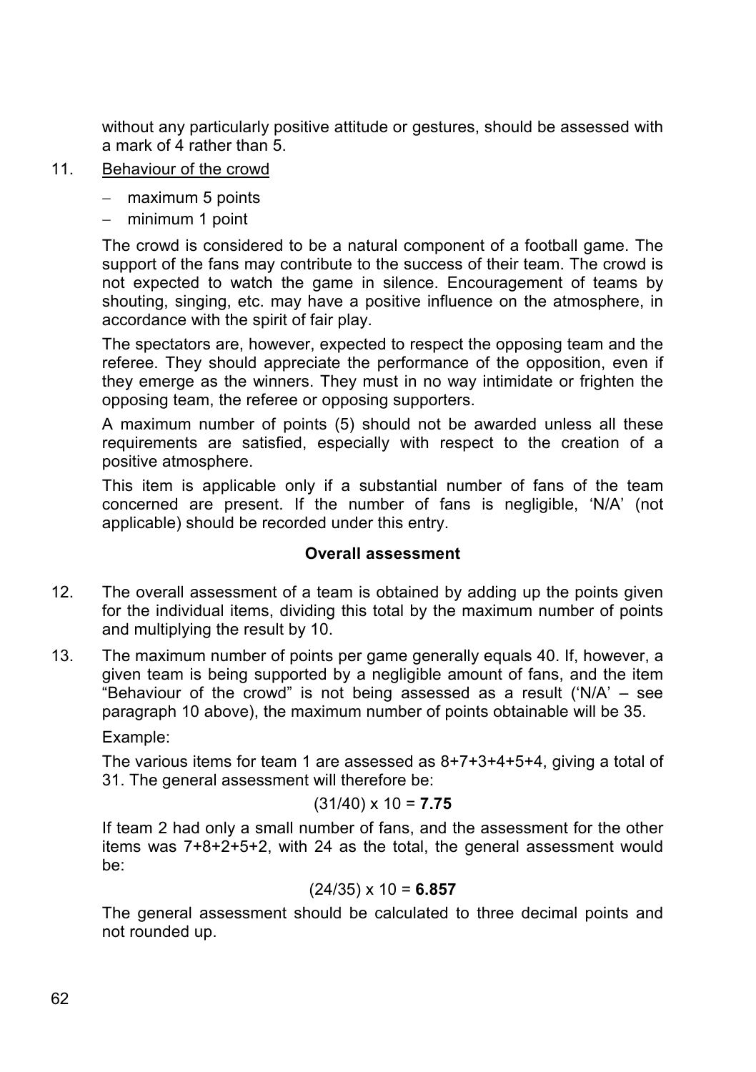without any particularly positive attitude or gestures, should be assessed with a mark of 4 rather than 5.

11. Behaviour of the crowd

   - maximum 5 points
   - minimum 1 point

   The crowd is considered to be a natural component of a football game. The support of the fans may contribute to the success of their team. The crowd is not expected to watch the game in silence. Encouragement of teams by shouting, singing, etc. may have a positive influence on the atmosphere, in accordance with the spirit of fair play.

   The spectators are, however, expected to respect the opposing team and the referee. They should appreciate the performance of the opposition, even if they emerge as the winners. They must in no way intimidate or frighten the opposing team, the referee or opposing supporters.

   A maximum number of points (5) should not be awarded unless all these requirements are satisfied, especially with respect to the creation of a positive atmosphere.

   This item is applicable only if a substantial number of fans of the team concerned are present. If the number of fans is negligible, 'N/A' (not applicable) should be recorded under this entry.

**Overall assessment**

12. The overall assessment of a team is obtained by adding up the points given for the individual items, dividing this total by the maximum number of points and multiplying the result by 10.

13. The maximum number of points per game generally equals 40. If, however, a given team is being supported by a negligible amount of fans, and the item "Behaviour of the crowd" is not being assessed as a result ('N/A' – see paragraph 10 above), the maximum number of points obtainable will be 35.

   Example:

   The various items for team 1 are assessed as 8+7+3+4+5+4, giving a total of 31. The general assessment will therefore be:

   $$(31/40) \times 10 = \mathbf{7.75}$$

   If team 2 had only a small number of fans, and the assessment for the other items was 7+8+2+5+2, with 24 as the total, the general assessment would be:

   $$(24/35) \times 10 = \mathbf{6.857}$$

   The general assessment should be calculated to three decimal points and not rounded up.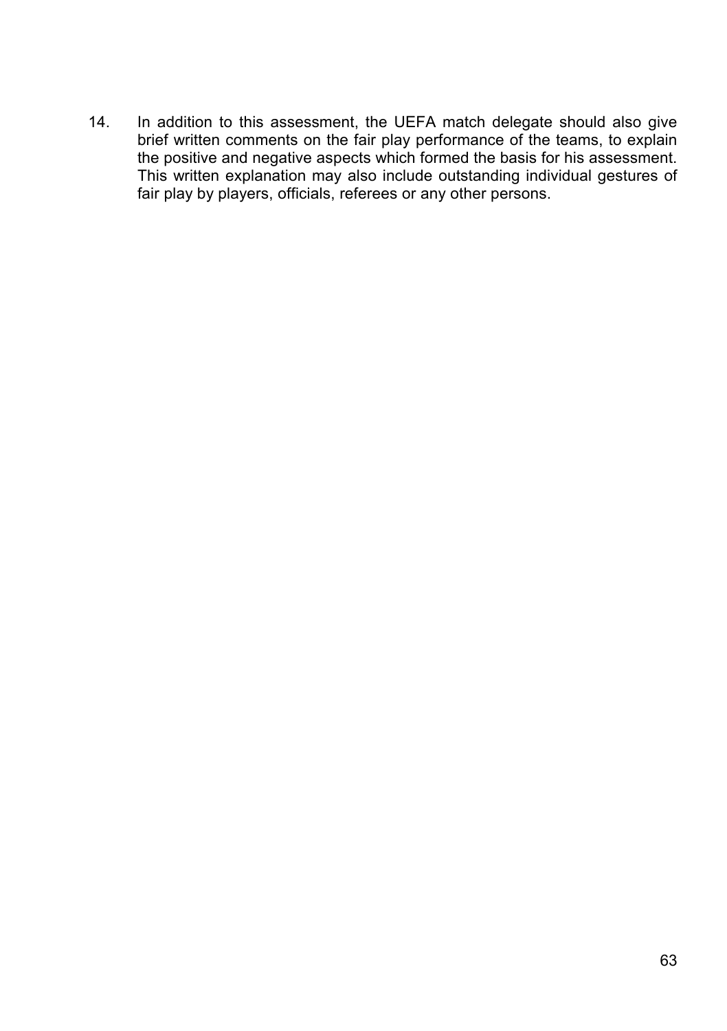14. In addition to this assessment, the UEFA match delegate should also give brief written comments on the fair play performance of the teams, to explain the positive and negative aspects which formed the basis for his assessment. This written explanation may also include outstanding individual gestures of fair play by players, officials, referees or any other persons.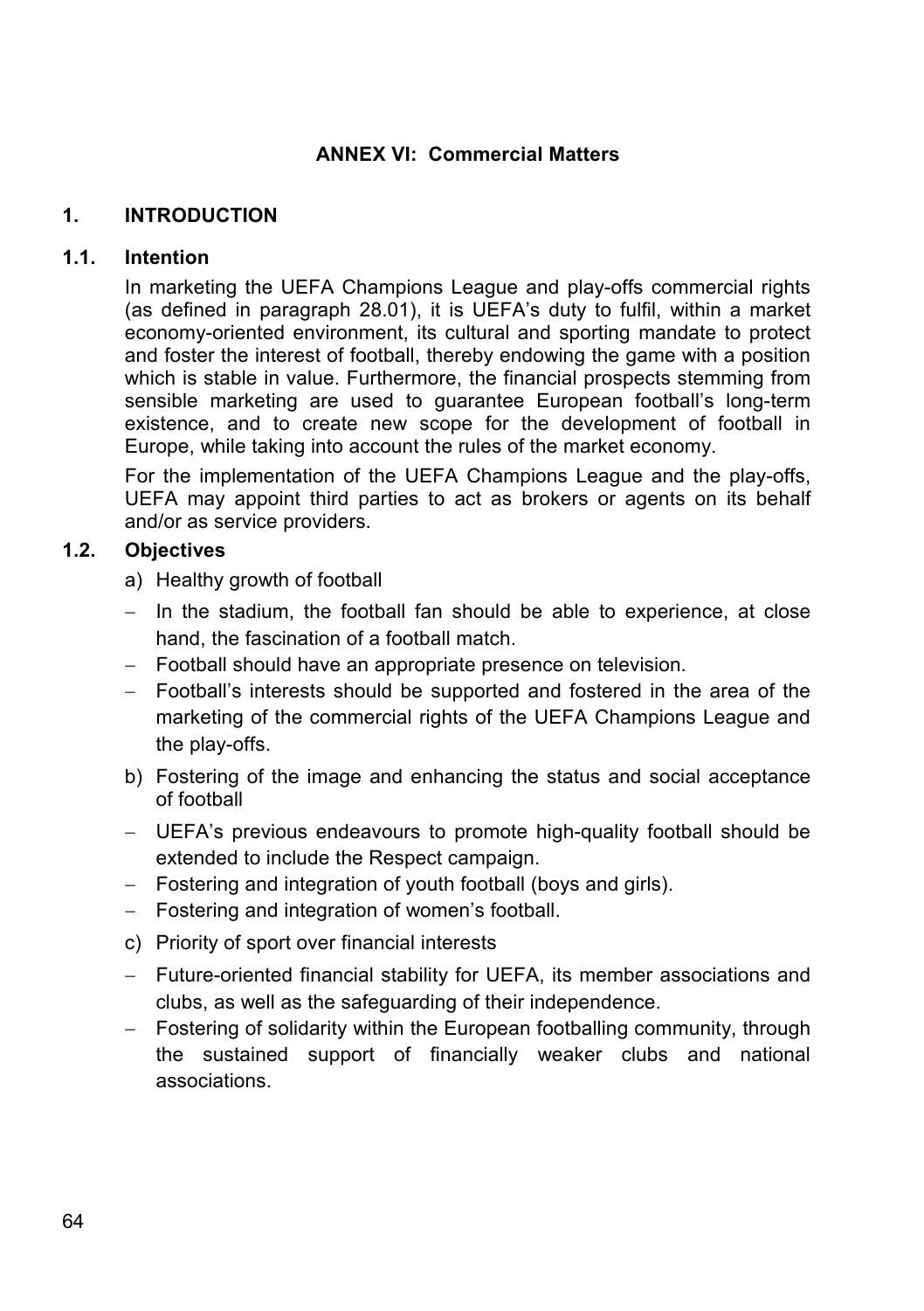# ANNEX VI: Commercial Matters

## 1. INTRODUCTION

### 1.1. Intention

In marketing the UEFA Champions League and play-offs commercial rights (as defined in paragraph 28.01), it is UEFA's duty to fulfil, within a market economy-oriented environment, its cultural and sporting mandate to protect and foster the interest of football, thereby endowing the game with a position which is stable in value. Furthermore, the financial prospects stemming from sensible marketing are used to guarantee European football's long-term existence, and to create new scope for the development of football in Europe, while taking into account the rules of the market economy.

For the implementation of the UEFA Champions League and the play-offs, UEFA may appoint third parties to act as brokers or agents on its behalf and/or as service providers.

### 1.2. Objectives

a) Healthy growth of football

- In the stadium, the football fan should be able to experience, at close hand, the fascination of a football match.
- Football should have an appropriate presence on television.
- Football's interests should be supported and fostered in the area of the marketing of the commercial rights of the UEFA Champions League and the play-offs.

b) Fostering of the image and enhancing the status and social acceptance of football

- UEFA's previous endeavours to promote high-quality football should be extended to include the Respect campaign.
- Fostering and integration of youth football (boys and girls).
- Fostering and integration of women's football.

c) Priority of sport over financial interests

- Future-oriented financial stability for UEFA, its member associations and clubs, as well as the safeguarding of their independence.
- Fostering of solidarity within the European footballing community, through the sustained support of financially weaker clubs and national associations.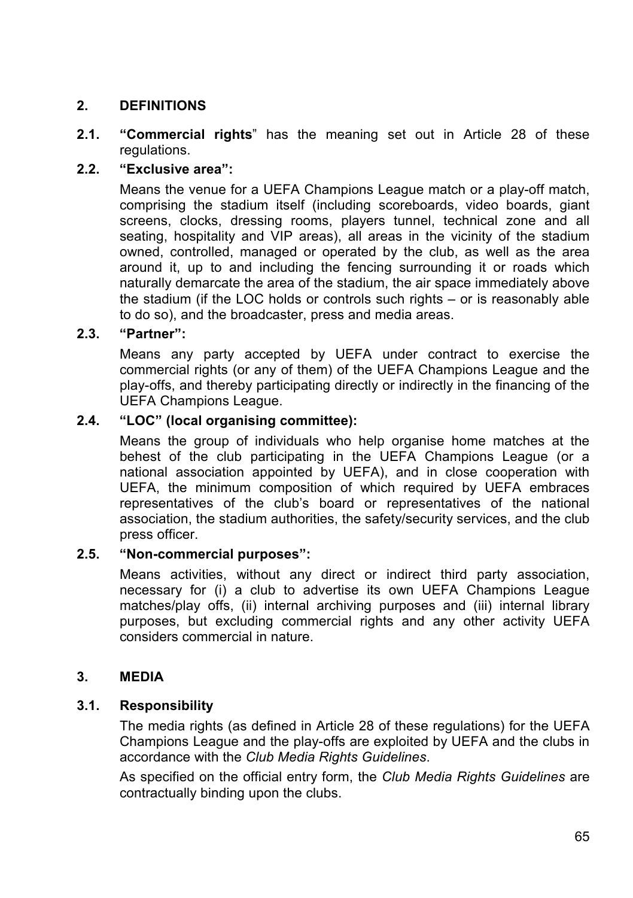## 2. DEFINITIONS

**2.1. "Commercial rights**" has the meaning set out in Article 28 of these regulations.

**2.2. "Exclusive area":**

Means the venue for a UEFA Champions League match or a play-off match, comprising the stadium itself (including scoreboards, video boards, giant screens, clocks, dressing rooms, players tunnel, technical zone and all seating, hospitality and VIP areas), all areas in the vicinity of the stadium owned, controlled, managed or operated by the club, as well as the area around it, up to and including the fencing surrounding it or roads which naturally demarcate the area of the stadium, the air space immediately above the stadium (if the LOC holds or controls such rights – or is reasonably able to do so), and the broadcaster, press and media areas.

**2.3. "Partner":**

Means any party accepted by UEFA under contract to exercise the commercial rights (or any of them) of the UEFA Champions League and the play-offs, and thereby participating directly or indirectly in the financing of the UEFA Champions League.

**2.4. "LOC" (local organising committee):**

Means the group of individuals who help organise home matches at the behest of the club participating in the UEFA Champions League (or a national association appointed by UEFA), and in close cooperation with UEFA, the minimum composition of which required by UEFA embraces representatives of the club's board or representatives of the national association, the stadium authorities, the safety/security services, and the club press officer.

**2.5. "Non-commercial purposes":**

Means activities, without any direct or indirect third party association, necessary for (i) a club to advertise its own UEFA Champions League matches/play offs, (ii) internal archiving purposes and (iii) internal library purposes, but excluding commercial rights and any other activity UEFA considers commercial in nature.

## 3. MEDIA

### 3.1. Responsibility

The media rights (as defined in Article 28 of these regulations) for the UEFA Champions League and the play-offs are exploited by UEFA and the clubs in accordance with the *Club Media Rights Guidelines*.

As specified on the official entry form, the *Club Media Rights Guidelines* are contractually binding upon the clubs.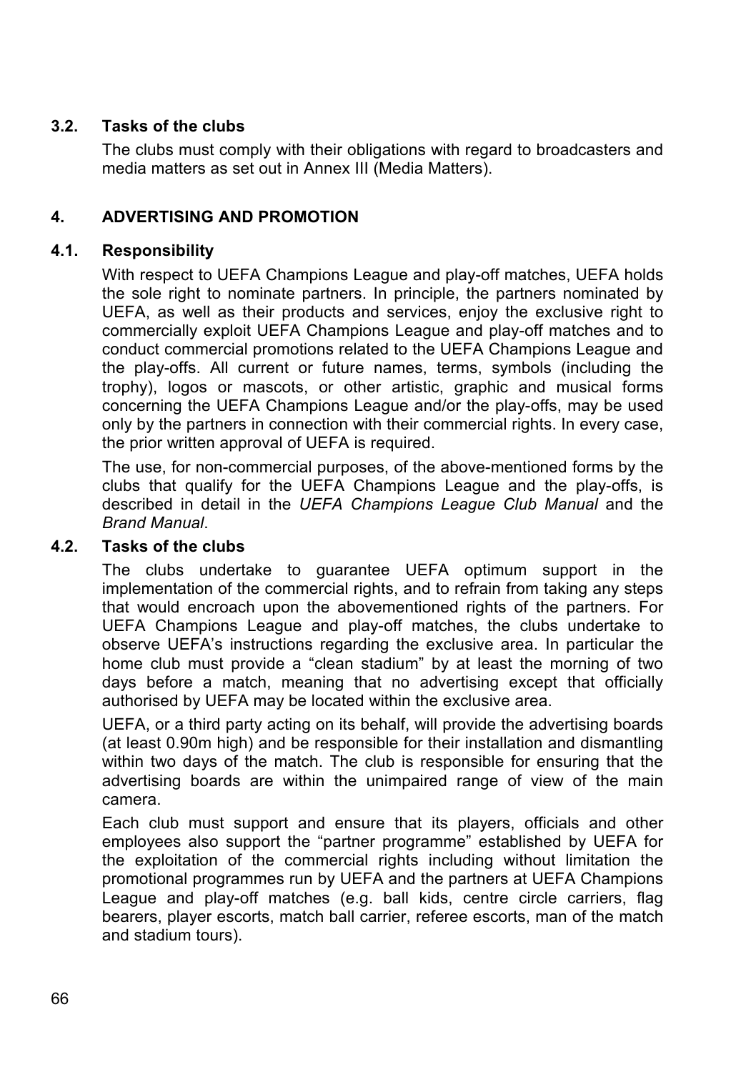### 3.2. Tasks of the clubs

The clubs must comply with their obligations with regard to broadcasters and media matters as set out in Annex III (Media Matters).

## 4. ADVERTISING AND PROMOTION

### 4.1. Responsibility

With respect to UEFA Champions League and play-off matches, UEFA holds the sole right to nominate partners. In principle, the partners nominated by UEFA, as well as their products and services, enjoy the exclusive right to commercially exploit UEFA Champions League and play-off matches and to conduct commercial promotions related to the UEFA Champions League and the play-offs. All current or future names, terms, symbols (including the trophy), logos or mascots, or other artistic, graphic and musical forms concerning the UEFA Champions League and/or the play-offs, may be used only by the partners in connection with their commercial rights. In every case, the prior written approval of UEFA is required.

The use, for non-commercial purposes, of the above-mentioned forms by the clubs that qualify for the UEFA Champions League and the play-offs, is described in detail in the *UEFA Champions League Club Manual* and the *Brand Manual*.

### 4.2. Tasks of the clubs

The clubs undertake to guarantee UEFA optimum support in the implementation of the commercial rights, and to refrain from taking any steps that would encroach upon the abovementioned rights of the partners. For UEFA Champions League and play-off matches, the clubs undertake to observe UEFA's instructions regarding the exclusive area. In particular the home club must provide a "clean stadium" by at least the morning of two days before a match, meaning that no advertising except that officially authorised by UEFA may be located within the exclusive area.

UEFA, or a third party acting on its behalf, will provide the advertising boards (at least 0.90m high) and be responsible for their installation and dismantling within two days of the match. The club is responsible for ensuring that the advertising boards are within the unimpaired range of view of the main camera.

Each club must support and ensure that its players, officials and other employees also support the "partner programme" established by UEFA for the exploitation of the commercial rights including without limitation the promotional programmes run by UEFA and the partners at UEFA Champions League and play-off matches (e.g. ball kids, centre circle carriers, flag bearers, player escorts, match ball carrier, referee escorts, man of the match and stadium tours).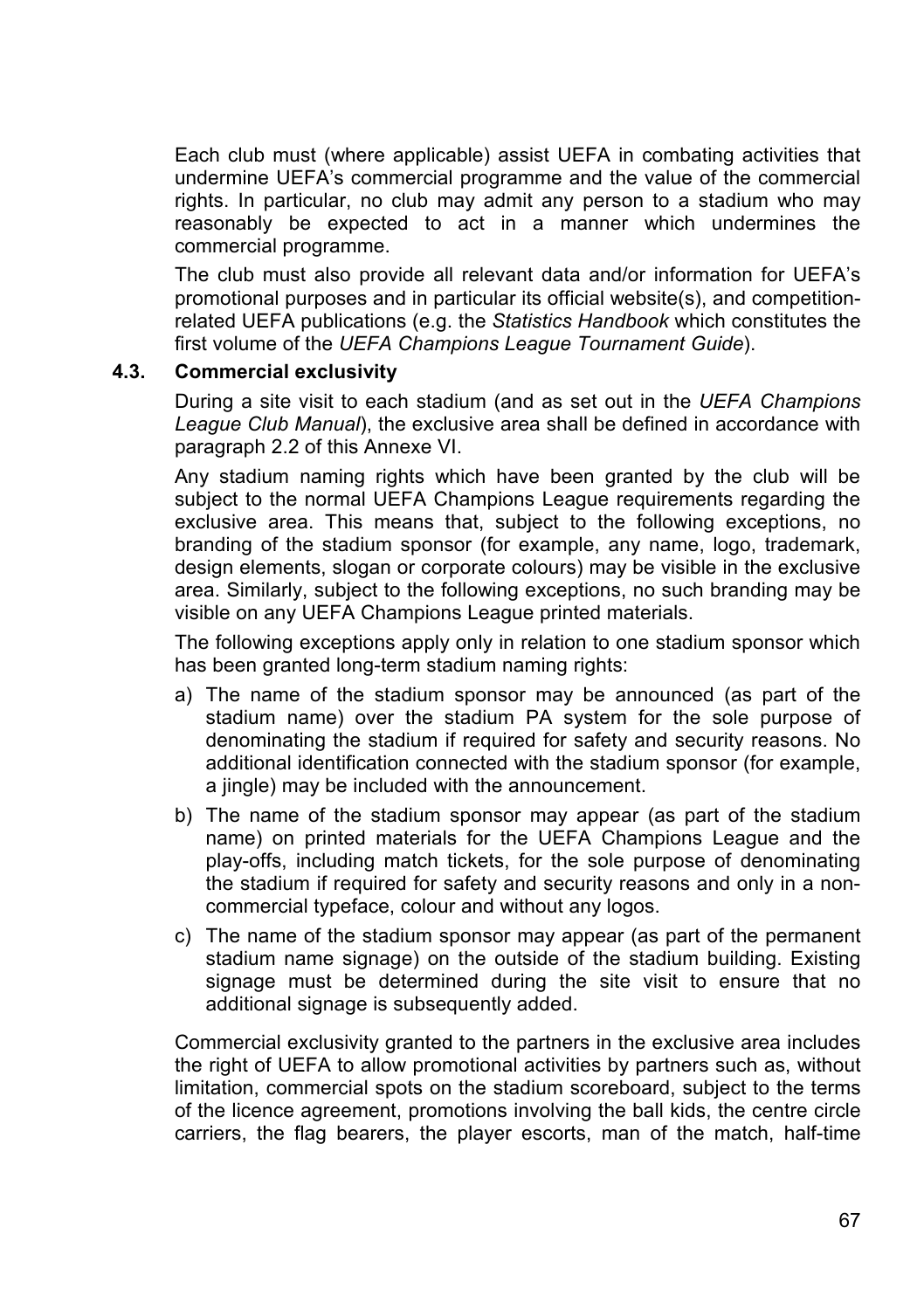Each club must (where applicable) assist UEFA in combating activities that undermine UEFA's commercial programme and the value of the commercial rights. In particular, no club may admit any person to a stadium who may reasonably be expected to act in a manner which undermines the commercial programme.

The club must also provide all relevant data and/or information for UEFA's promotional purposes and in particular its official website(s), and competition-related UEFA publications (e.g. the *Statistics Handbook* which constitutes the first volume of the *UEFA Champions League Tournament Guide*).

### 4.3. Commercial exclusivity

During a site visit to each stadium (and as set out in the *UEFA Champions League Club Manual*), the exclusive area shall be defined in accordance with paragraph 2.2 of this Annexe VI.

Any stadium naming rights which have been granted by the club will be subject to the normal UEFA Champions League requirements regarding the exclusive area. This means that, subject to the following exceptions, no branding of the stadium sponsor (for example, any name, logo, trademark, design elements, slogan or corporate colours) may be visible in the exclusive area. Similarly, subject to the following exceptions, no such branding may be visible on any UEFA Champions League printed materials.

The following exceptions apply only in relation to one stadium sponsor which has been granted long-term stadium naming rights:

a) The name of the stadium sponsor may be announced (as part of the stadium name) over the stadium PA system for the sole purpose of denominating the stadium if required for safety and security reasons. No additional identification connected with the stadium sponsor (for example, a jingle) may be included with the announcement.

b) The name of the stadium sponsor may appear (as part of the stadium name) on printed materials for the UEFA Champions League and the play-offs, including match tickets, for the sole purpose of denominating the stadium if required for safety and security reasons and only in a non-commercial typeface, colour and without any logos.

c) The name of the stadium sponsor may appear (as part of the permanent stadium name signage) on the outside of the stadium building. Existing signage must be determined during the site visit to ensure that no additional signage is subsequently added.

Commercial exclusivity granted to the partners in the exclusive area includes the right of UEFA to allow promotional activities by partners such as, without limitation, commercial spots on the stadium scoreboard, subject to the terms of the licence agreement, promotions involving the ball kids, the centre circle carriers, the flag bearers, the player escorts, man of the match, half-time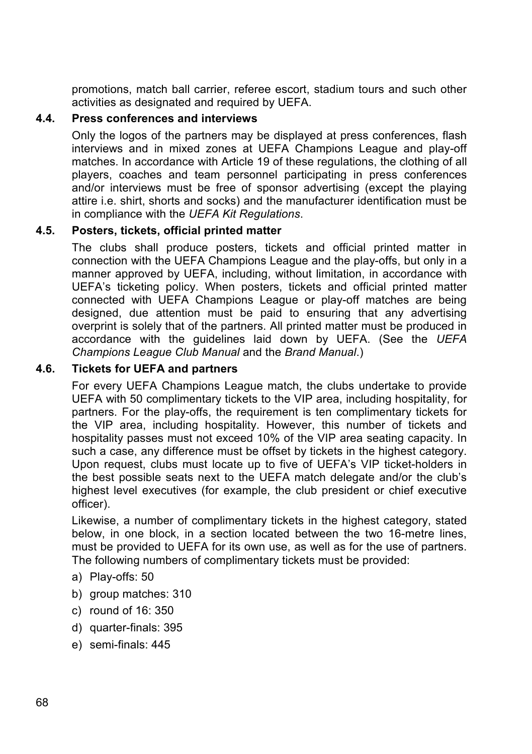promotions, match ball carrier, referee escort, stadium tours and such other activities as designated and required by UEFA.

### 4.4. Press conferences and interviews

Only the logos of the partners may be displayed at press conferences, flash interviews and in mixed zones at UEFA Champions League and play-off matches. In accordance with Article 19 of these regulations, the clothing of all players, coaches and team personnel participating in press conferences and/or interviews must be free of sponsor advertising (except the playing attire i.e. shirt, shorts and socks) and the manufacturer identification must be in compliance with the *UEFA Kit Regulations*.

### 4.5. Posters, tickets, official printed matter

The clubs shall produce posters, tickets and official printed matter in connection with the UEFA Champions League and the play-offs, but only in a manner approved by UEFA, including, without limitation, in accordance with UEFA's ticketing policy. When posters, tickets and official printed matter connected with UEFA Champions League or play-off matches are being designed, due attention must be paid to ensuring that any advertising overprint is solely that of the partners. All printed matter must be produced in accordance with the guidelines laid down by UEFA. (See the *UEFA Champions League Club Manual* and the *Brand Manual*.)

### 4.6. Tickets for UEFA and partners

For every UEFA Champions League match, the clubs undertake to provide UEFA with 50 complimentary tickets to the VIP area, including hospitality, for partners. For the play-offs, the requirement is ten complimentary tickets for the VIP area, including hospitality. However, this number of tickets and hospitality passes must not exceed 10% of the VIP area seating capacity. In such a case, any difference must be offset by tickets in the highest category. Upon request, clubs must locate up to five of UEFA's VIP ticket-holders in the best possible seats next to the UEFA match delegate and/or the club's highest level executives (for example, the club president or chief executive officer).

Likewise, a number of complimentary tickets in the highest category, stated below, in one block, in a section located between the two 16-metre lines, must be provided to UEFA for its own use, as well as for the use of partners. The following numbers of complimentary tickets must be provided:

a) Play-offs: 50
b) group matches: 310
c) round of 16: 350
d) quarter-finals: 395
e) semi-finals: 445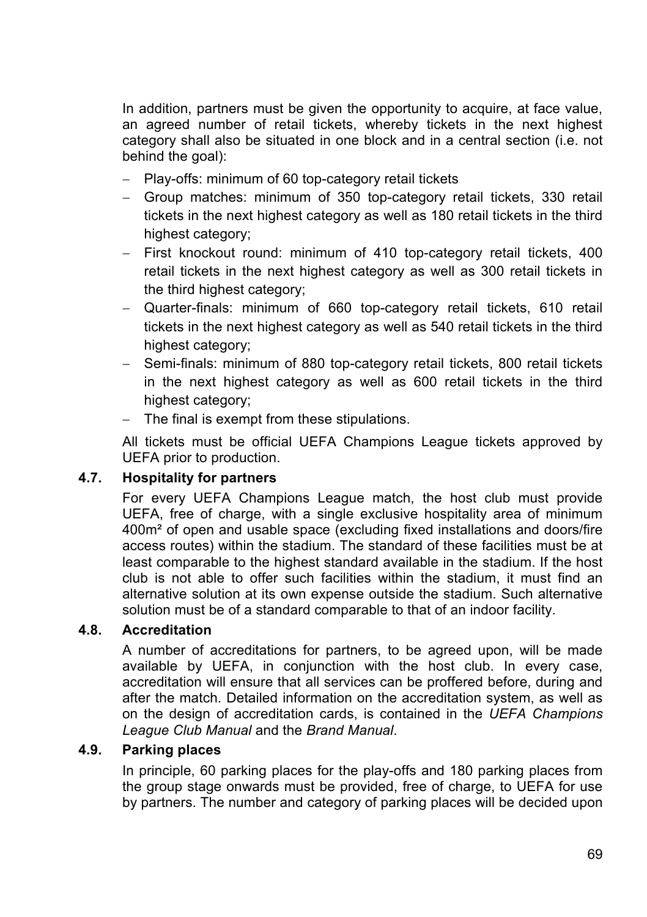In addition, partners must be given the opportunity to acquire, at face value, an agreed number of retail tickets, whereby tickets in the next highest category shall also be situated in one block and in a central section (i.e. not behind the goal):

- Play-offs: minimum of 60 top-category retail tickets
- Group matches: minimum of 350 top-category retail tickets, 330 retail tickets in the next highest category as well as 180 retail tickets in the third highest category;
- First knockout round: minimum of 410 top-category retail tickets, 400 retail tickets in the next highest category as well as 300 retail tickets in the third highest category;
- Quarter-finals: minimum of 660 top-category retail tickets, 610 retail tickets in the next highest category as well as 540 retail tickets in the third highest category;
- Semi-finals: minimum of 880 top-category retail tickets, 800 retail tickets in the next highest category as well as 600 retail tickets in the third highest category;
- The final is exempt from these stipulations.

All tickets must be official UEFA Champions League tickets approved by UEFA prior to production.

### 4.7. Hospitality for partners

For every UEFA Champions League match, the host club must provide UEFA, free of charge, with a single exclusive hospitality area of minimum 400m² of open and usable space (excluding fixed installations and doors/fire access routes) within the stadium. The standard of these facilities must be at least comparable to the highest standard available in the stadium. If the host club is not able to offer such facilities within the stadium, it must find an alternative solution at its own expense outside the stadium. Such alternative solution must be of a standard comparable to that of an indoor facility.

### 4.8. Accreditation

A number of accreditations for partners, to be agreed upon, will be made available by UEFA, in conjunction with the host club. In every case, accreditation will ensure that all services can be proffered before, during and after the match. Detailed information on the accreditation system, as well as on the design of accreditation cards, is contained in the *UEFA Champions League Club Manual* and the *Brand Manual*.

### 4.9. Parking places

In principle, 60 parking places for the play-offs and 180 parking places from the group stage onwards must be provided, free of charge, to UEFA for use by partners. The number and category of parking places will be decided upon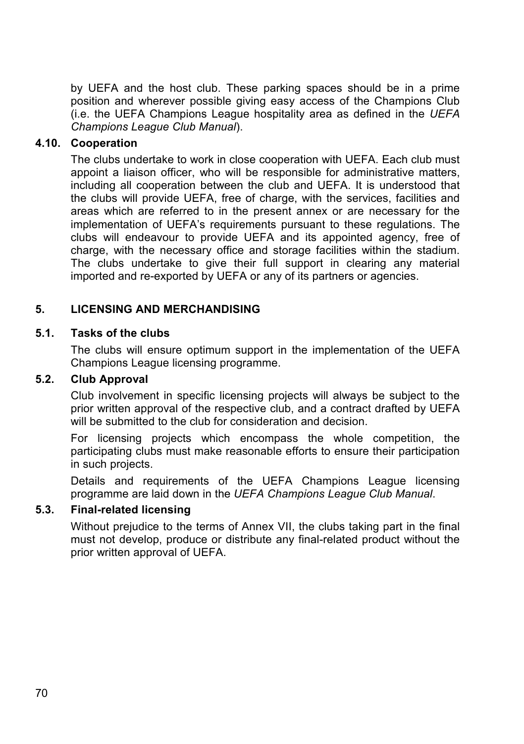by UEFA and the host club. These parking spaces should be in a prime position and wherever possible giving easy access of the Champions Club (i.e. the UEFA Champions League hospitality area as defined in the *UEFA Champions League Club Manual*).

### 4.10. Cooperation

The clubs undertake to work in close cooperation with UEFA. Each club must appoint a liaison officer, who will be responsible for administrative matters, including all cooperation between the club and UEFA. It is understood that the clubs will provide UEFA, free of charge, with the services, facilities and areas which are referred to in the present annex or are necessary for the implementation of UEFA's requirements pursuant to these regulations. The clubs will endeavour to provide UEFA and its appointed agency, free of charge, with the necessary office and storage facilities within the stadium. The clubs undertake to give their full support in clearing any material imported and re-exported by UEFA or any of its partners or agencies.

## 5. LICENSING AND MERCHANDISING

### 5.1. Tasks of the clubs

The clubs will ensure optimum support in the implementation of the UEFA Champions League licensing programme.

### 5.2. Club Approval

Club involvement in specific licensing projects will always be subject to the prior written approval of the respective club, and a contract drafted by UEFA will be submitted to the club for consideration and decision.

For licensing projects which encompass the whole competition, the participating clubs must make reasonable efforts to ensure their participation in such projects.

Details and requirements of the UEFA Champions League licensing programme are laid down in the *UEFA Champions League Club Manual*.

### 5.3. Final-related licensing

Without prejudice to the terms of Annex VII, the clubs taking part in the final must not develop, produce or distribute any final-related product without the prior written approval of UEFA.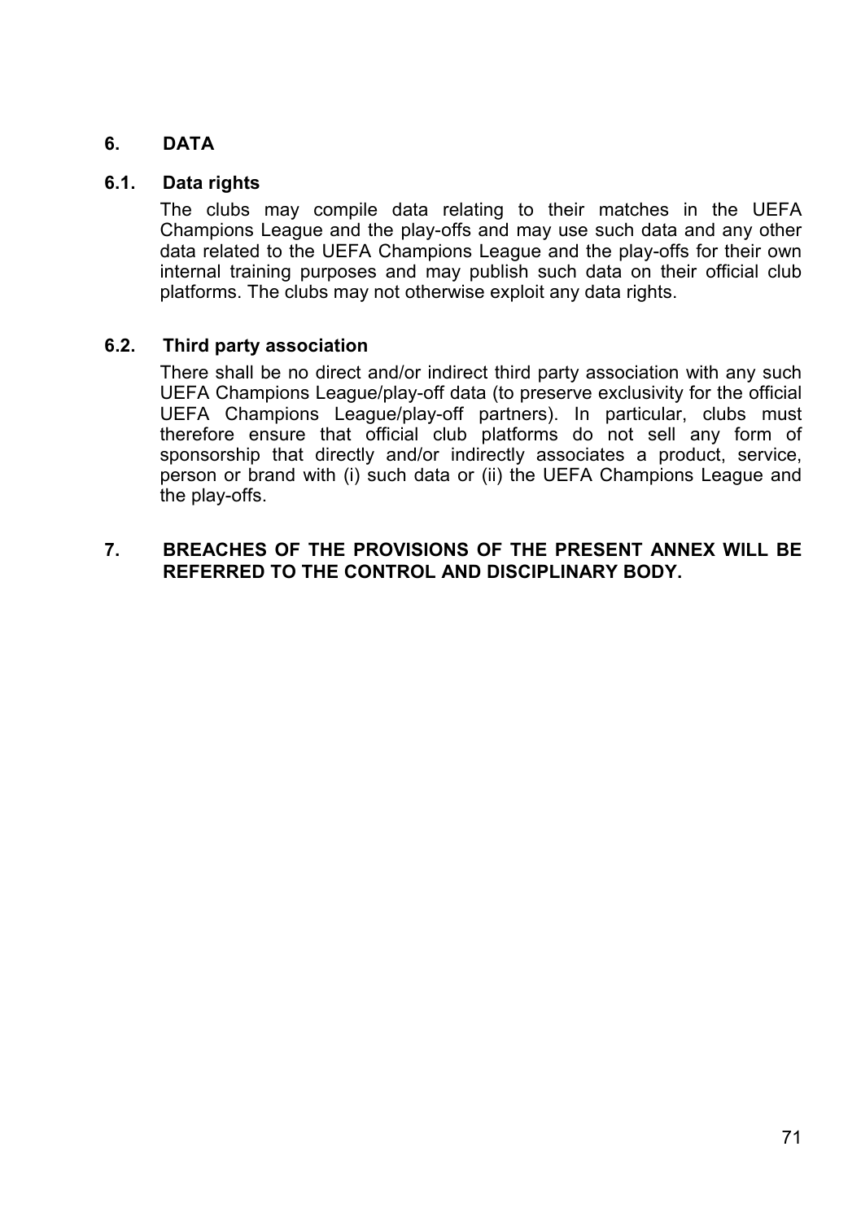## 6. DATA

### 6.1. Data rights

The clubs may compile data relating to their matches in the UEFA Champions League and the play-offs and may use such data and any other data related to the UEFA Champions League and the play-offs for their own internal training purposes and may publish such data on their official club platforms. The clubs may not otherwise exploit any data rights.

### 6.2. Third party association

There shall be no direct and/or indirect third party association with any such UEFA Champions League/play-off data (to preserve exclusivity for the official UEFA Champions League/play-off partners). In particular, clubs must therefore ensure that official club platforms do not sell any form of sponsorship that directly and/or indirectly associates a product, service, person or brand with (i) such data or (ii) the UEFA Champions League and the play-offs.

## 7. BREACHES OF THE PROVISIONS OF THE PRESENT ANNEX WILL BE REFERRED TO THE CONTROL AND DISCIPLINARY BODY.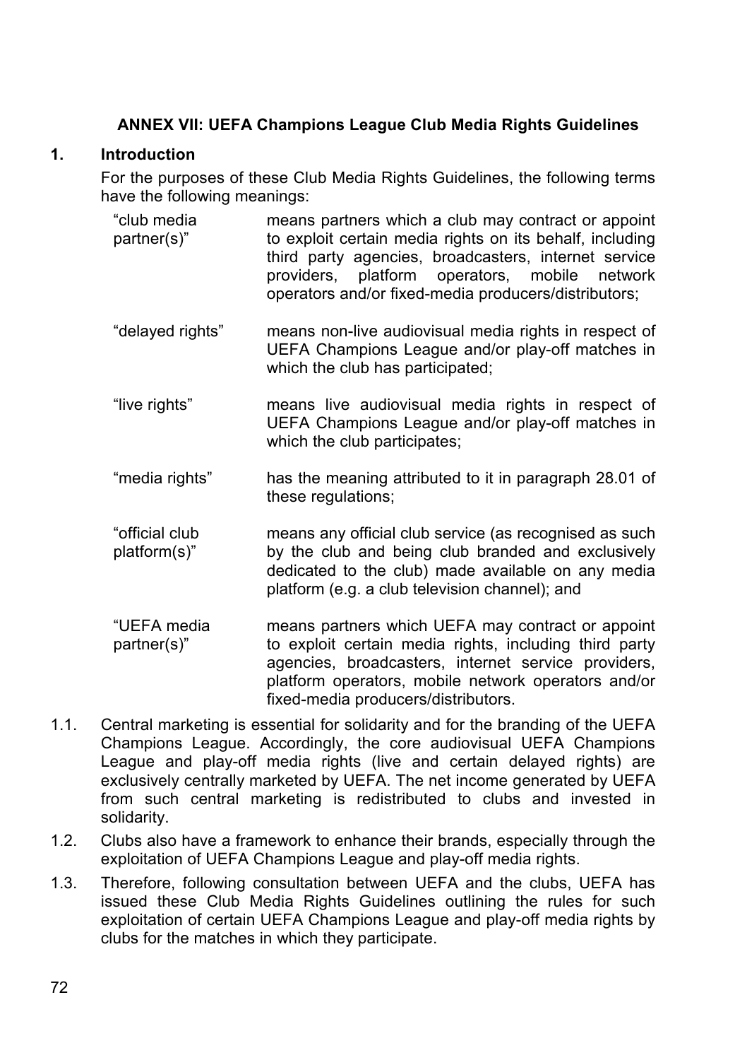## ANNEX VII: UEFA Champions League Club Media Rights Guidelines

### 1. Introduction

For the purposes of these Club Media Rights Guidelines, the following terms have the following meanings:

| | |
|---|---|
| "club media partner(s)" | means partners which a club may contract or appoint to exploit certain media rights on its behalf, including third party agencies, broadcasters, internet service providers, platform operators, mobile network operators and/or fixed-media producers/distributors; |
| "delayed rights" | means non-live audiovisual media rights in respect of UEFA Champions League and/or play-off matches in which the club has participated; |
| "live rights" | means live audiovisual media rights in respect of UEFA Champions League and/or play-off matches in which the club participates; |
| "media rights" | has the meaning attributed to it in paragraph 28.01 of these regulations; |
| "official club platform(s)" | means any official club service (as recognised as such by the club and being club branded and exclusively dedicated to the club) made available on any media platform (e.g. a club television channel); and |
| "UEFA media partner(s)" | means partners which UEFA may contract or appoint to exploit certain media rights, including third party agencies, broadcasters, internet service providers, platform operators, mobile network operators and/or fixed-media producers/distributors. |

1.1. Central marketing is essential for solidarity and for the branding of the UEFA Champions League. Accordingly, the core audiovisual UEFA Champions League and play-off media rights (live and certain delayed rights) are exclusively centrally marketed by UEFA. The net income generated by UEFA from such central marketing is redistributed to clubs and invested in solidarity.

1.2. Clubs also have a framework to enhance their brands, especially through the exploitation of UEFA Champions League and play-off media rights.

1.3. Therefore, following consultation between UEFA and the clubs, UEFA has issued these Club Media Rights Guidelines outlining the rules for such exploitation of certain UEFA Champions League and play-off media rights by clubs for the matches in which they participate.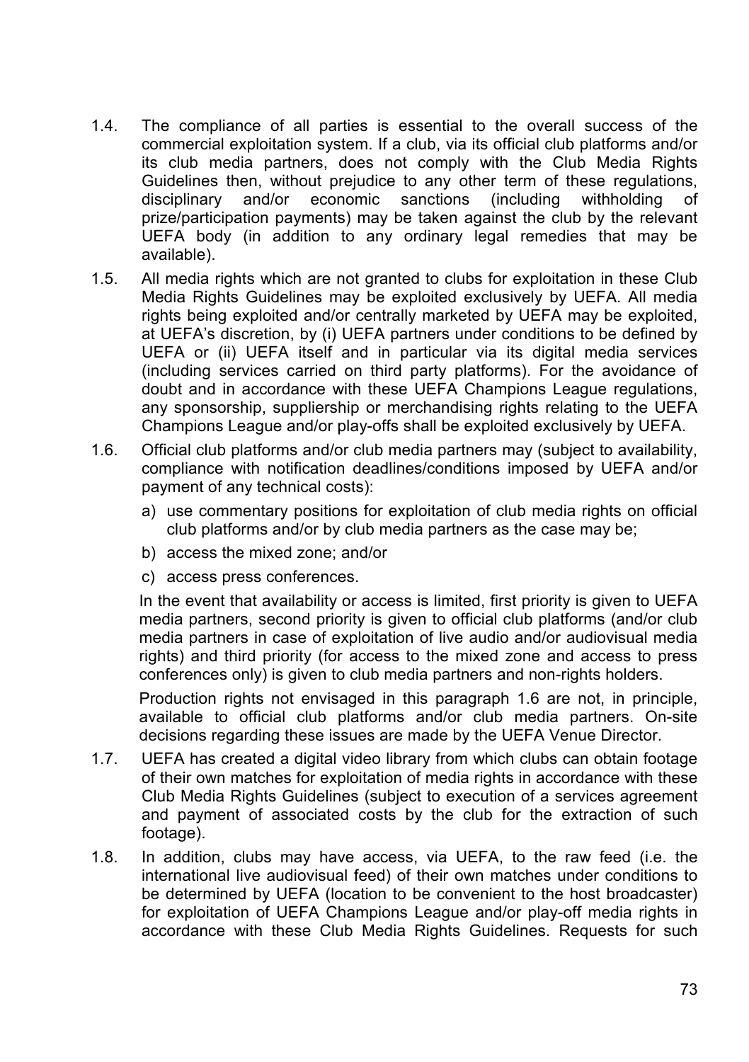1.4. The compliance of all parties is essential to the overall success of the commercial exploitation system. If a club, via its official club platforms and/or its club media partners, does not comply with the Club Media Rights Guidelines then, without prejudice to any other term of these regulations, disciplinary and/or economic sanctions (including withholding of prize/participation payments) may be taken against the club by the relevant UEFA body (in addition to any ordinary legal remedies that may be available).

1.5. All media rights which are not granted to clubs for exploitation in these Club Media Rights Guidelines may be exploited exclusively by UEFA. All media rights being exploited and/or centrally marketed by UEFA may be exploited, at UEFA's discretion, by (i) UEFA partners under conditions to be defined by UEFA or (ii) UEFA itself and in particular via its digital media services (including services carried on third party platforms). For the avoidance of doubt and in accordance with these UEFA Champions League regulations, any sponsorship, suppliership or merchandising rights relating to the UEFA Champions League and/or play-offs shall be exploited exclusively by UEFA.

1.6. Official club platforms and/or club media partners may (subject to availability, compliance with notification deadlines/conditions imposed by UEFA and/or payment of any technical costs):

   a) use commentary positions for exploitation of club media rights on official club platforms and/or by club media partners as the case may be;
   b) access the mixed zone; and/or
   c) access press conferences.

   In the event that availability or access is limited, first priority is given to UEFA media partners, second priority is given to official club platforms (and/or club media partners in case of exploitation of live audio and/or audiovisual media rights) and third priority (for access to the mixed zone and access to press conferences only) is given to club media partners and non-rights holders.

   Production rights not envisaged in this paragraph 1.6 are not, in principle, available to official club platforms and/or club media partners. On-site decisions regarding these issues are made by the UEFA Venue Director.

1.7. UEFA has created a digital video library from which clubs can obtain footage of their own matches for exploitation of media rights in accordance with these Club Media Rights Guidelines (subject to execution of a services agreement and payment of associated costs by the club for the extraction of such footage).

1.8. In addition, clubs may have access, via UEFA, to the raw feed (i.e. the international live audiovisual feed) of their own matches under conditions to be determined by UEFA (location to be convenient to the host broadcaster) for exploitation of UEFA Champions League and/or play-off media rights in accordance with these Club Media Rights Guidelines. Requests for such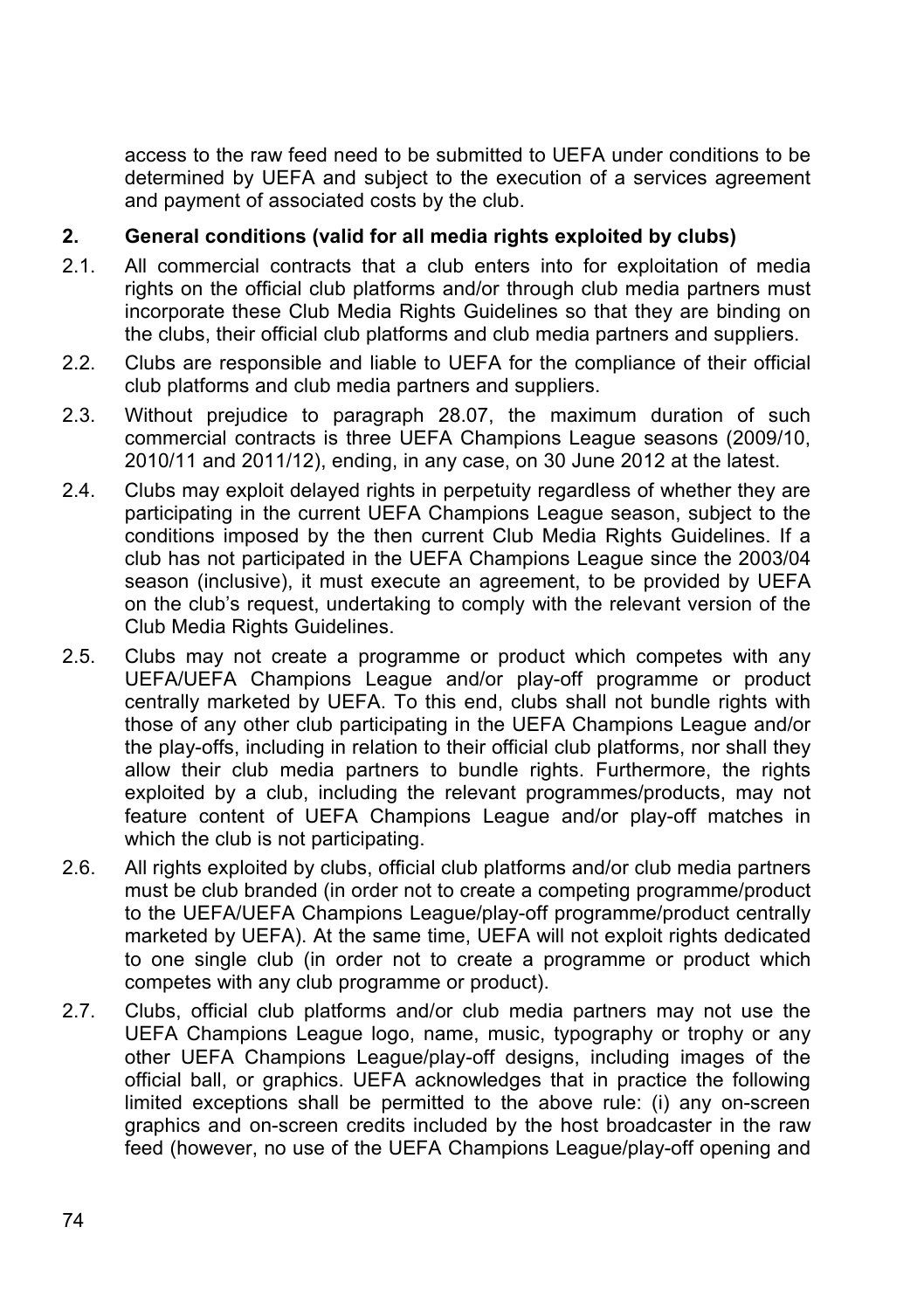access to the raw feed need to be submitted to UEFA under conditions to be determined by UEFA and subject to the execution of a services agreement and payment of associated costs by the club.

**2. General conditions (valid for all media rights exploited by clubs)**

2.1. All commercial contracts that a club enters into for exploitation of media rights on the official club platforms and/or through club media partners must incorporate these Club Media Rights Guidelines so that they are binding on the clubs, their official club platforms and club media partners and suppliers.

2.2. Clubs are responsible and liable to UEFA for the compliance of their official club platforms and club media partners and suppliers.

2.3. Without prejudice to paragraph 28.07, the maximum duration of such commercial contracts is three UEFA Champions League seasons (2009/10, 2010/11 and 2011/12), ending, in any case, on 30 June 2012 at the latest.

2.4. Clubs may exploit delayed rights in perpetuity regardless of whether they are participating in the current UEFA Champions League season, subject to the conditions imposed by the then current Club Media Rights Guidelines. If a club has not participated in the UEFA Champions League since the 2003/04 season (inclusive), it must execute an agreement, to be provided by UEFA on the club's request, undertaking to comply with the relevant version of the Club Media Rights Guidelines.

2.5. Clubs may not create a programme or product which competes with any UEFA/UEFA Champions League and/or play-off programme or product centrally marketed by UEFA. To this end, clubs shall not bundle rights with those of any other club participating in the UEFA Champions League and/or the play-offs, including in relation to their official club platforms, nor shall they allow their club media partners to bundle rights. Furthermore, the rights exploited by a club, including the relevant programmes/products, may not feature content of UEFA Champions League and/or play-off matches in which the club is not participating.

2.6. All rights exploited by clubs, official club platforms and/or club media partners must be club branded (in order not to create a competing programme/product to the UEFA/UEFA Champions League/play-off programme/product centrally marketed by UEFA). At the same time, UEFA will not exploit rights dedicated to one single club (in order not to create a programme or product which competes with any club programme or product).

2.7. Clubs, official club platforms and/or club media partners may not use the UEFA Champions League logo, name, music, typography or trophy or any other UEFA Champions League/play-off designs, including images of the official ball, or graphics. UEFA acknowledges that in practice the following limited exceptions shall be permitted to the above rule: (i) any on-screen graphics and on-screen credits included by the host broadcaster in the raw feed (however, no use of the UEFA Champions League/play-off opening and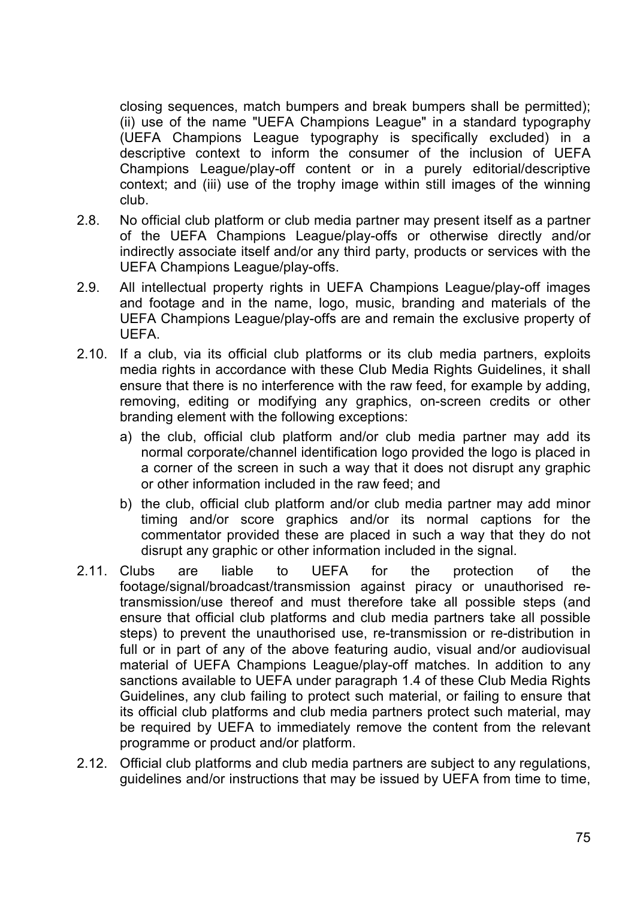closing sequences, match bumpers and break bumpers shall be permitted); (ii) use of the name "UEFA Champions League" in a standard typography (UEFA Champions League typography is specifically excluded) in a descriptive context to inform the consumer of the inclusion of UEFA Champions League/play-off content or in a purely editorial/descriptive context; and (iii) use of the trophy image within still images of the winning club.

2.8. No official club platform or club media partner may present itself as a partner of the UEFA Champions League/play-offs or otherwise directly and/or indirectly associate itself and/or any third party, products or services with the UEFA Champions League/play-offs.

2.9. All intellectual property rights in UEFA Champions League/play-off images and footage and in the name, logo, music, branding and materials of the UEFA Champions League/play-offs are and remain the exclusive property of UEFA.

2.10. If a club, via its official club platforms or its club media partners, exploits media rights in accordance with these Club Media Rights Guidelines, it shall ensure that there is no interference with the raw feed, for example by adding, removing, editing or modifying any graphics, on-screen credits or other branding element with the following exceptions:

a) the club, official club platform and/or club media partner may add its normal corporate/channel identification logo provided the logo is placed in a corner of the screen in such a way that it does not disrupt any graphic or other information included in the raw feed; and

b) the club, official club platform and/or club media partner may add minor timing and/or score graphics and/or its normal captions for the commentator provided these are placed in such a way that they do not disrupt any graphic or other information included in the signal.

2.11. Clubs are liable to UEFA for the protection of the footage/signal/broadcast/transmission against piracy or unauthorised re-transmission/use thereof and must therefore take all possible steps (and ensure that official club platforms and club media partners take all possible steps) to prevent the unauthorised use, re-transmission or re-distribution in full or in part of any of the above featuring audio, visual and/or audiovisual material of UEFA Champions League/play-off matches. In addition to any sanctions available to UEFA under paragraph 1.4 of these Club Media Rights Guidelines, any club failing to protect such material, or failing to ensure that its official club platforms and club media partners protect such material, may be required by UEFA to immediately remove the content from the relevant programme or product and/or platform.

2.12. Official club platforms and club media partners are subject to any regulations, guidelines and/or instructions that may be issued by UEFA from time to time,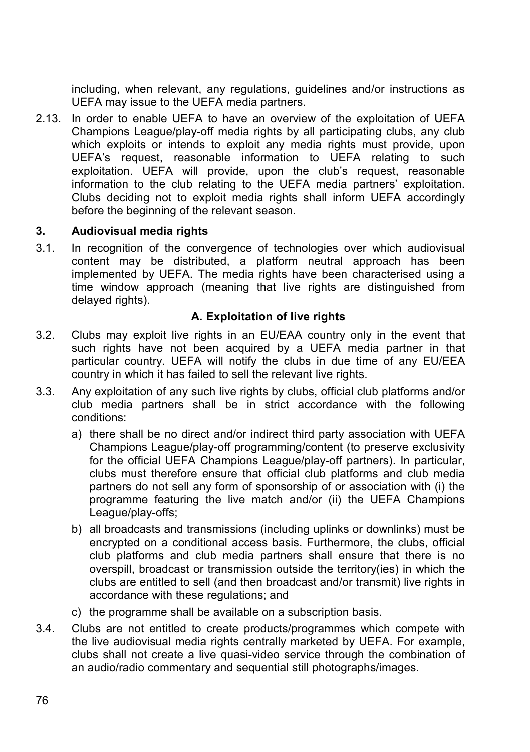including, when relevant, any regulations, guidelines and/or instructions as UEFA may issue to the UEFA media partners.

2.13. In order to enable UEFA to have an overview of the exploitation of UEFA Champions League/play-off media rights by all participating clubs, any club which exploits or intends to exploit any media rights must provide, upon UEFA's request, reasonable information to UEFA relating to such exploitation. UEFA will provide, upon the club's request, reasonable information to the club relating to the UEFA media partners' exploitation. Clubs deciding not to exploit media rights shall inform UEFA accordingly before the beginning of the relevant season.

## 3. Audiovisual media rights

3.1. In recognition of the convergence of technologies over which audiovisual content may be distributed, a platform neutral approach has been implemented by UEFA. The media rights have been characterised using a time window approach (meaning that live rights are distinguished from delayed rights).

### A. Exploitation of live rights

3.2. Clubs may exploit live rights in an EU/EAA country only in the event that such rights have not been acquired by a UEFA media partner in that particular country. UEFA will notify the clubs in due time of any EU/EEA country in which it has failed to sell the relevant live rights.

3.3. Any exploitation of any such live rights by clubs, official club platforms and/or club media partners shall be in strict accordance with the following conditions:

a) there shall be no direct and/or indirect third party association with UEFA Champions League/play-off programming/content (to preserve exclusivity for the official UEFA Champions League/play-off partners). In particular, clubs must therefore ensure that official club platforms and club media partners do not sell any form of sponsorship of or association with (i) the programme featuring the live match and/or (ii) the UEFA Champions League/play-offs;

b) all broadcasts and transmissions (including uplinks or downlinks) must be encrypted on a conditional access basis. Furthermore, the clubs, official club platforms and club media partners shall ensure that there is no overspill, broadcast or transmission outside the territory(ies) in which the clubs are entitled to sell (and then broadcast and/or transmit) live rights in accordance with these regulations; and

c) the programme shall be available on a subscription basis.

3.4. Clubs are not entitled to create products/programmes which compete with the live audiovisual media rights centrally marketed by UEFA. For example, clubs shall not create a live quasi-video service through the combination of an audio/radio commentary and sequential still photographs/images.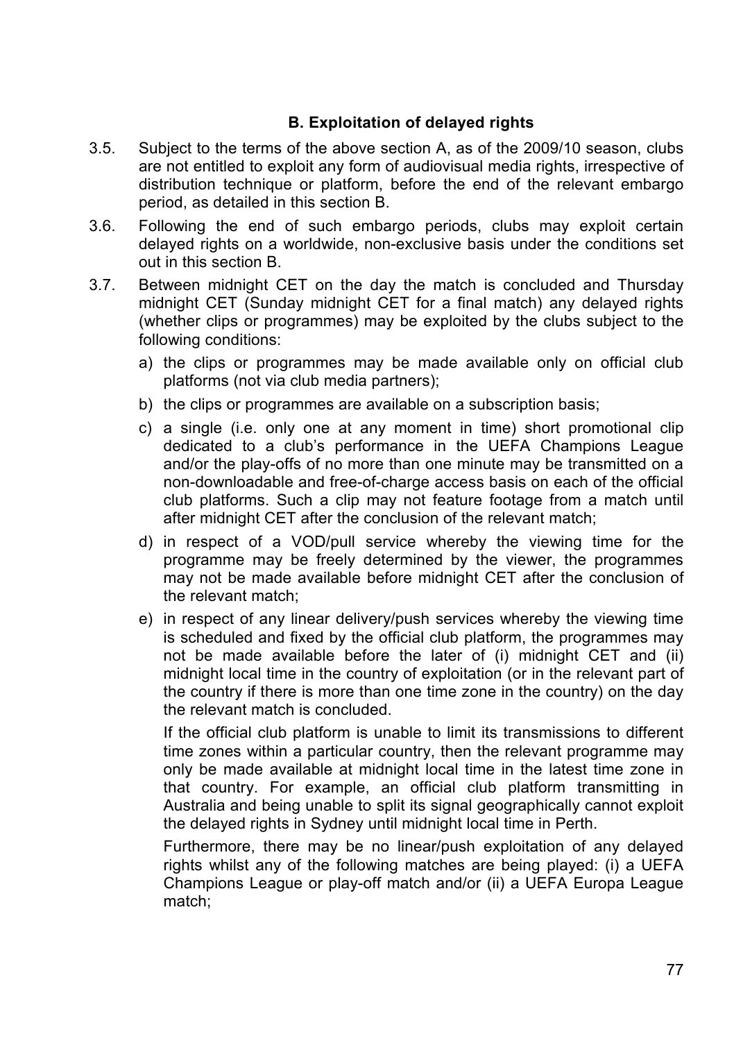### B. Exploitation of delayed rights

3.5. Subject to the terms of the above section A, as of the 2009/10 season, clubs are not entitled to exploit any form of audiovisual media rights, irrespective of distribution technique or platform, before the end of the relevant embargo period, as detailed in this section B.

3.6. Following the end of such embargo periods, clubs may exploit certain delayed rights on a worldwide, non-exclusive basis under the conditions set out in this section B.

3.7. Between midnight CET on the day the match is concluded and Thursday midnight CET (Sunday midnight CET for a final match) any delayed rights (whether clips or programmes) may be exploited by the clubs subject to the following conditions:

a) the clips or programmes may be made available only on official club platforms (not via club media partners);

b) the clips or programmes are available on a subscription basis;

c) a single (i.e. only one at any moment in time) short promotional clip dedicated to a club's performance in the UEFA Champions League and/or the play-offs of no more than one minute may be transmitted on a non-downloadable and free-of-charge access basis on each of the official club platforms. Such a clip may not feature footage from a match until after midnight CET after the conclusion of the relevant match;

d) in respect of a VOD/pull service whereby the viewing time for the programme may be freely determined by the viewer, the programmes may not be made available before midnight CET after the conclusion of the relevant match;

e) in respect of any linear delivery/push services whereby the viewing time is scheduled and fixed by the official club platform, the programmes may not be made available before the later of (i) midnight CET and (ii) midnight local time in the country of exploitation (or in the relevant part of the country if there is more than one time zone in the country) on the day the relevant match is concluded.

   If the official club platform is unable to limit its transmissions to different time zones within a particular country, then the relevant programme may only be made available at midnight local time in the latest time zone in that country. For example, an official club platform transmitting in Australia and being unable to split its signal geographically cannot exploit the delayed rights in Sydney until midnight local time in Perth.

   Furthermore, there may be no linear/push exploitation of any delayed rights whilst any of the following matches are being played: (i) a UEFA Champions League or play-off match and/or (ii) a UEFA Europa League match;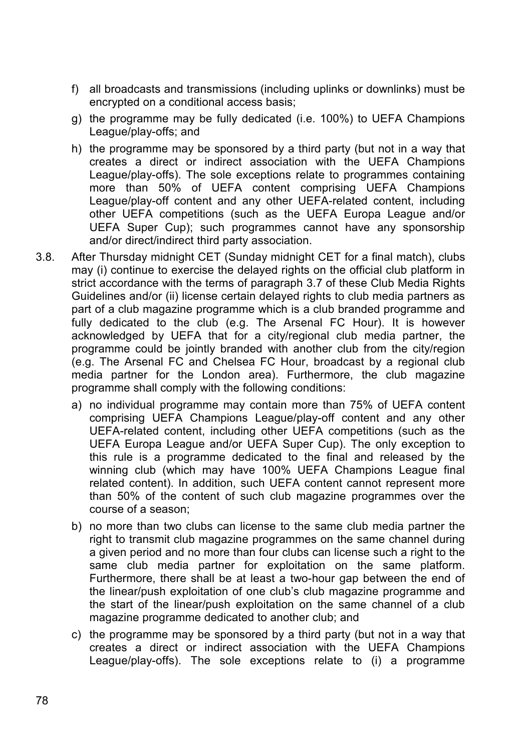f) all broadcasts and transmissions (including uplinks or downlinks) must be encrypted on a conditional access basis;

g) the programme may be fully dedicated (i.e. 100%) to UEFA Champions League/play-offs; and

h) the programme may be sponsored by a third party (but not in a way that creates a direct or indirect association with the UEFA Champions League/play-offs). The sole exceptions relate to programmes containing more than 50% of UEFA content comprising UEFA Champions League/play-off content and any other UEFA-related content, including other UEFA competitions (such as the UEFA Europa League and/or UEFA Super Cup); such programmes cannot have any sponsorship and/or direct/indirect third party association.

3.8. After Thursday midnight CET (Sunday midnight CET for a final match), clubs may (i) continue to exercise the delayed rights on the official club platform in strict accordance with the terms of paragraph 3.7 of these Club Media Rights Guidelines and/or (ii) license certain delayed rights to club media partners as part of a club magazine programme which is a club branded programme and fully dedicated to the club (e.g. The Arsenal FC Hour). It is however acknowledged by UEFA that for a city/regional club media partner, the programme could be jointly branded with another club from the city/region (e.g. The Arsenal FC and Chelsea FC Hour, broadcast by a regional club media partner for the London area). Furthermore, the club magazine programme shall comply with the following conditions:

a) no individual programme may contain more than 75% of UEFA content comprising UEFA Champions League/play-off content and any other UEFA-related content, including other UEFA competitions (such as the UEFA Europa League and/or UEFA Super Cup). The only exception to this rule is a programme dedicated to the final and released by the winning club (which may have 100% UEFA Champions League final related content). In addition, such UEFA content cannot represent more than 50% of the content of such club magazine programmes over the course of a season;

b) no more than two clubs can license to the same club media partner the right to transmit club magazine programmes on the same channel during a given period and no more than four clubs can license such a right to the same club media partner for exploitation on the same platform. Furthermore, there shall be at least a two-hour gap between the end of the linear/push exploitation of one club's club magazine programme and the start of the linear/push exploitation on the same channel of a club magazine programme dedicated to another club; and

c) the programme may be sponsored by a third party (but not in a way that creates a direct or indirect association with the UEFA Champions League/play-offs). The sole exceptions relate to (i) a programme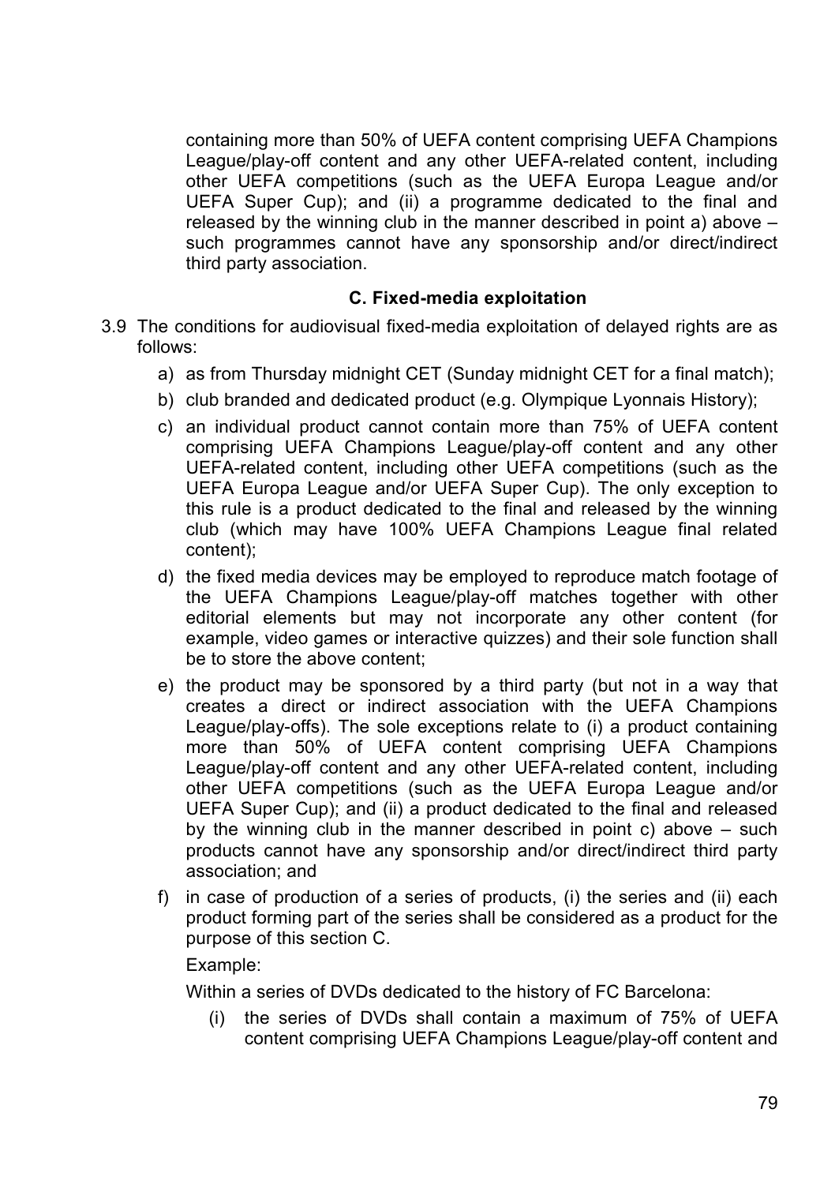containing more than 50% of UEFA content comprising UEFA Champions League/play-off content and any other UEFA-related content, including other UEFA competitions (such as the UEFA Europa League and/or UEFA Super Cup); and (ii) a programme dedicated to the final and released by the winning club in the manner described in point a) above – such programmes cannot have any sponsorship and/or direct/indirect third party association.

### C. Fixed-media exploitation

3.9 The conditions for audiovisual fixed-media exploitation of delayed rights are as follows:

a) as from Thursday midnight CET (Sunday midnight CET for a final match);

b) club branded and dedicated product (e.g. Olympique Lyonnais History);

c) an individual product cannot contain more than 75% of UEFA content comprising UEFA Champions League/play-off content and any other UEFA-related content, including other UEFA competitions (such as the UEFA Europa League and/or UEFA Super Cup). The only exception to this rule is a product dedicated to the final and released by the winning club (which may have 100% UEFA Champions League final related content);

d) the fixed media devices may be employed to reproduce match footage of the UEFA Champions League/play-off matches together with other editorial elements but may not incorporate any other content (for example, video games or interactive quizzes) and their sole function shall be to store the above content;

e) the product may be sponsored by a third party (but not in a way that creates a direct or indirect association with the UEFA Champions League/play-offs). The sole exceptions relate to (i) a product containing more than 50% of UEFA content comprising UEFA Champions League/play-off content and any other UEFA-related content, including other UEFA competitions (such as the UEFA Europa League and/or UEFA Super Cup); and (ii) a product dedicated to the final and released by the winning club in the manner described in point c) above – such products cannot have any sponsorship and/or direct/indirect third party association; and

f) in case of production of a series of products, (i) the series and (ii) each product forming part of the series shall be considered as a product for the purpose of this section C.

Example:

Within a series of DVDs dedicated to the history of FC Barcelona:

(i) the series of DVDs shall contain a maximum of 75% of UEFA content comprising UEFA Champions League/play-off content and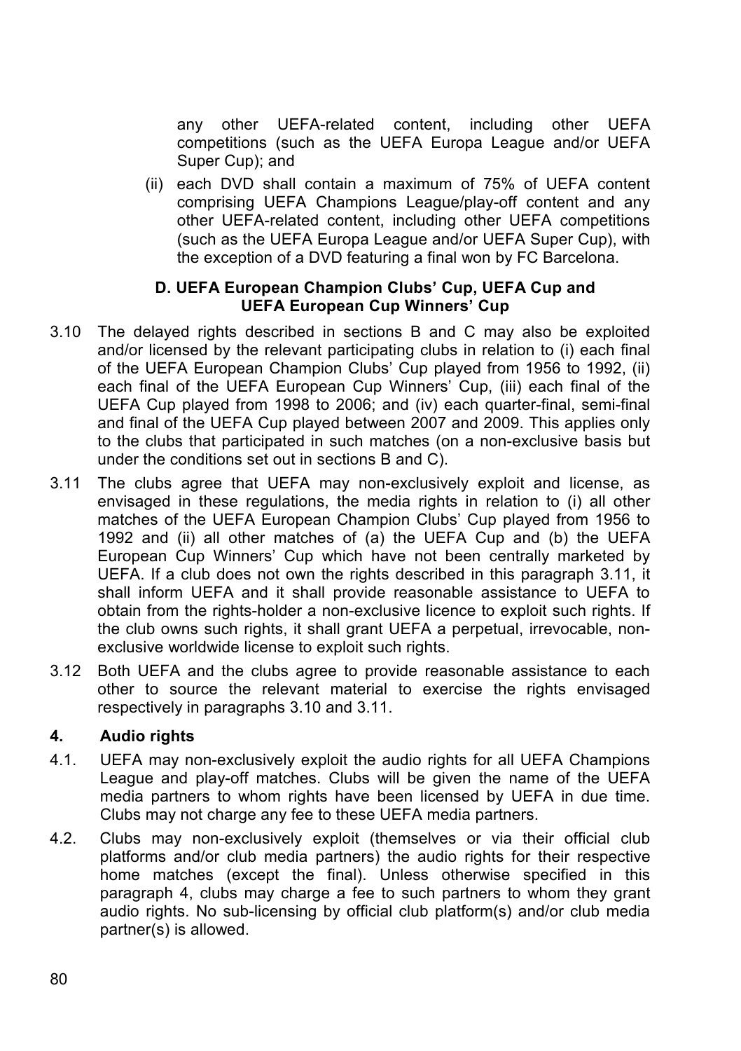any other UEFA-related content, including other UEFA competitions (such as the UEFA Europa League and/or UEFA Super Cup); and

(ii) each DVD shall contain a maximum of 75% of UEFA content comprising UEFA Champions League/play-off content and any other UEFA-related content, including other UEFA competitions (such as the UEFA Europa League and/or UEFA Super Cup), with the exception of a DVD featuring a final won by FC Barcelona.

### D. UEFA European Champion Clubs' Cup, UEFA Cup and UEFA European Cup Winners' Cup

3.10 The delayed rights described in sections B and C may also be exploited and/or licensed by the relevant participating clubs in relation to (i) each final of the UEFA European Champion Clubs' Cup played from 1956 to 1992, (ii) each final of the UEFA European Cup Winners' Cup, (iii) each final of the UEFA Cup played from 1998 to 2006; and (iv) each quarter-final, semi-final and final of the UEFA Cup played between 2007 and 2009. This applies only to the clubs that participated in such matches (on a non-exclusive basis but under the conditions set out in sections B and C).

3.11 The clubs agree that UEFA may non-exclusively exploit and license, as envisaged in these regulations, the media rights in relation to (i) all other matches of the UEFA European Champion Clubs' Cup played from 1956 to 1992 and (ii) all other matches of (a) the UEFA Cup and (b) the UEFA European Cup Winners' Cup which have not been centrally marketed by UEFA. If a club does not own the rights described in this paragraph 3.11, it shall inform UEFA and it shall provide reasonable assistance to UEFA to obtain from the rights-holder a non-exclusive licence to exploit such rights. If the club owns such rights, it shall grant UEFA a perpetual, irrevocable, non-exclusive worldwide license to exploit such rights.

3.12 Both UEFA and the clubs agree to provide reasonable assistance to each other to source the relevant material to exercise the rights envisaged respectively in paragraphs 3.10 and 3.11.

## 4. Audio rights

4.1. UEFA may non-exclusively exploit the audio rights for all UEFA Champions League and play-off matches. Clubs will be given the name of the UEFA media partners to whom rights have been licensed by UEFA in due time. Clubs may not charge any fee to these UEFA media partners.

4.2. Clubs may non-exclusively exploit (themselves or via their official club platforms and/or club media partners) the audio rights for their respective home matches (except the final). Unless otherwise specified in this paragraph 4, clubs may charge a fee to such partners to whom they grant audio rights. No sub-licensing by official club platform(s) and/or club media partner(s) is allowed.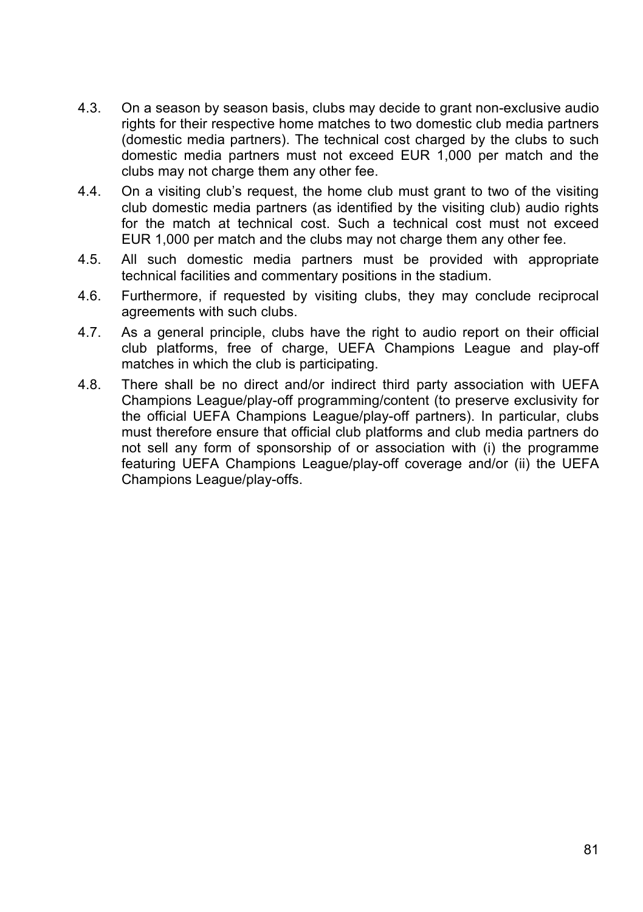4.3. On a season by season basis, clubs may decide to grant non-exclusive audio rights for their respective home matches to two domestic club media partners (domestic media partners). The technical cost charged by the clubs to such domestic media partners must not exceed EUR 1,000 per match and the clubs may not charge them any other fee.

4.4. On a visiting club's request, the home club must grant to two of the visiting club domestic media partners (as identified by the visiting club) audio rights for the match at technical cost. Such a technical cost must not exceed EUR 1,000 per match and the clubs may not charge them any other fee.

4.5. All such domestic media partners must be provided with appropriate technical facilities and commentary positions in the stadium.

4.6. Furthermore, if requested by visiting clubs, they may conclude reciprocal agreements with such clubs.

4.7. As a general principle, clubs have the right to audio report on their official club platforms, free of charge, UEFA Champions League and play-off matches in which the club is participating.

4.8. There shall be no direct and/or indirect third party association with UEFA Champions League/play-off programming/content (to preserve exclusivity for the official UEFA Champions League/play-off partners). In particular, clubs must therefore ensure that official club platforms and club media partners do not sell any form of sponsorship of or association with (i) the programme featuring UEFA Champions League/play-off coverage and/or (ii) the UEFA Champions League/play-offs.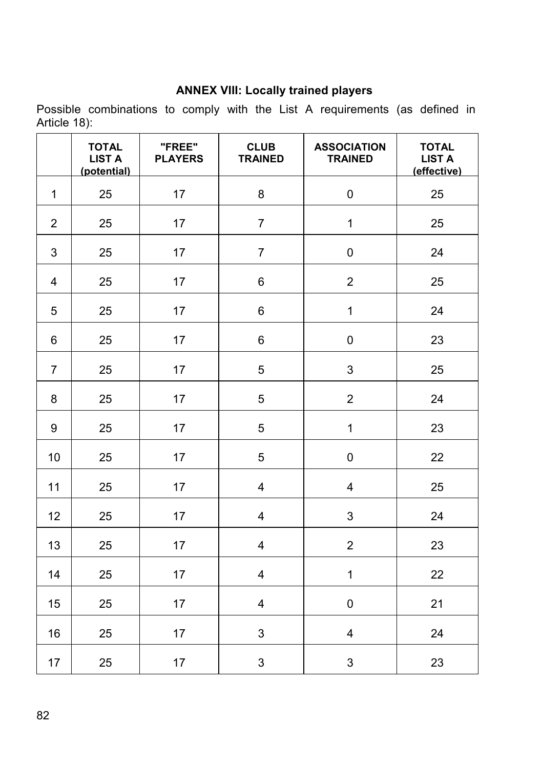## ANNEX VIII: Locally trained players

Possible combinations to comply with the List A requirements (as defined in Article 18):

| | TOTAL LIST A (potential) | "FREE" PLAYERS | CLUB TRAINED | ASSOCIATION TRAINED | TOTAL LIST A (effective) |
|---|---|---|---|---|---|
| 1 | 25 | 17 | 8 | 0 | 25 |
| 2 | 25 | 17 | 7 | 1 | 25 |
| 3 | 25 | 17 | 7 | 0 | 24 |
| 4 | 25 | 17 | 6 | 2 | 25 |
| 5 | 25 | 17 | 6 | 1 | 24 |
| 6 | 25 | 17 | 6 | 0 | 23 |
| 7 | 25 | 17 | 5 | 3 | 25 |
| 8 | 25 | 17 | 5 | 2 | 24 |
| 9 | 25 | 17 | 5 | 1 | 23 |
| 10 | 25 | 17 | 5 | 0 | 22 |
| 11 | 25 | 17 | 4 | 4 | 25 |
| 12 | 25 | 17 | 4 | 3 | 24 |
| 13 | 25 | 17 | 4 | 2 | 23 |
| 14 | 25 | 17 | 4 | 1 | 22 |
| 15 | 25 | 17 | 4 | 0 | 21 |
| 16 | 25 | 17 | 3 | 4 | 24 |
| 17 | 25 | 17 | 3 | 3 | 23 |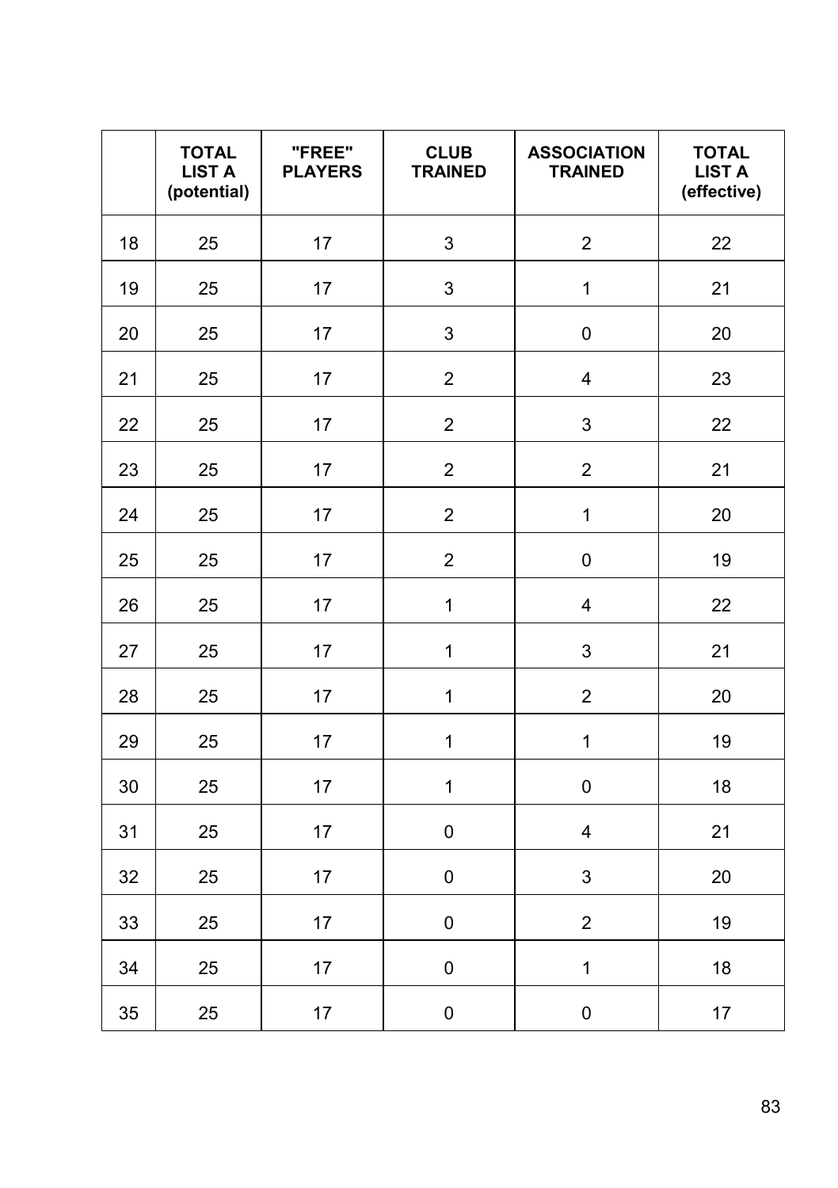| | TOTAL LIST A (potential) | "FREE" PLAYERS | CLUB TRAINED | ASSOCIATION TRAINED | TOTAL LIST A (effective) |
|---|---|---|---|---|---|
| 18 | 25 | 17 | 3 | 2 | 22 |
| 19 | 25 | 17 | 3 | 1 | 21 |
| 20 | 25 | 17 | 3 | 0 | 20 |
| 21 | 25 | 17 | 2 | 4 | 23 |
| 22 | 25 | 17 | 2 | 3 | 22 |
| 23 | 25 | 17 | 2 | 2 | 21 |
| 24 | 25 | 17 | 2 | 1 | 20 |
| 25 | 25 | 17 | 2 | 0 | 19 |
| 26 | 25 | 17 | 1 | 4 | 22 |
| 27 | 25 | 17 | 1 | 3 | 21 |
| 28 | 25 | 17 | 1 | 2 | 20 |
| 29 | 25 | 17 | 1 | 1 | 19 |
| 30 | 25 | 17 | 1 | 0 | 18 |
| 31 | 25 | 17 | 0 | 4 | 21 |
| 32 | 25 | 17 | 0 | 3 | 20 |
| 33 | 25 | 17 | 0 | 2 | 19 |
| 34 | 25 | 17 | 0 | 1 | 18 |
| 35 | 25 | 17 | 0 | 0 | 17 |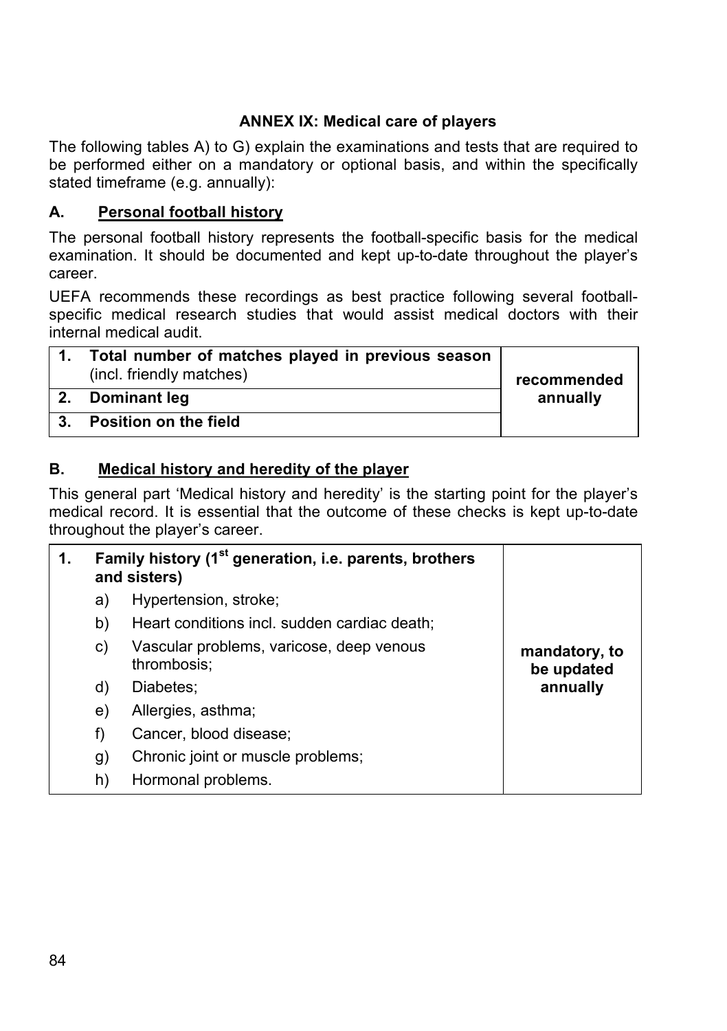## ANNEX IX: Medical care of players

The following tables A) to G) explain the examinations and tests that are required to be performed either on a mandatory or optional basis, and within the specifically stated timeframe (e.g. annually):

### A. Personal football history

The personal football history represents the football-specific basis for the medical examination. It should be documented and kept up-to-date throughout the player's career.

UEFA recommends these recordings as best practice following several football-specific medical research studies that would assist medical doctors with their internal medical audit.

| | | |
|---|---|---|
| 1. | **Total number of matches played in previous season** (incl. friendly matches) | **recommended annually** |
| 2. | **Dominant leg** | |
| 3. | **Position on the field** | |

### B. Medical history and heredity of the player

This general part 'Medical history and heredity' is the starting point for the player's medical record. It is essential that the outcome of these checks is kept up-to-date throughout the player's career.

| | | |
|---|---|---|
| 1. | **Family history (1st generation, i.e. parents, brothers and sisters)** | **mandatory, to be updated annually** |
| | a) Hypertension, stroke; | |
| | b) Heart conditions incl. sudden cardiac death; | |
| | c) Vascular problems, varicose, deep venous thrombosis; | |
| | d) Diabetes; | |
| | e) Allergies, asthma; | |
| | f) Cancer, blood disease; | |
| | g) Chronic joint or muscle problems; | |
| | h) Hormonal problems. | |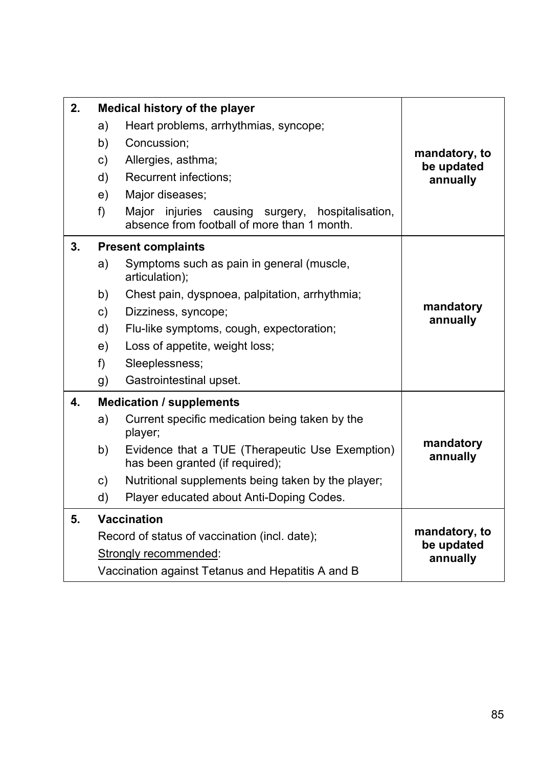| | | |
|---|---|---|
| **2.** | **Medical history of the player**<br>a) Heart problems, arrhythmias, syncope;<br>b) Concussion;<br>c) Allergies, asthma;<br>d) Recurrent infections;<br>e) Major diseases;<br>f) Major injuries causing surgery, hospitalisation, absence from football of more than 1 month. | **mandatory, to be updated annually** |
| **3.** | **Present complaints**<br>a) Symptoms such as pain in general (muscle, articulation);<br>b) Chest pain, dyspnoea, palpitation, arrhythmia;<br>c) Dizziness, syncope;<br>d) Flu-like symptoms, cough, expectoration;<br>e) Loss of appetite, weight loss;<br>f) Sleeplessness;<br>g) Gastrointestinal upset. | **mandatory annually** |
| **4.** | **Medication / supplements**<br>a) Current specific medication being taken by the player;<br>b) Evidence that a TUE (Therapeutic Use Exemption) has been granted (if required);<br>c) Nutritional supplements being taken by the player;<br>d) Player educated about Anti-Doping Codes. | **mandatory annually** |
| **5.** | **Vaccination**<br>Record of status of vaccination (incl. date);<br>Strongly recommended:<br>Vaccination against Tetanus and Hepatitis A and B | **mandatory, to be updated annually** |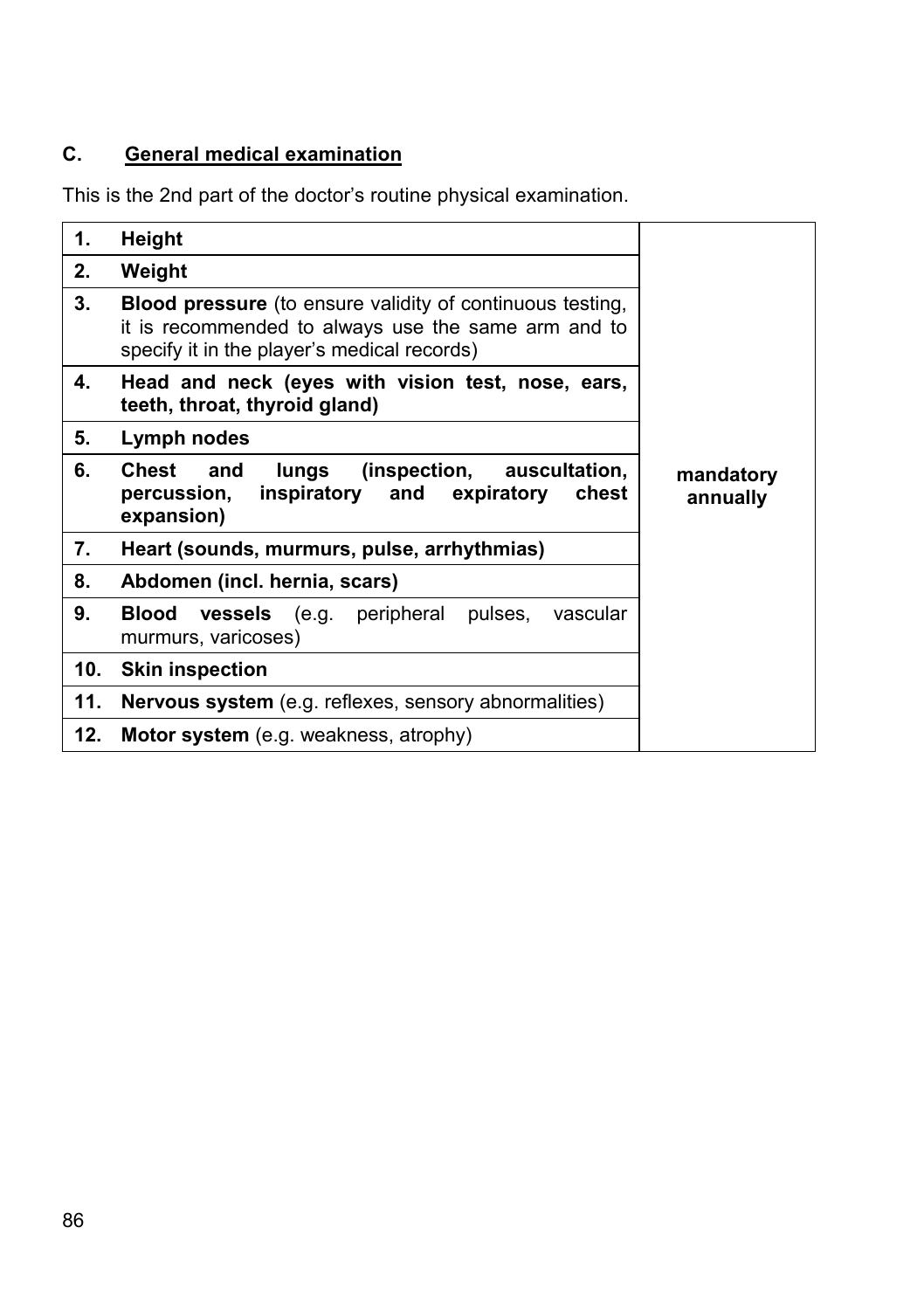## C. General medical examination

This is the 2nd part of the doctor's routine physical examination.

| No. | Examination | Frequency |
|---|---|---|
| 1. | **Height** | mandatory annually |
| 2. | **Weight** | |
| 3. | **Blood pressure** (to ensure validity of continuous testing, it is recommended to always use the same arm and to specify it in the player's medical records) | |
| 4. | **Head and neck (eyes with vision test, nose, ears, teeth, throat, thyroid gland)** | |
| 5. | **Lymph nodes** | |
| 6. | **Chest and lungs (inspection, auscultation, percussion, inspiratory and expiratory chest expansion)** | |
| 7. | **Heart (sounds, murmurs, pulse, arrhythmias)** | |
| 8. | **Abdomen (incl. hernia, scars)** | |
| 9. | **Blood vessels** (e.g. peripheral pulses, vascular murmurs, varicoses) | |
| 10. | **Skin inspection** | |
| 11. | **Nervous system** (e.g. reflexes, sensory abnormalities) | |
| 12. | **Motor system** (e.g. weakness, atrophy) | |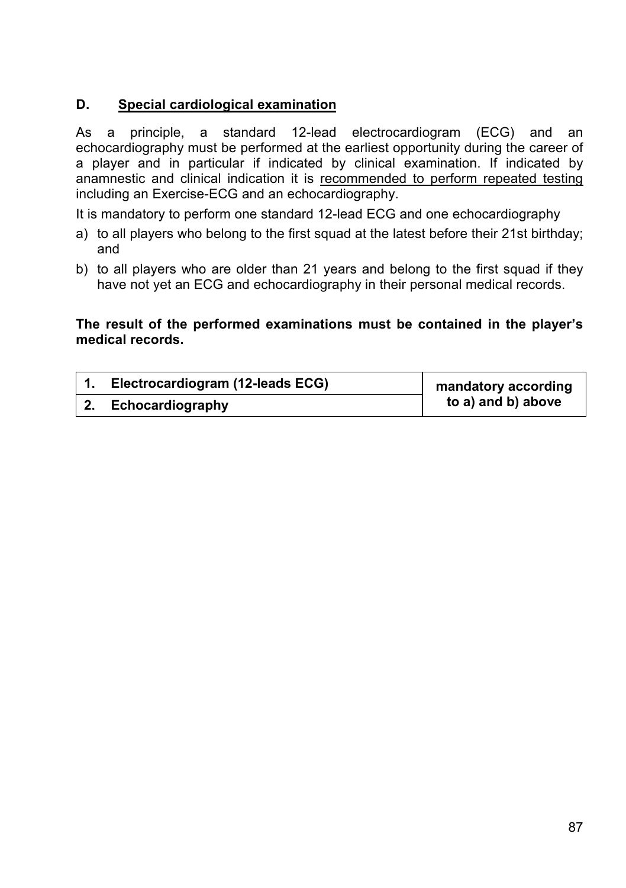## D. <u>Special cardiological examination</u>

As a principle, a standard 12-lead electrocardiogram (ECG) and an echocardiography must be performed at the earliest opportunity during the career of a player and in particular if indicated by clinical examination. If indicated by anamnestic and clinical indication it is <u>recommended to perform repeated testing</u> including an Exercise-ECG and an echocardiography.

It is mandatory to perform one standard 12-lead ECG and one echocardiography

a) to all players who belong to the first squad at the latest before their 21st birthday; and
b) to all players who are older than 21 years and belong to the first squad if they have not yet an ECG and echocardiography in their personal medical records.

**The result of the performed examinations must be contained in the player's medical records.**

| Examination | Requirement |
|---|---|
| **1. Electrocardiogram (12-leads ECG)** | **mandatory according to a) and b) above** |
| **2. Echocardiography** | |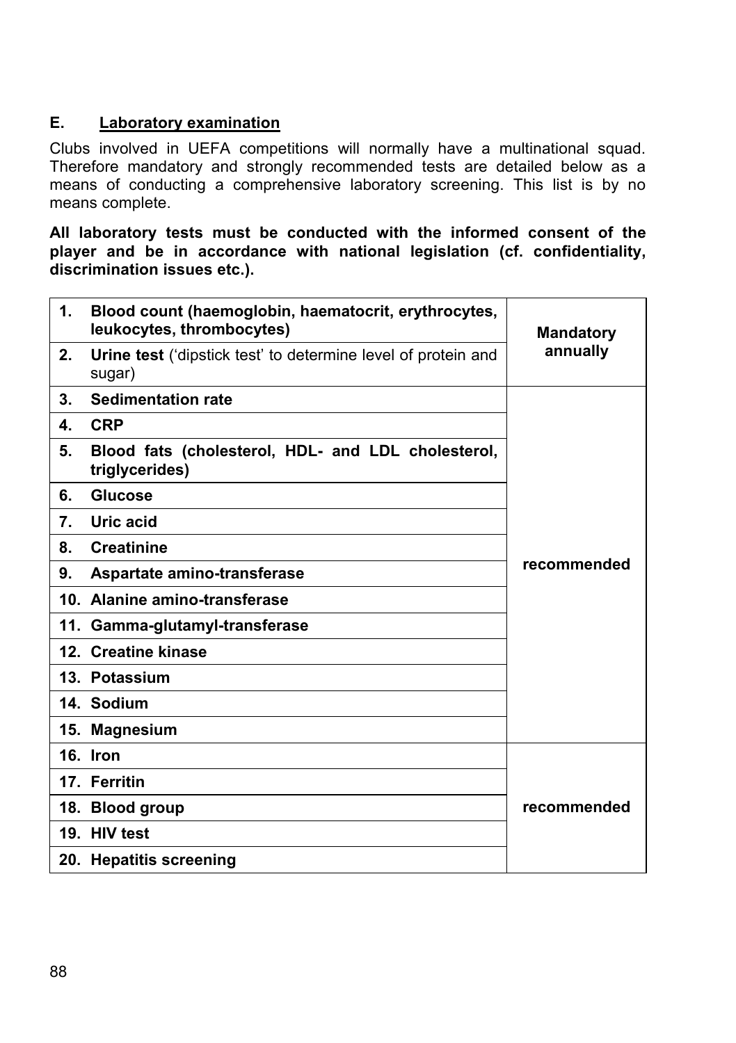## E. Laboratory examination

Clubs involved in UEFA competitions will normally have a multinational squad. Therefore mandatory and strongly recommended tests are detailed below as a means of conducting a comprehensive laboratory screening. This list is by no means complete.

**All laboratory tests must be conducted with the informed consent of the player and be in accordance with national legislation (cf. confidentiality, discrimination issues etc.).**

| Test | Status |
|---|---|
| 1. **Blood count (haemoglobin, haematocrit, erythrocytes, leukocytes, thrombocytes)** | **Mandatory annually** |
| 2. **Urine test** ('dipstick test' to determine level of protein and sugar) | |
| 3. **Sedimentation rate** | **recommended** |
| 4. **CRP** | |
| 5. **Blood fats (cholesterol, HDL- and LDL cholesterol, triglycerides)** | |
| 6. **Glucose** | |
| 7. **Uric acid** | |
| 8. **Creatinine** | |
| 9. **Aspartate amino-transferase** | |
| 10. **Alanine amino-transferase** | |
| 11. **Gamma-glutamyl-transferase** | |
| 12. **Creatine kinase** | |
| 13. **Potassium** | |
| 14. **Sodium** | |
| 15. **Magnesium** | |
| 16. **Iron** | **recommended** |
| 17. **Ferritin** | |
| 18. **Blood group** | |
| 19. **HIV test** | |
| 20. **Hepatitis screening** | |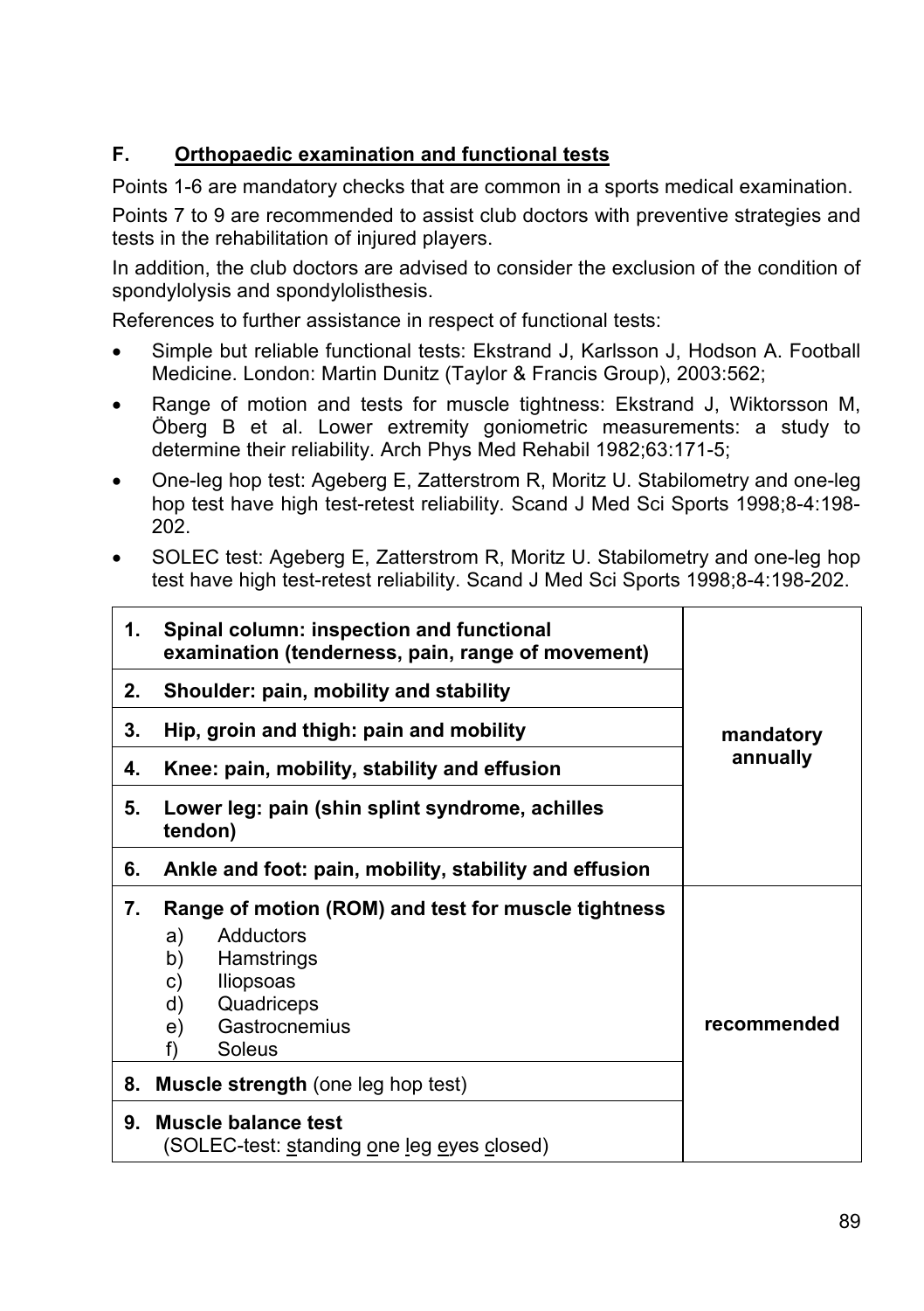## F. Orthopaedic examination and functional tests

Points 1-6 are mandatory checks that are common in a sports medical examination.

Points 7 to 9 are recommended to assist club doctors with preventive strategies and tests in the rehabilitation of injured players.

In addition, the club doctors are advised to consider the exclusion of the condition of spondylolysis and spondylolisthesis.

References to further assistance in respect of functional tests:

- Simple but reliable functional tests: Ekstrand J, Karlsson J, Hodson A. Football Medicine. London: Martin Dunitz (Taylor & Francis Group), 2003:562;
- Range of motion and tests for muscle tightness: Ekstrand J, Wiktorsson M, Öberg B et al. Lower extremity goniometric measurements: a study to determine their reliability. Arch Phys Med Rehabil 1982;63:171-5;
- One-leg hop test: Ageberg E, Zatterstrom R, Moritz U. Stabilometry and one-leg hop test have high test-retest reliability. Scand J Med Sci Sports 1998;8-4:198-202.
- SOLEC test: Ageberg E, Zatterstrom R, Moritz U. Stabilometry and one-leg hop test have high test-retest reliability. Scand J Med Sci Sports 1998;8-4:198-202.

| Examination | |
|---|---|
| **1. Spinal column: inspection and functional examination (tenderness, pain, range of movement)** | **mandatory annually** |
| **2. Shoulder: pain, mobility and stability** | |
| **3. Hip, groin and thigh: pain and mobility** | |
| **4. Knee: pain, mobility, stability and effusion** | |
| **5. Lower leg: pain (shin splint syndrome, achilles tendon)** | |
| **6. Ankle and foot: pain, mobility, stability and effusion** | |
| **7. Range of motion (ROM) and test for muscle tightness** a) Adductors b) Hamstrings c) Iliopsoas d) Quadriceps e) Gastrocnemius f) Soleus | **recommended** |
| **8. Muscle strength** (one leg hop test) | |
| **9. Muscle balance test** (SOLEC-test: standing one leg eyes closed) | |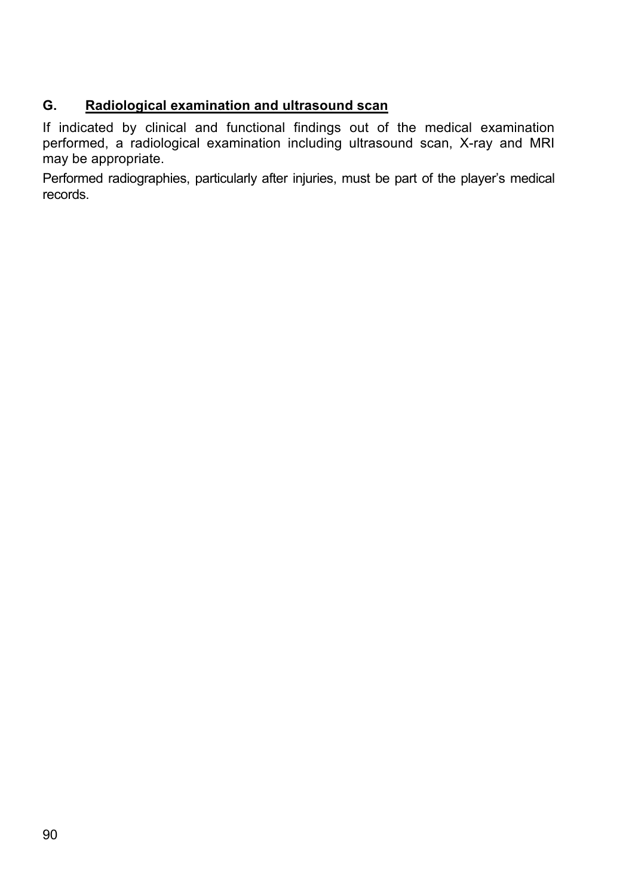## G. Radiological examination and ultrasound scan

If indicated by clinical and functional findings out of the medical examination performed, a radiological examination including ultrasound scan, X-ray and MRI may be appropriate.

Performed radiographies, particularly after injuries, must be part of the player's medical records.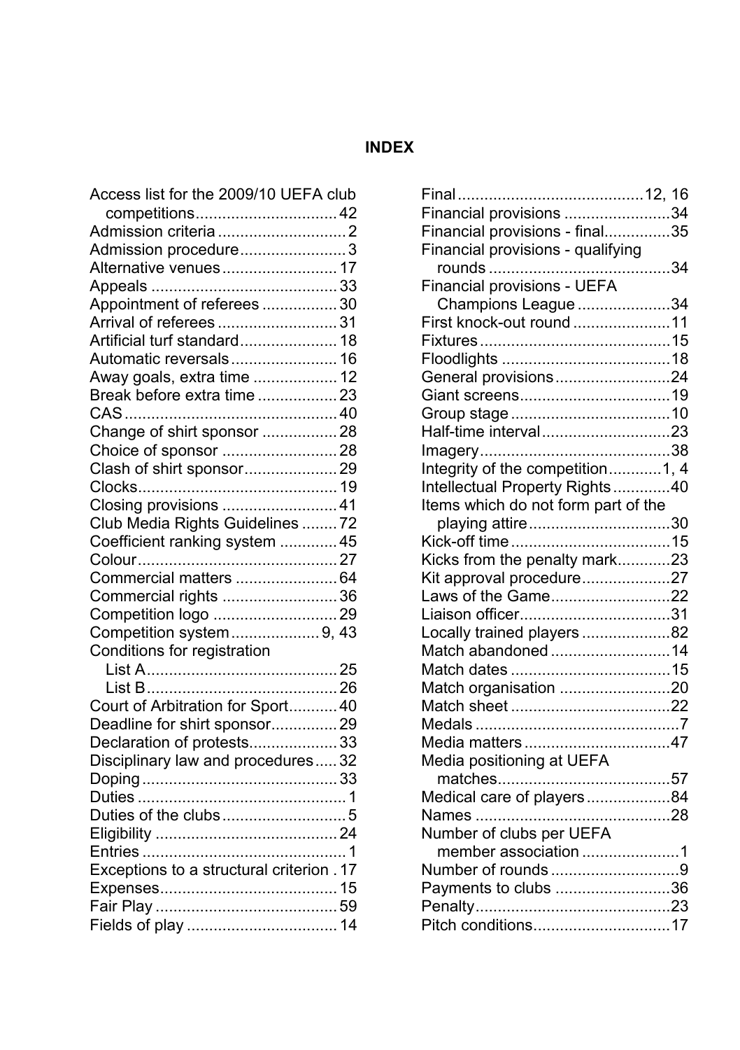**INDEX**

Access list for the 2009/10 UEFA club competitions ................................ 42
Admission criteria ............................. 2
Admission procedure........................ 3
Alternative venues .......................... 17
Appeals .......................................... 33
Appointment of referees ................. 30
Arrival of referees ........................... 31
Artificial turf standard...................... 18
Automatic reversals ........................ 16
Away goals, extra time ................... 12
Break before extra time .................. 23
CAS ................................................ 40
Change of shirt sponsor ................. 28
Choice of sponsor .......................... 28
Clash of shirt sponsor..................... 29
Clocks............................................. 19
Closing provisions .......................... 41
Club Media Rights Guidelines ........ 72
Coefficient ranking system ............. 45
Colour ............................................. 27
Commercial matters ....................... 64
Commercial rights .......................... 36
Competition logo ............................ 29
Competition system .................... 9, 43
Conditions for registration
- List A ........................................... 25
- List B ........................................... 26

Court of Arbitration for Sport........... 40
Deadline for shirt sponsor............... 29
Declaration of protests.................... 33
Disciplinary law and procedures ..... 32
Doping ............................................ 33
Duties ............................................... 1
Duties of the clubs ............................ 5
Eligibility ......................................... 24
Entries .............................................. 1
Exceptions to a structural criterion . 17
Expenses........................................ 15
Fair Play ......................................... 59
Fields of play .................................. 14
Final ..........................................12, 16
Financial provisions ........................34
Financial provisions - final...............35
Financial provisions - qualifying rounds .........................................34
Financial provisions - UEFA Champions League .....................34
First knock-out round ......................11
Fixtures ...........................................15
Floodlights ......................................18
General provisions ..........................24
Giant screens ..................................19
Group stage ....................................10
Half-time interval .............................23
Imagery ...........................................38
Integrity of the competition............1, 4
Intellectual Property Rights .............40
Items which do not form part of the playing attire ................................30
Kick-off time ....................................15
Kicks from the penalty mark............23
Kit approval procedure....................27
Laws of the Game...........................22
Liaison officer..................................31
Locally trained players ....................82
Match abandoned ...........................14
Match dates ....................................15
Match organisation .........................20
Match sheet ....................................22
Medals ..............................................7
Media matters .................................47
Media positioning at UEFA matches.......................................57
Medical care of players ...................84
Names ............................................28
Number of clubs per UEFA member association ......................1
Number of rounds .............................9
Payments to clubs ..........................36
Penalty............................................23
Pitch conditions...............................17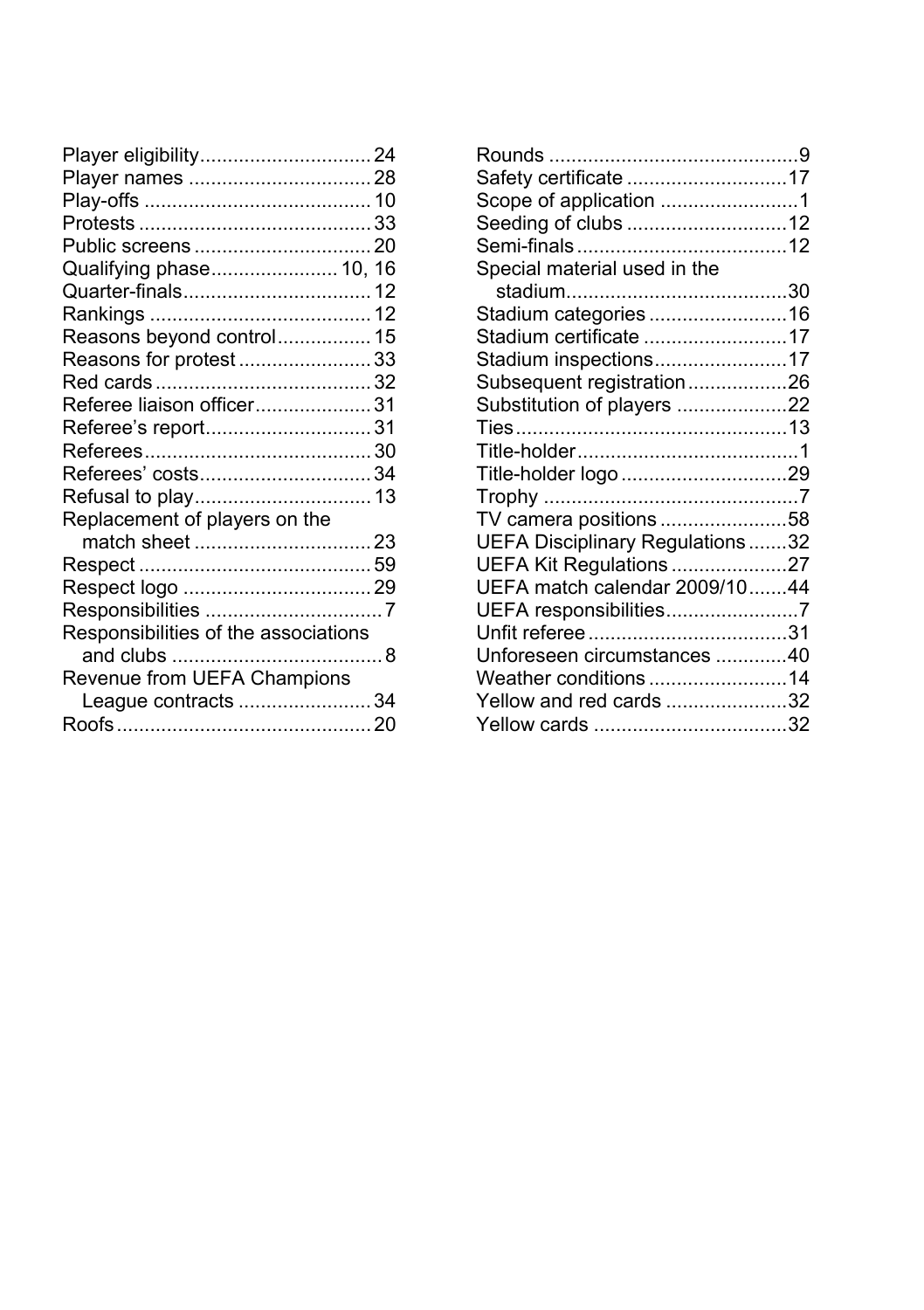Player eligibility............................... 24
Player names ................................. 28
Play-offs ......................................... 10
Protests .......................................... 33
Public screens ................................ 20
Qualifying phase....................... 10, 16
Quarter-finals.................................. 12
Rankings ........................................ 12
Reasons beyond control................. 15
Reasons for protest ........................ 33
Red cards ....................................... 32
Referee liaison officer..................... 31
Referee’s report............................. 31
Referees......................................... 30
Referees’ costs............................... 34
Refusal to play................................ 13
Replacement of players on the match sheet ................................ 23
Respect .......................................... 59
Respect logo .................................. 29
Responsibilities ................................ 7
Responsibilities of the associations and clubs ...................................... 8
Revenue from UEFA Champions League contracts ........................ 34
Roofs .............................................. 20
Rounds ............................................. 9
Safety certificate ............................. 17
Scope of application ......................... 1
Seeding of clubs ............................. 12
Semi-finals ...................................... 12
Special material used in the stadium........................................ 30
Stadium categories ......................... 16
Stadium certificate .......................... 17
Stadium inspections........................ 17
Subsequent registration.................. 26
Substitution of players .................... 22
Ties................................................. 13
Title-holder........................................ 1
Title-holder logo .............................. 29
Trophy .............................................. 7
TV camera positions ....................... 58
UEFA Disciplinary Regulations ....... 32
UEFA Kit Regulations ..................... 27
UEFA match calendar 2009/10....... 44
UEFA responsibilities........................ 7
Unfit referee .................................... 31
Unforeseen circumstances ............. 40
Weather conditions ......................... 14
Yellow and red cards ...................... 32
Yellow cards ................................... 32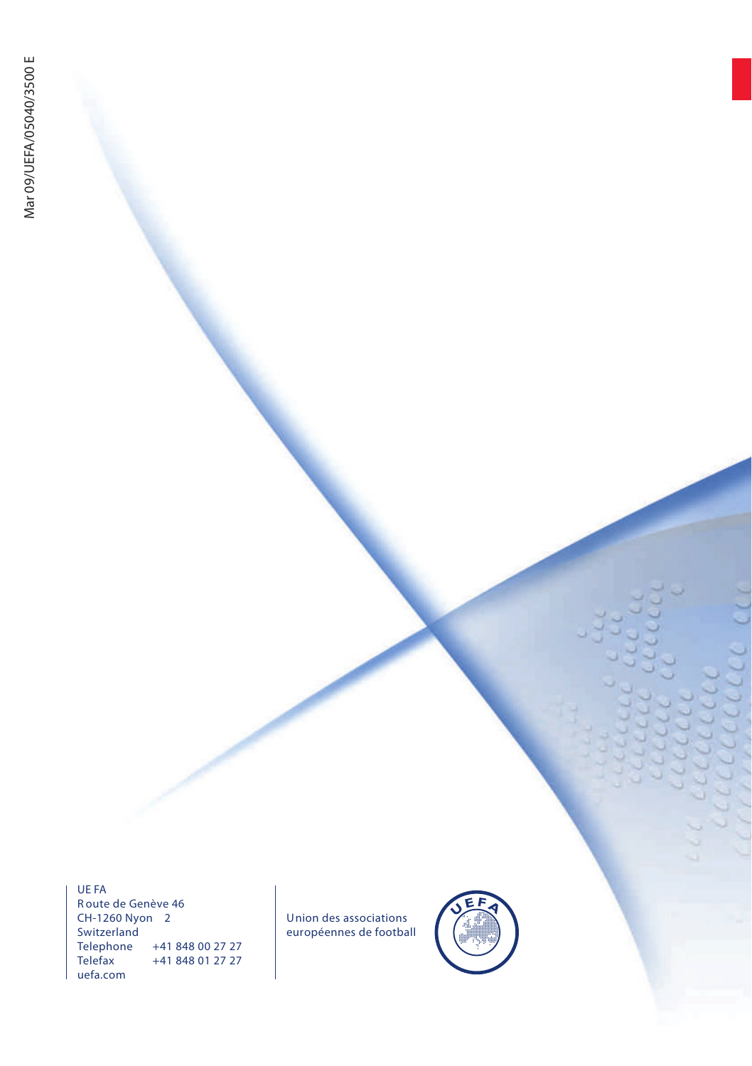Mar 09/UEFA/05040/3500 E

UEFA
Route de Genève 46
CH-1260 Nyon 2
Switzerland
Telephone +41 848 00 27 27
Telefax +41 848 01 27 27
uefa.com

Union des associations
européennes de football